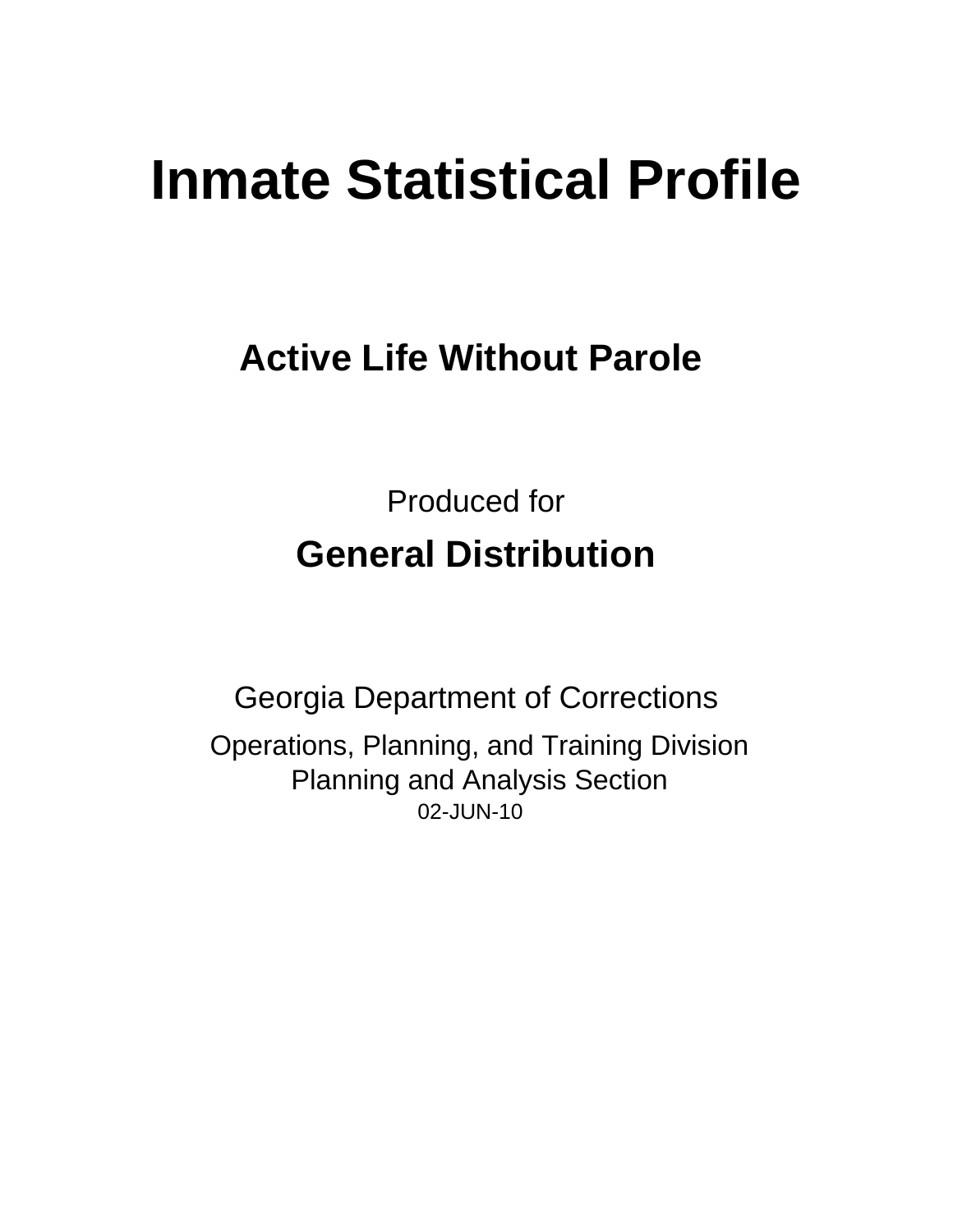# Inmate Statistical Profile

## Active Life Without Parole

Produced for

## General Distribution

Georgia Department of Corrections

Operations, Planning, and Training Division
Planning and Analysis Section
02-JUN-10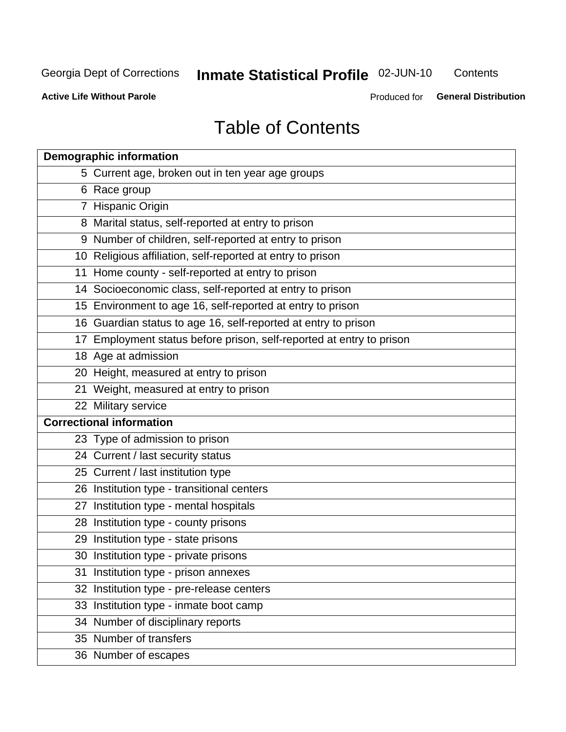Georgia Dept of Corrections **Inmate Statistical Profile** 02-JUN-10 Contents

**Active Life Without Parole** Produced for **General Distribution**

# Table of Contents

| **Demographic information** | |
|---|---|
| 5 | Current age, broken out in ten year age groups |
| 6 | Race group |
| 7 | Hispanic Origin |
| 8 | Marital status, self-reported at entry to prison |
| 9 | Number of children, self-reported at entry to prison |
| 10 | Religious affiliation, self-reported at entry to prison |
| 11 | Home county - self-reported at entry to prison |
| 14 | Socioeconomic class, self-reported at entry to prison |
| 15 | Environment to age 16, self-reported at entry to prison |
| 16 | Guardian status to age 16, self-reported at entry to prison |
| 17 | Employment status before prison, self-reported at entry to prison |
| 18 | Age at admission |
| 20 | Height, measured at entry to prison |
| 21 | Weight, measured at entry to prison |
| 22 | Military service |
| **Correctional information** | |
| 23 | Type of admission to prison |
| 24 | Current / last security status |
| 25 | Current / last institution type |
| 26 | Institution type - transitional centers |
| 27 | Institution type - mental hospitals |
| 28 | Institution type - county prisons |
| 29 | Institution type - state prisons |
| 30 | Institution type - private prisons |
| 31 | Institution type - prison annexes |
| 32 | Institution type - pre-release centers |
| 33 | Institution type - inmate boot camp |
| 34 | Number of disciplinary reports |
| 35 | Number of transfers |
| 36 | Number of escapes |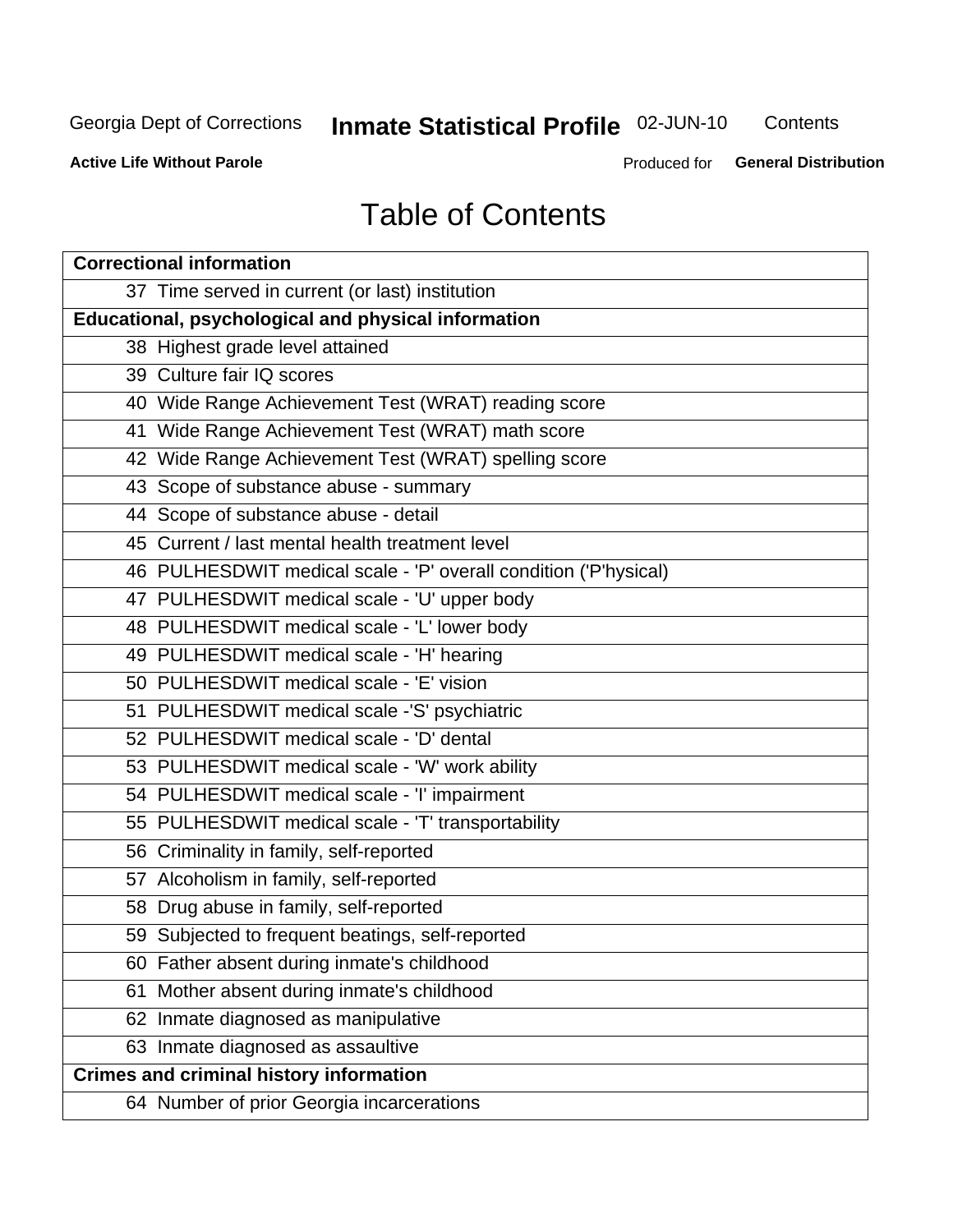# Table of Contents

| Correctional information |
|---|
| 37 Time served in current (or last) institution |
| **Educational, psychological and physical information** |
| 38 Highest grade level attained |
| 39 Culture fair IQ scores |
| 40 Wide Range Achievement Test (WRAT) reading score |
| 41 Wide Range Achievement Test (WRAT) math score |
| 42 Wide Range Achievement Test (WRAT) spelling score |
| 43 Scope of substance abuse - summary |
| 44 Scope of substance abuse - detail |
| 45 Current / last mental health treatment level |
| 46 PULHESDWIT medical scale - 'P' overall condition ('P'hysical) |
| 47 PULHESDWIT medical scale - 'U' upper body |
| 48 PULHESDWIT medical scale - 'L' lower body |
| 49 PULHESDWIT medical scale - 'H' hearing |
| 50 PULHESDWIT medical scale - 'E' vision |
| 51 PULHESDWIT medical scale -'S' psychiatric |
| 52 PULHESDWIT medical scale - 'D' dental |
| 53 PULHESDWIT medical scale - 'W' work ability |
| 54 PULHESDWIT medical scale - 'I' impairment |
| 55 PULHESDWIT medical scale - 'T' transportability |
| 56 Criminality in family, self-reported |
| 57 Alcoholism in family, self-reported |
| 58 Drug abuse in family, self-reported |
| 59 Subjected to frequent beatings, self-reported |
| 60 Father absent during inmate's childhood |
| 61 Mother absent during inmate's childhood |
| 62 Inmate diagnosed as manipulative |
| 63 Inmate diagnosed as assaultive |
| **Crimes and criminal history information** |
| 64 Number of prior Georgia incarcerations |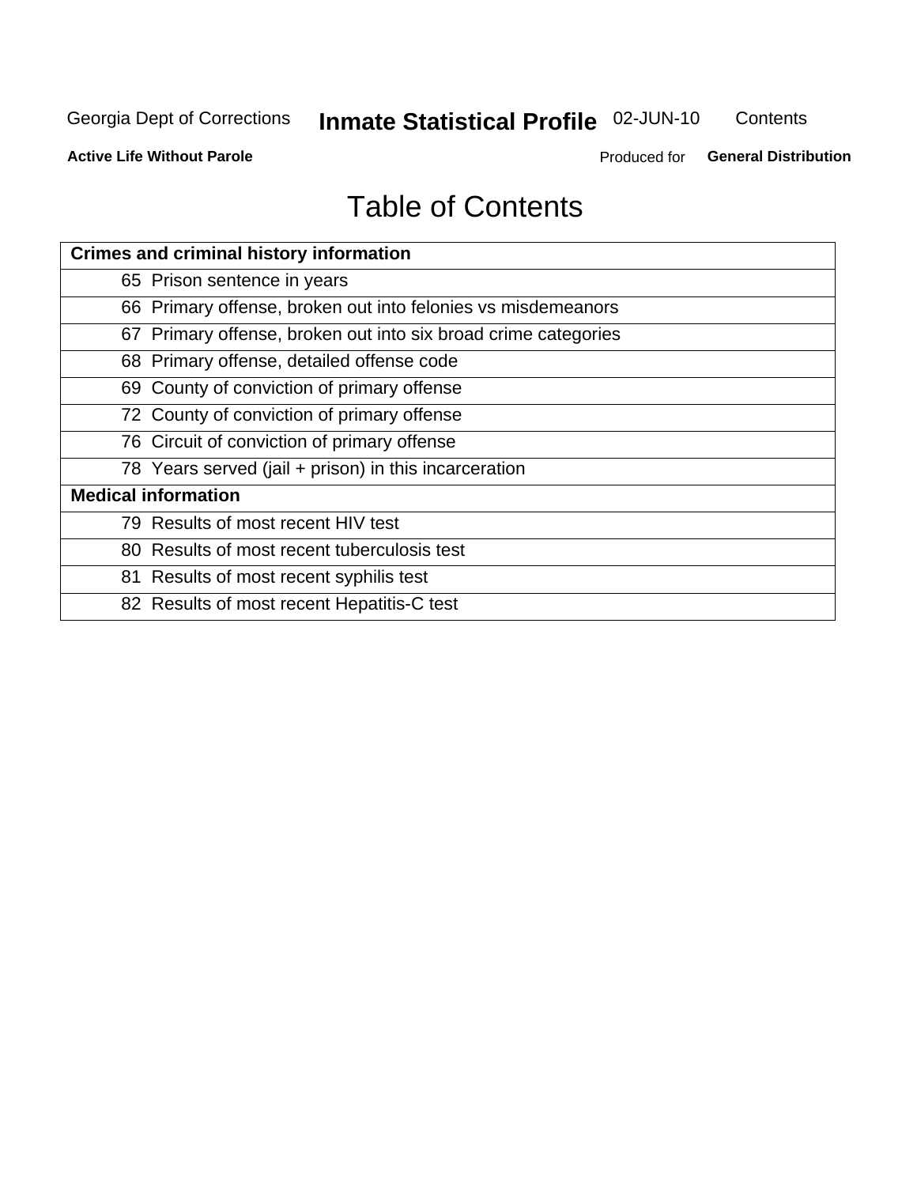# Table of Contents

| Crimes and criminal history information |
|---|
| 65 Prison sentence in years |
| 66 Primary offense, broken out into felonies vs misdemeanors |
| 67 Primary offense, broken out into six broad crime categories |
| 68 Primary offense, detailed offense code |
| 69 County of conviction of primary offense |
| 72 County of conviction of primary offense |
| 76 Circuit of conviction of primary offense |
| 78 Years served (jail + prison) in this incarceration |
| **Medical information** |
| 79 Results of most recent HIV test |
| 80 Results of most recent tuberculosis test |
| 81 Results of most recent syphilis test |
| 82 Results of most recent Hepatitis-C test |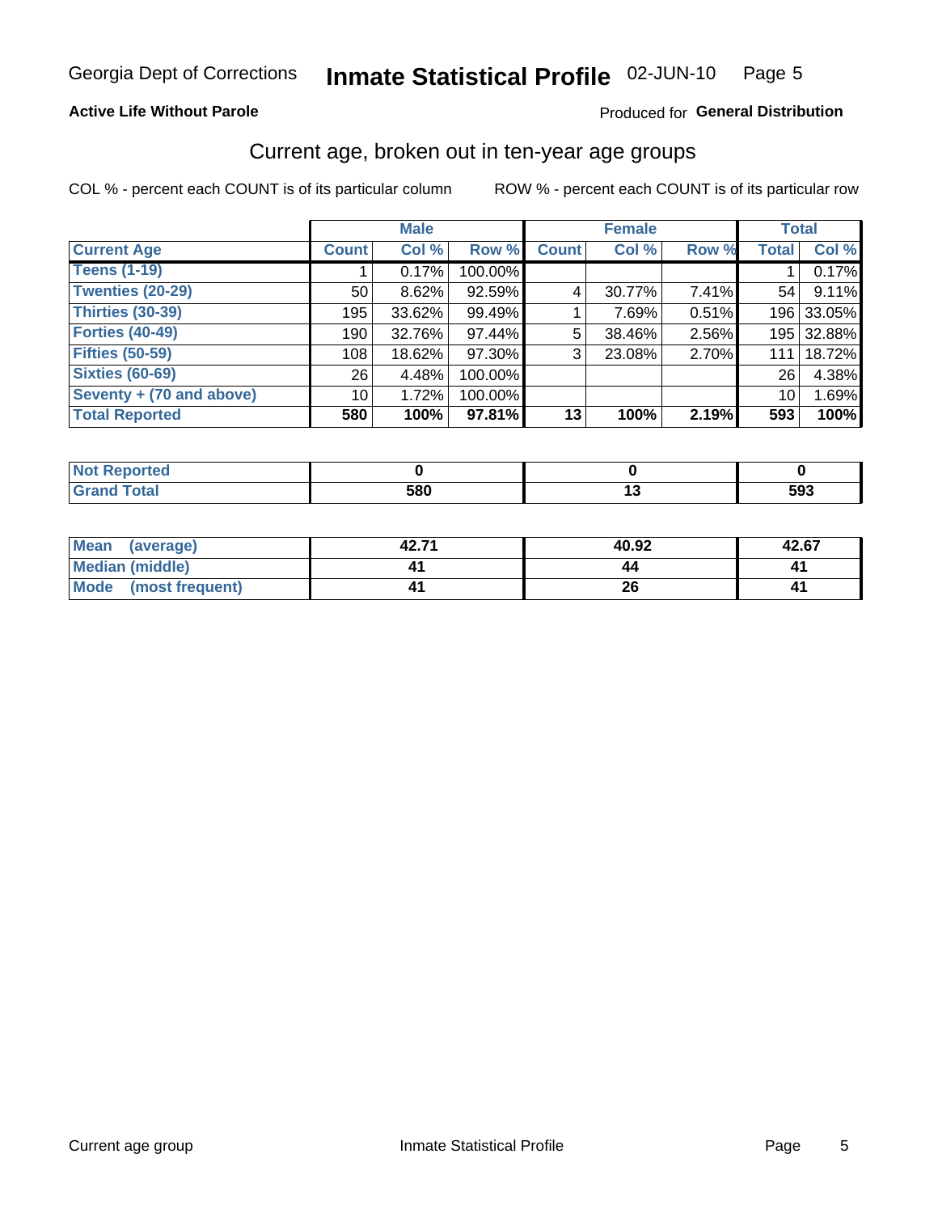Georgia Dept of Corrections **Inmate Statistical Profile** 02-JUN-10

**Active Life Without Parole**

Produced for **General Distribution**

## Current age, broken out in ten-year age groups

COL % - percent each COUNT is of its particular column     ROW % - percent each COUNT is of its particular row

| | Male | | | Female | | | Total | |
|---|---|---|---|---|---|---|---|---|
| **Current Age** | **Count** | **Col %** | **Row %** | **Count** | **Col %** | **Row %** | **Total** | **Col %** |
| **Teens (1-19)** | 1 | 0.17% | 100.00% | | | | 1 | 0.17% |
| **Twenties (20-29)** | 50 | 8.62% | 92.59% | 4 | 30.77% | 7.41% | 54 | 9.11% |
| **Thirties (30-39)** | 195 | 33.62% | 99.49% | 1 | 7.69% | 0.51% | 196 | 33.05% |
| **Forties (40-49)** | 190 | 32.76% | 97.44% | 5 | 38.46% | 2.56% | 195 | 32.88% |
| **Fifties (50-59)** | 108 | 18.62% | 97.30% | 3 | 23.08% | 2.70% | 111 | 18.72% |
| **Sixties (60-69)** | 26 | 4.48% | 100.00% | | | | 26 | 4.38% |
| **Seventy + (70 and above)** | 10 | 1.72% | 100.00% | | | | 10 | 1.69% |
| **Total Reported** | **580** | **100%** | **97.81%** | **13** | **100%** | **2.19%** | **593** | **100%** |

| | Male | Female | Total |
|---|---|---|---|
| **Not Reported** | **0** | **0** | **0** |
| **Grand Total** | **580** | **13** | **593** |

| | Male | Female | Total |
|---|---|---|---|
| **Mean (average)** | **42.71** | **40.92** | **42.67** |
| **Median (middle)** | **41** | **44** | **41** |
| **Mode (most frequent)** | **41** | **26** | **41** |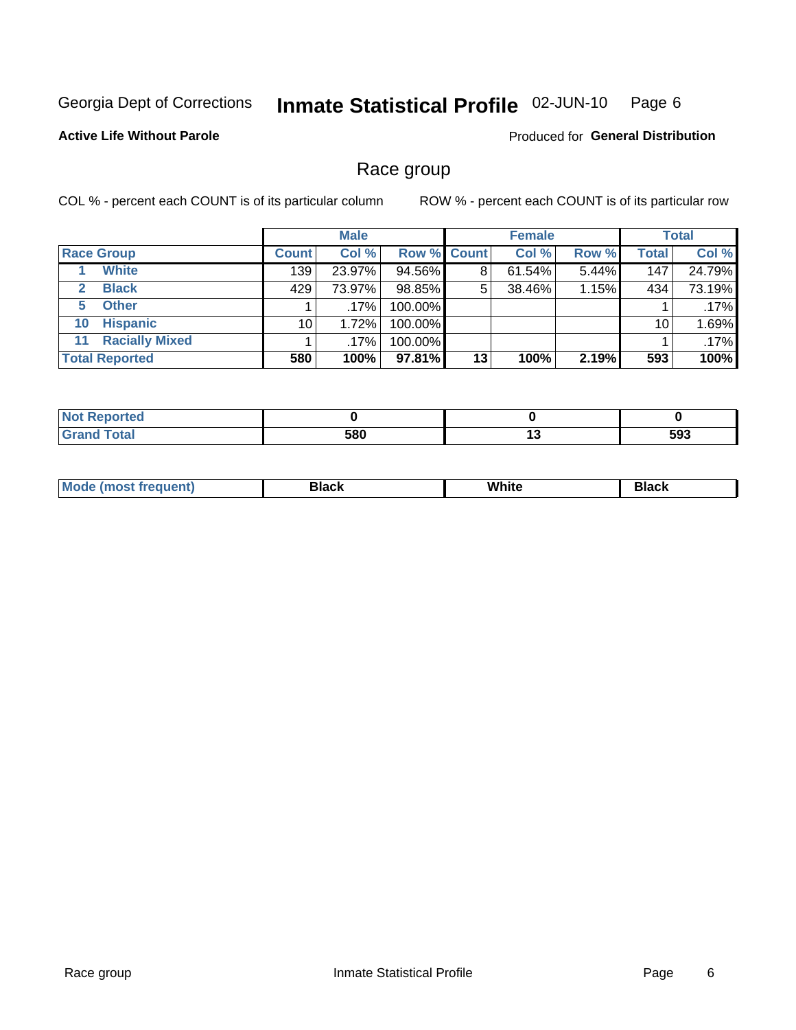Georgia Dept of Corrections **Inmate Statistical Profile** 02-JUN-10

**Active Life Without Parole**

Produced for **General Distribution**

## Race group

COL % - percent each COUNT is of its particular column

ROW % - percent each COUNT is of its particular row

| | Male | | | Female | | | Total | |
|---|---|---|---|---|---|---|---|---|
| **Race Group** | **Count** | **Col %** | **Row %** | **Count** | **Col %** | **Row %** | **Total** | **Col %** |
| 1 White | 139 | 23.97% | 94.56% | 8 | 61.54% | 5.44% | 147 | 24.79% |
| 2 Black | 429 | 73.97% | 98.85% | 5 | 38.46% | 1.15% | 434 | 73.19% |
| 5 Other | 1 | .17% | 100.00% | | | | 1 | .17% |
| 10 Hispanic | 10 | 1.72% | 100.00% | | | | 10 | 1.69% |
| 11 Racially Mixed | 1 | .17% | 100.00% | | | | 1 | .17% |
| **Total Reported** | **580** | **100%** | **97.81%** | **13** | **100%** | **2.19%** | **593** | **100%** |

| | Male | Female | Total |
|---|---|---|---|
| Not Reported | **0** | **0** | **0** |
| Grand Total | **580** | **13** | **593** |

| | Male | Female | Total |
|---|---|---|---|
| Mode (most frequent) | **Black** | **White** | **Black** |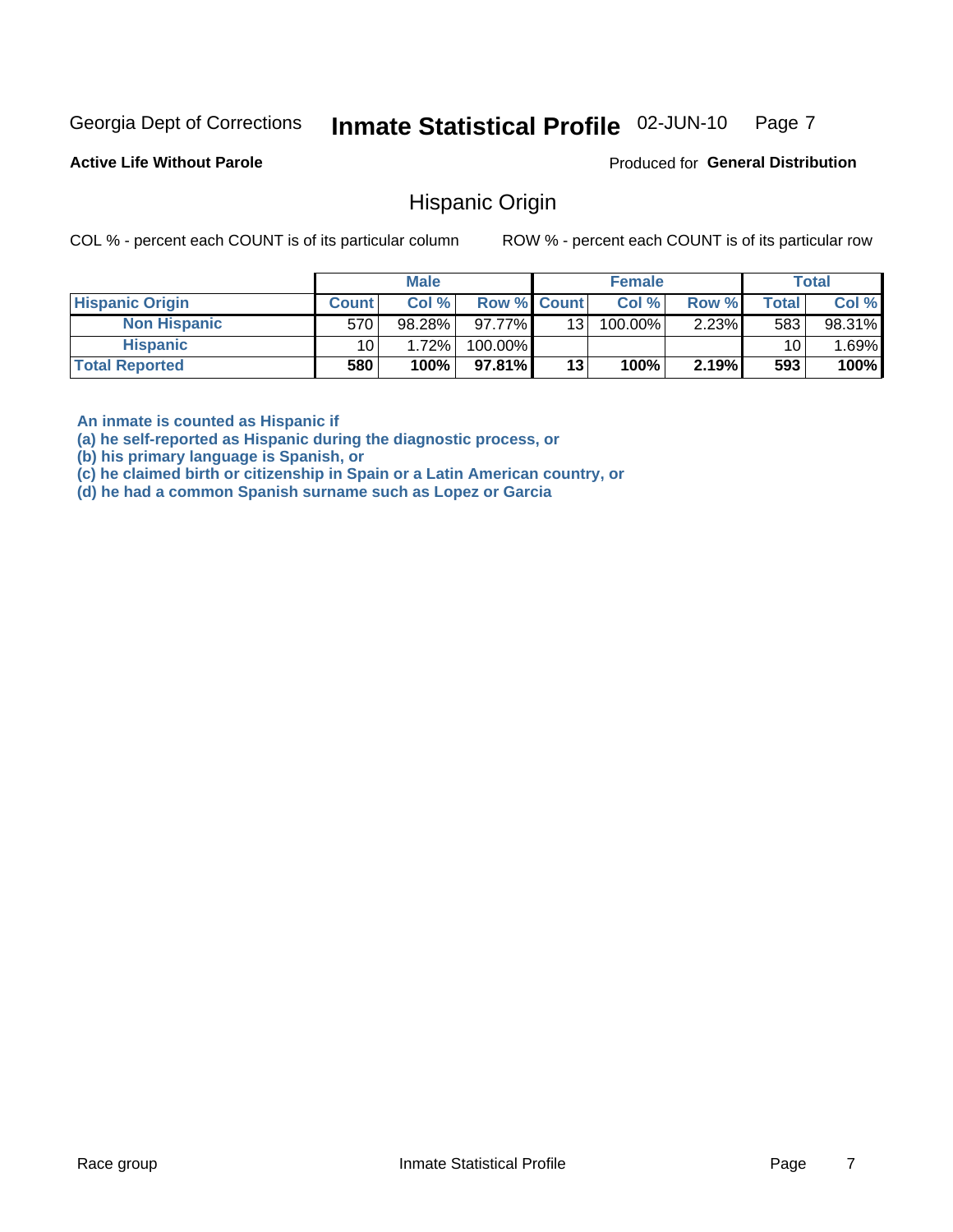Georgia Dept of Corrections **Inmate Statistical Profile** 02-JUN-10

**Active Life Without Parole**

Produced for **General Distribution**

## Hispanic Origin

COL % - percent each COUNT is of its particular column

ROW % - percent each COUNT is of its particular row

| | Male | | | Female | | | Total | |
|---|---|---|---|---|---|---|---|---|
| **Hispanic Origin** | **Count** | **Col %** | **Row %** | **Count** | **Col %** | **Row %** | **Total** | **Col %** |
| **Non Hispanic** | 570 | 98.28% | 97.77% | 13 | 100.00% | 2.23% | 583 | 98.31% |
| **Hispanic** | 10 | 1.72% | 100.00% | | | | 10 | 1.69% |
| **Total Reported** | **580** | **100%** | **97.81%** | **13** | **100%** | **2.19%** | **593** | **100%** |

**An inmate is counted as Hispanic if**
**(a) he self-reported as Hispanic during the diagnostic process, or**
**(b) his primary language is Spanish, or**
**(c) he claimed birth or citizenship in Spain or a Latin American country, or**
**(d) he had a common Spanish surname such as Lopez or Garcia**

Race group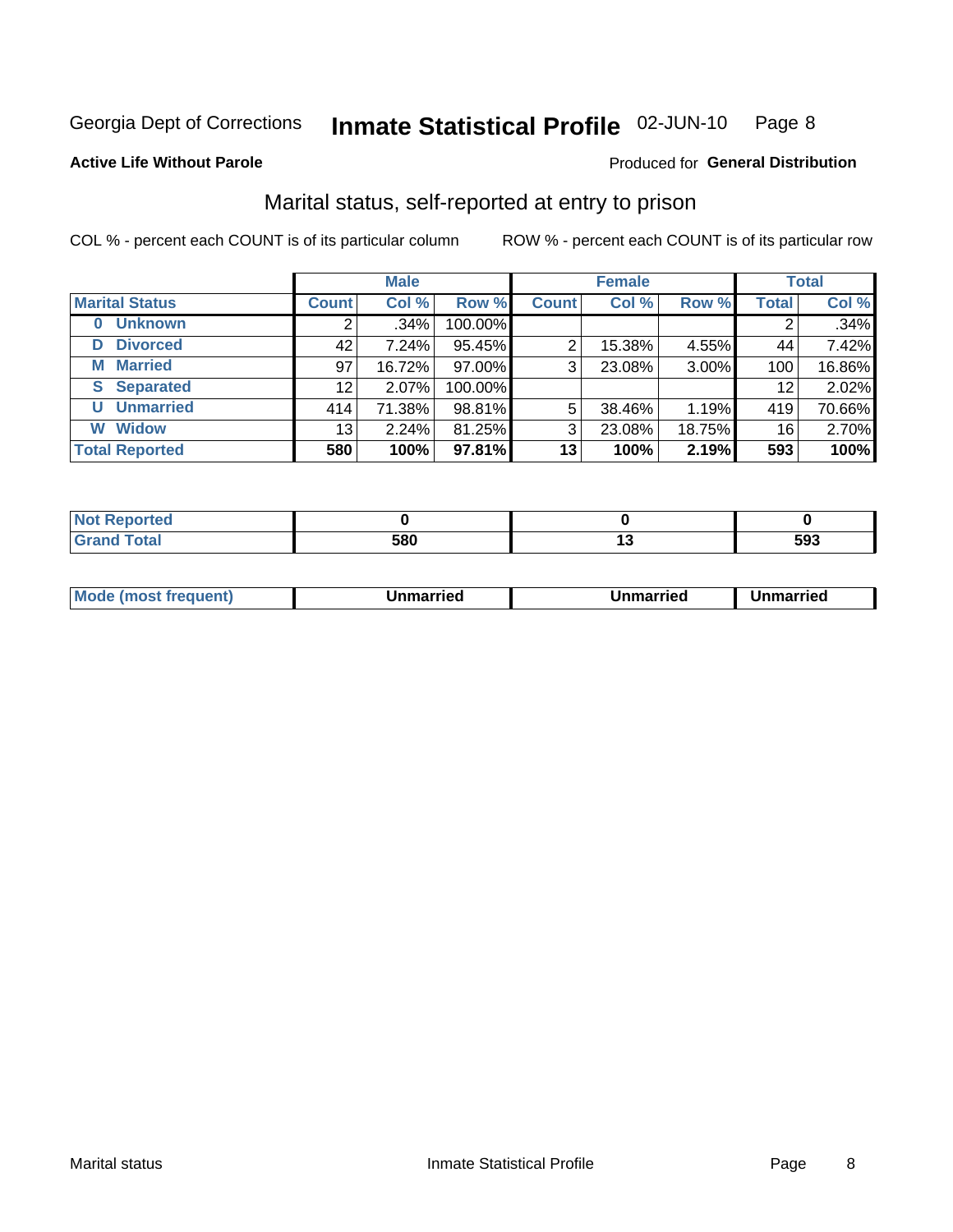Georgia Dept of Corrections **Inmate Statistical Profile** 02-JUN-10

**Active Life Without Parole**

Produced for **General Distribution**

## Marital status, self-reported at entry to prison

COL % - percent each COUNT is of its particular column ROW % - percent each COUNT is of its particular row

| | Male | | | Female | | | Total | |
|---|---|---|---|---|---|---|---|---|
| **Marital Status** | **Count** | **Col %** | **Row %** | **Count** | **Col %** | **Row %** | **Total** | **Col %** |
| 0 Unknown | 2 | .34% | 100.00% | | | | 2 | .34% |
| D Divorced | 42 | 7.24% | 95.45% | 2 | 15.38% | 4.55% | 44 | 7.42% |
| M Married | 97 | 16.72% | 97.00% | 3 | 23.08% | 3.00% | 100 | 16.86% |
| S Separated | 12 | 2.07% | 100.00% | | | | 12 | 2.02% |
| U Unmarried | 414 | 71.38% | 98.81% | 5 | 38.46% | 1.19% | 419 | 70.66% |
| W Widow | 13 | 2.24% | 81.25% | 3 | 23.08% | 18.75% | 16 | 2.70% |
| **Total Reported** | **580** | **100%** | **97.81%** | **13** | **100%** | **2.19%** | **593** | **100%** |

| | Male | Female | Total |
|---|---|---|---|
| Not Reported | 0 | 0 | 0 |
| Grand Total | 580 | 13 | 593 |

| | Male | Female | Total |
|---|---|---|---|
| Mode (most frequent) | Unmarried | Unmarried | Unmarried |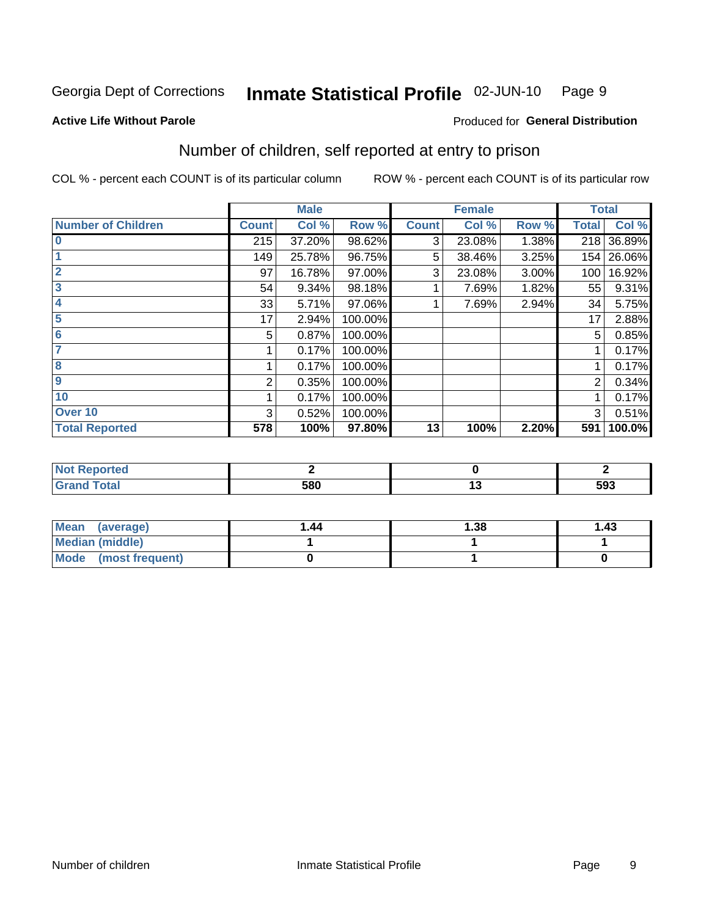Georgia Dept of Corrections **Inmate Statistical Profile** 02-JUN-10

**Active Life Without Parole**

Produced for **General Distribution**

## Number of children, self reported at entry to prison

COL % - percent each COUNT is of its particular column    ROW % - percent each COUNT is of its particular row

| | Male | | | Female | | | Total | |
|---|---|---|---|---|---|---|---|---|
| **Number of Children** | **Count** | **Col %** | **Row %** | **Count** | **Col %** | **Row %** | **Total** | **Col %** |
| **0** | 215 | 37.20% | 98.62% | 3 | 23.08% | 1.38% | 218 | 36.89% |
| **1** | 149 | 25.78% | 96.75% | 5 | 38.46% | 3.25% | 154 | 26.06% |
| **2** | 97 | 16.78% | 97.00% | 3 | 23.08% | 3.00% | 100 | 16.92% |
| **3** | 54 | 9.34% | 98.18% | 1 | 7.69% | 1.82% | 55 | 9.31% |
| **4** | 33 | 5.71% | 97.06% | 1 | 7.69% | 2.94% | 34 | 5.75% |
| **5** | 17 | 2.94% | 100.00% | | | | 17 | 2.88% |
| **6** | 5 | 0.87% | 100.00% | | | | 5 | 0.85% |
| **7** | 1 | 0.17% | 100.00% | | | | 1 | 0.17% |
| **8** | 1 | 0.17% | 100.00% | | | | 1 | 0.17% |
| **9** | 2 | 0.35% | 100.00% | | | | 2 | 0.34% |
| **10** | 1 | 0.17% | 100.00% | | | | 1 | 0.17% |
| **Over 10** | 3 | 0.52% | 100.00% | | | | 3 | 0.51% |
| **Total Reported** | **578** | **100%** | **97.80%** | **13** | **100%** | **2.20%** | **591** | **100.0%** |

| | Male | Female | Total |
|---|---|---|---|
| **Not Reported** | **2** | **0** | **2** |
| **Grand Total** | **580** | **13** | **593** |

| | Male | Female | Total |
|---|---|---|---|
| **Mean (average)** | **1.44** | **1.38** | **1.43** |
| **Median (middle)** | **1** | **1** | **1** |
| **Mode (most frequent)** | **0** | **1** | **0** |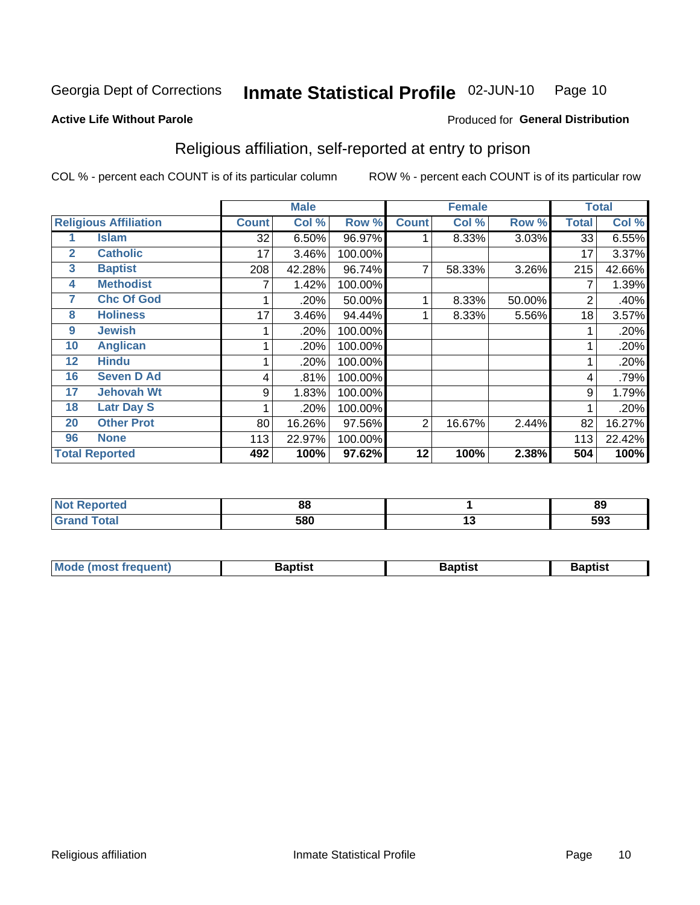Georgia Dept of Corrections **Inmate Statistical Profile** 02-JUN-10

**Active Life Without Parole**

Produced for **General Distribution**

## Religious affiliation, self-reported at entry to prison

COL % - percent each COUNT is of its particular column    ROW % - percent each COUNT is of its particular row

| Religious Affiliation | | Male | | | Female | | | Total | |
|---|---|---|---|---|---|---|---|---|---|
| | | Count | Col % | Row % | Count | Col % | Row % | Total | Col % |
| 1 | Islam | 32 | 6.50% | 96.97% | 1 | 8.33% | 3.03% | 33 | 6.55% |
| 2 | Catholic | 17 | 3.46% | 100.00% | | | | 17 | 3.37% |
| 3 | Baptist | 208 | 42.28% | 96.74% | 7 | 58.33% | 3.26% | 215 | 42.66% |
| 4 | Methodist | 7 | 1.42% | 100.00% | | | | 7 | 1.39% |
| 7 | Chc Of God | 1 | .20% | 50.00% | 1 | 8.33% | 50.00% | 2 | .40% |
| 8 | Holiness | 17 | 3.46% | 94.44% | 1 | 8.33% | 5.56% | 18 | 3.57% |
| 9 | Jewish | 1 | .20% | 100.00% | | | | 1 | .20% |
| 10 | Anglican | 1 | .20% | 100.00% | | | | 1 | .20% |
| 12 | Hindu | 1 | .20% | 100.00% | | | | 1 | .20% |
| 16 | Seven D Ad | 4 | .81% | 100.00% | | | | 4 | .79% |
| 17 | Jehovah Wt | 9 | 1.83% | 100.00% | | | | 9 | 1.79% |
| 18 | Latr Day S | 1 | .20% | 100.00% | | | | 1 | .20% |
| 20 | Other Prot | 80 | 16.26% | 97.56% | 2 | 16.67% | 2.44% | 82 | 16.27% |
| 96 | None | 113 | 22.97% | 100.00% | | | | 113 | 22.42% |
| **Total Reported** | | **492** | **100%** | **97.62%** | **12** | **100%** | **2.38%** | **504** | **100%** |

| | Male | Female | Total |
|---|---|---|---|
| Not Reported | 88 | 1 | 89 |
| Grand Total | 580 | 13 | 593 |

| | Male | Female | Total |
|---|---|---|---|
| Mode (most frequent) | Baptist | Baptist | Baptist |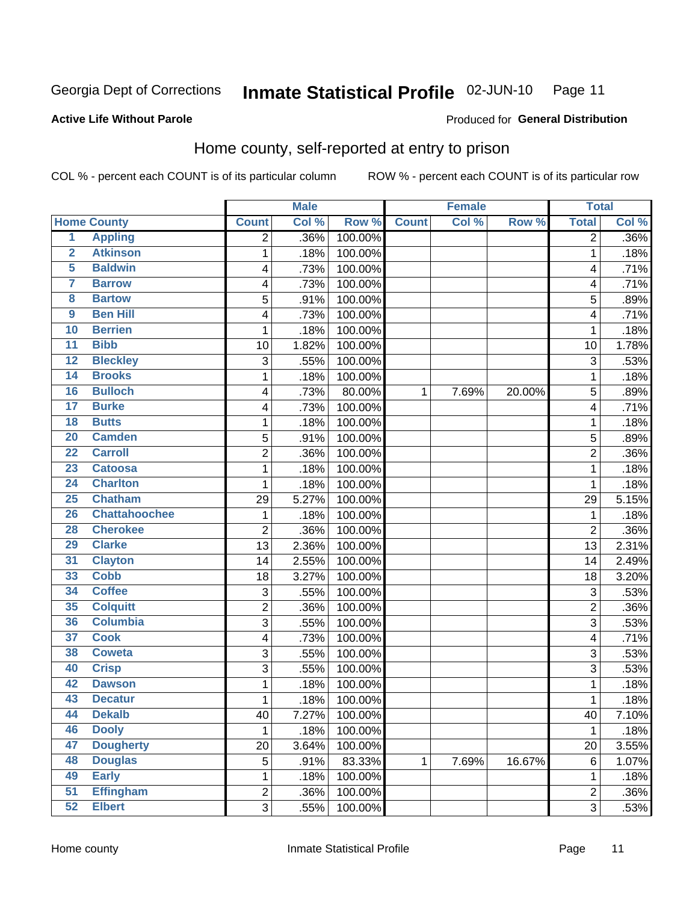Georgia Dept of Corrections **Inmate Statistical Profile** 02-JUN-10

**Active Life Without Parole**

Produced for **General Distribution**

## Home county, self-reported at entry to prison

COL % - percent each COUNT is of its particular column ROW % - percent each COUNT is of its particular row

| | | Male | | | Female | | | Total | |
|---|---|---|---|---|---|---|---|---|---|
| **Home County** | | **Count** | **Col %** | **Row %** | **Count** | **Col %** | **Row %** | **Total** | **Col %** |
| 1 | Appling | 2 | .36% | 100.00% | | | | 2 | .36% |
| 2 | Atkinson | 1 | .18% | 100.00% | | | | 1 | .18% |
| 5 | Baldwin | 4 | .73% | 100.00% | | | | 4 | .71% |
| 7 | Barrow | 4 | .73% | 100.00% | | | | 4 | .71% |
| 8 | Bartow | 5 | .91% | 100.00% | | | | 5 | .89% |
| 9 | Ben Hill | 4 | .73% | 100.00% | | | | 4 | .71% |
| 10 | Berrien | 1 | .18% | 100.00% | | | | 1 | .18% |
| 11 | Bibb | 10 | 1.82% | 100.00% | | | | 10 | 1.78% |
| 12 | Bleckley | 3 | .55% | 100.00% | | | | 3 | .53% |
| 14 | Brooks | 1 | .18% | 100.00% | | | | 1 | .18% |
| 16 | Bulloch | 4 | .73% | 80.00% | 1 | 7.69% | 20.00% | 5 | .89% |
| 17 | Burke | 4 | .73% | 100.00% | | | | 4 | .71% |
| 18 | Butts | 1 | .18% | 100.00% | | | | 1 | .18% |
| 20 | Camden | 5 | .91% | 100.00% | | | | 5 | .89% |
| 22 | Carroll | 2 | .36% | 100.00% | | | | 2 | .36% |
| 23 | Catoosa | 1 | .18% | 100.00% | | | | 1 | .18% |
| 24 | Charlton | 1 | .18% | 100.00% | | | | 1 | .18% |
| 25 | Chatham | 29 | 5.27% | 100.00% | | | | 29 | 5.15% |
| 26 | Chattahoochee | 1 | .18% | 100.00% | | | | 1 | .18% |
| 28 | Cherokee | 2 | .36% | 100.00% | | | | 2 | .36% |
| 29 | Clarke | 13 | 2.36% | 100.00% | | | | 13 | 2.31% |
| 31 | Clayton | 14 | 2.55% | 100.00% | | | | 14 | 2.49% |
| 33 | Cobb | 18 | 3.27% | 100.00% | | | | 18 | 3.20% |
| 34 | Coffee | 3 | .55% | 100.00% | | | | 3 | .53% |
| 35 | Colquitt | 2 | .36% | 100.00% | | | | 2 | .36% |
| 36 | Columbia | 3 | .55% | 100.00% | | | | 3 | .53% |
| 37 | Cook | 4 | .73% | 100.00% | | | | 4 | .71% |
| 38 | Coweta | 3 | .55% | 100.00% | | | | 3 | .53% |
| 40 | Crisp | 3 | .55% | 100.00% | | | | 3 | .53% |
| 42 | Dawson | 1 | .18% | 100.00% | | | | 1 | .18% |
| 43 | Decatur | 1 | .18% | 100.00% | | | | 1 | .18% |
| 44 | Dekalb | 40 | 7.27% | 100.00% | | | | 40 | 7.10% |
| 46 | Dooly | 1 | .18% | 100.00% | | | | 1 | .18% |
| 47 | Dougherty | 20 | 3.64% | 100.00% | | | | 20 | 3.55% |
| 48 | Douglas | 5 | .91% | 83.33% | 1 | 7.69% | 16.67% | 6 | 1.07% |
| 49 | Early | 1 | .18% | 100.00% | | | | 1 | .18% |
| 51 | Effingham | 2 | .36% | 100.00% | | | | 2 | .36% |
| 52 | Elbert | 3 | .55% | 100.00% | | | | 3 | .53% |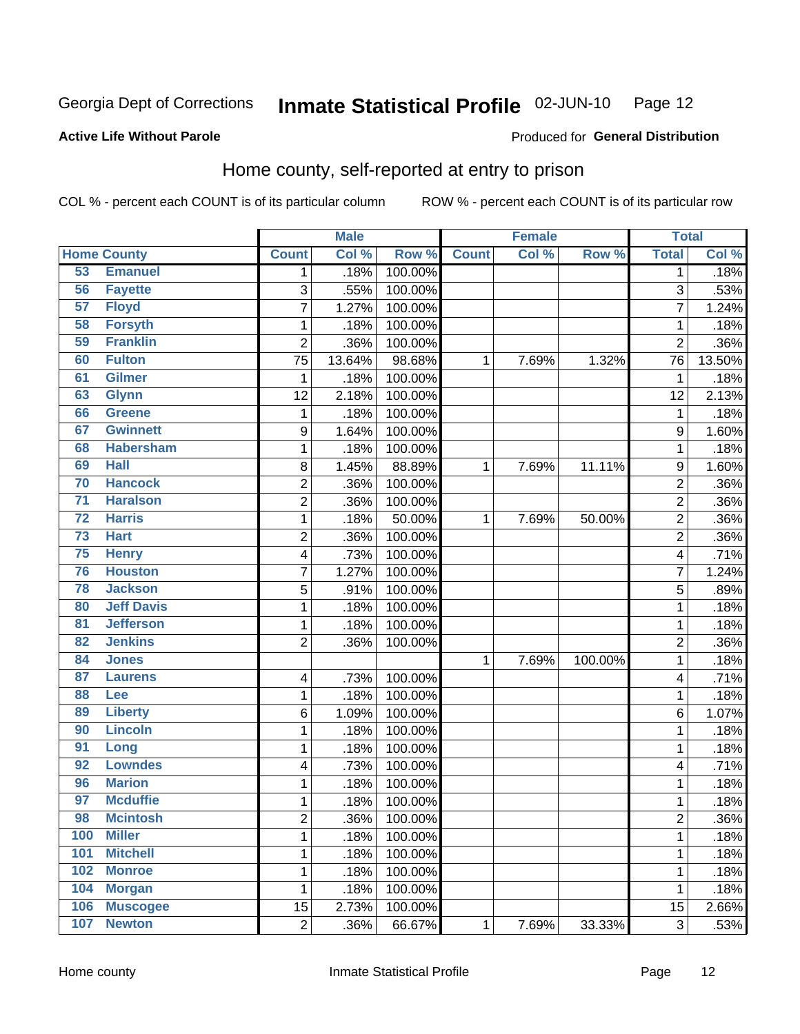Georgia Dept of Corrections **Inmate Statistical Profile** 02-JUN-10

**Active Life Without Parole**

Produced for **General Distribution**

## Home county, self-reported at entry to prison

COL % - percent each COUNT is of its particular column ROW % - percent each COUNT is of its particular row

| Home County | | Male | | | Female | | | Total | |
|---|---|---|---|---|---|---|---|---|---|
| | | Count | Col % | Row % | Count | Col % | Row % | Total | Col % |
| 53 | Emanuel | 1 | .18% | 100.00% | | | | 1 | .18% |
| 56 | Fayette | 3 | .55% | 100.00% | | | | 3 | .53% |
| 57 | Floyd | 7 | 1.27% | 100.00% | | | | 7 | 1.24% |
| 58 | Forsyth | 1 | .18% | 100.00% | | | | 1 | .18% |
| 59 | Franklin | 2 | .36% | 100.00% | | | | 2 | .36% |
| 60 | Fulton | 75 | 13.64% | 98.68% | 1 | 7.69% | 1.32% | 76 | 13.50% |
| 61 | Gilmer | 1 | .18% | 100.00% | | | | 1 | .18% |
| 63 | Glynn | 12 | 2.18% | 100.00% | | | | 12 | 2.13% |
| 66 | Greene | 1 | .18% | 100.00% | | | | 1 | .18% |
| 67 | Gwinnett | 9 | 1.64% | 100.00% | | | | 9 | 1.60% |
| 68 | Habersham | 1 | .18% | 100.00% | | | | 1 | .18% |
| 69 | Hall | 8 | 1.45% | 88.89% | 1 | 7.69% | 11.11% | 9 | 1.60% |
| 70 | Hancock | 2 | .36% | 100.00% | | | | 2 | .36% |
| 71 | Haralson | 2 | .36% | 100.00% | | | | 2 | .36% |
| 72 | Harris | 1 | .18% | 50.00% | 1 | 7.69% | 50.00% | 2 | .36% |
| 73 | Hart | 2 | .36% | 100.00% | | | | 2 | .36% |
| 75 | Henry | 4 | .73% | 100.00% | | | | 4 | .71% |
| 76 | Houston | 7 | 1.27% | 100.00% | | | | 7 | 1.24% |
| 78 | Jackson | 5 | .91% | 100.00% | | | | 5 | .89% |
| 80 | Jeff Davis | 1 | .18% | 100.00% | | | | 1 | .18% |
| 81 | Jefferson | 1 | .18% | 100.00% | | | | 1 | .18% |
| 82 | Jenkins | 2 | .36% | 100.00% | | | | 2 | .36% |
| 84 | Jones | | | | 1 | 7.69% | 100.00% | 1 | .18% |
| 87 | Laurens | 4 | .73% | 100.00% | | | | 4 | .71% |
| 88 | Lee | 1 | .18% | 100.00% | | | | 1 | .18% |
| 89 | Liberty | 6 | 1.09% | 100.00% | | | | 6 | 1.07% |
| 90 | Lincoln | 1 | .18% | 100.00% | | | | 1 | .18% |
| 91 | Long | 1 | .18% | 100.00% | | | | 1 | .18% |
| 92 | Lowndes | 4 | .73% | 100.00% | | | | 4 | .71% |
| 96 | Marion | 1 | .18% | 100.00% | | | | 1 | .18% |
| 97 | Mcduffie | 1 | .18% | 100.00% | | | | 1 | .18% |
| 98 | Mcintosh | 2 | .36% | 100.00% | | | | 2 | .36% |
| 100 | Miller | 1 | .18% | 100.00% | | | | 1 | .18% |
| 101 | Mitchell | 1 | .18% | 100.00% | | | | 1 | .18% |
| 102 | Monroe | 1 | .18% | 100.00% | | | | 1 | .18% |
| 104 | Morgan | 1 | .18% | 100.00% | | | | 1 | .18% |
| 106 | Muscogee | 15 | 2.73% | 100.00% | | | | 15 | 2.66% |
| 107 | Newton | 2 | .36% | 66.67% | 1 | 7.69% | 33.33% | 3 | .53% |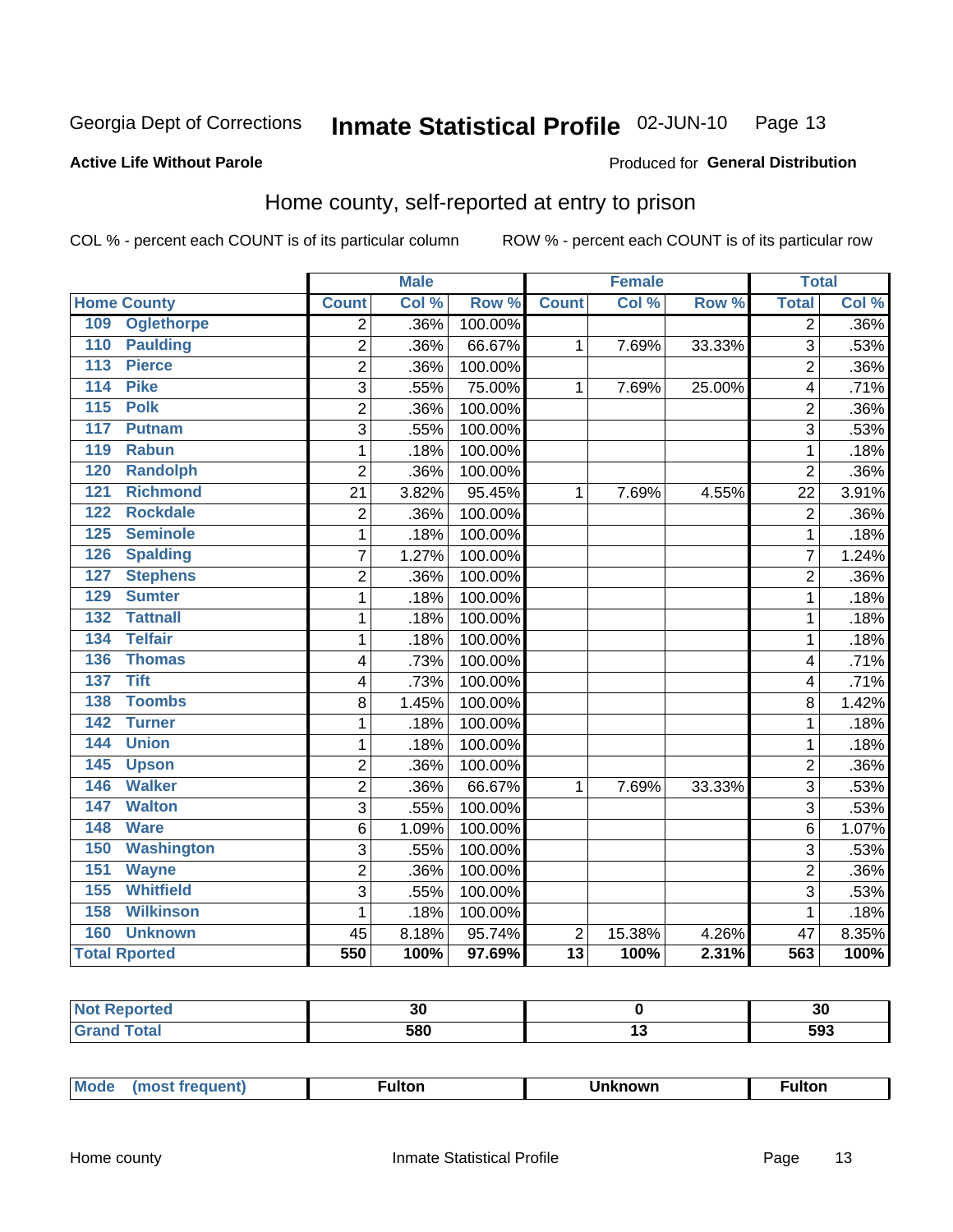Georgia Dept of Corrections **Inmate Statistical Profile** 02-JUN-10

**Active Life Without Parole**

Produced for **General Distribution**

## Home county, self-reported at entry to prison

COL % - percent each COUNT is of its particular column ROW % - percent each COUNT is of its particular row

| Home County | Male | | | Female | | | Total | |
|---|---|---|---|---|---|---|---|---|
| | Count | Col % | Row % | Count | Col % | Row % | Total | Col % |
| 109 Oglethorpe | 2 | .36% | 100.00% | | | | 2 | .36% |
| 110 Paulding | 2 | .36% | 66.67% | 1 | 7.69% | 33.33% | 3 | .53% |
| 113 Pierce | 2 | .36% | 100.00% | | | | 2 | .36% |
| 114 Pike | 3 | .55% | 75.00% | 1 | 7.69% | 25.00% | 4 | .71% |
| 115 Polk | 2 | .36% | 100.00% | | | | 2 | .36% |
| 117 Putnam | 3 | .55% | 100.00% | | | | 3 | .53% |
| 119 Rabun | 1 | .18% | 100.00% | | | | 1 | .18% |
| 120 Randolph | 2 | .36% | 100.00% | | | | 2 | .36% |
| 121 Richmond | 21 | 3.82% | 95.45% | 1 | 7.69% | 4.55% | 22 | 3.91% |
| 122 Rockdale | 2 | .36% | 100.00% | | | | 2 | .36% |
| 125 Seminole | 1 | .18% | 100.00% | | | | 1 | .18% |
| 126 Spalding | 7 | 1.27% | 100.00% | | | | 7 | 1.24% |
| 127 Stephens | 2 | .36% | 100.00% | | | | 2 | .36% |
| 129 Sumter | 1 | .18% | 100.00% | | | | 1 | .18% |
| 132 Tattnall | 1 | .18% | 100.00% | | | | 1 | .18% |
| 134 Telfair | 1 | .18% | 100.00% | | | | 1 | .18% |
| 136 Thomas | 4 | .73% | 100.00% | | | | 4 | .71% |
| 137 Tift | 4 | .73% | 100.00% | | | | 4 | .71% |
| 138 Toombs | 8 | 1.45% | 100.00% | | | | 8 | 1.42% |
| 142 Turner | 1 | .18% | 100.00% | | | | 1 | .18% |
| 144 Union | 1 | .18% | 100.00% | | | | 1 | .18% |
| 145 Upson | 2 | .36% | 100.00% | | | | 2 | .36% |
| 146 Walker | 2 | .36% | 66.67% | 1 | 7.69% | 33.33% | 3 | .53% |
| 147 Walton | 3 | .55% | 100.00% | | | | 3 | .53% |
| 148 Ware | 6 | 1.09% | 100.00% | | | | 6 | 1.07% |
| 150 Washington | 3 | .55% | 100.00% | | | | 3 | .53% |
| 151 Wayne | 2 | .36% | 100.00% | | | | 2 | .36% |
| 155 Whitfield | 3 | .55% | 100.00% | | | | 3 | .53% |
| 158 Wilkinson | 1 | .18% | 100.00% | | | | 1 | .18% |
| 160 Unknown | 45 | 8.18% | 95.74% | 2 | 15.38% | 4.26% | 47 | 8.35% |
| **Total Rported** | **550** | **100%** | **97.69%** | **13** | **100%** | **2.31%** | **563** | **100%** |

| | Male | Female | Total |
|---|---|---|---|
| **Not Reported** | **30** | **0** | **30** |
| **Grand Total** | **580** | **13** | **593** |

| | Male | Female | Total |
|---|---|---|---|
| **Mode (most frequent)** | **Fulton** | **Unknown** | **Fulton** |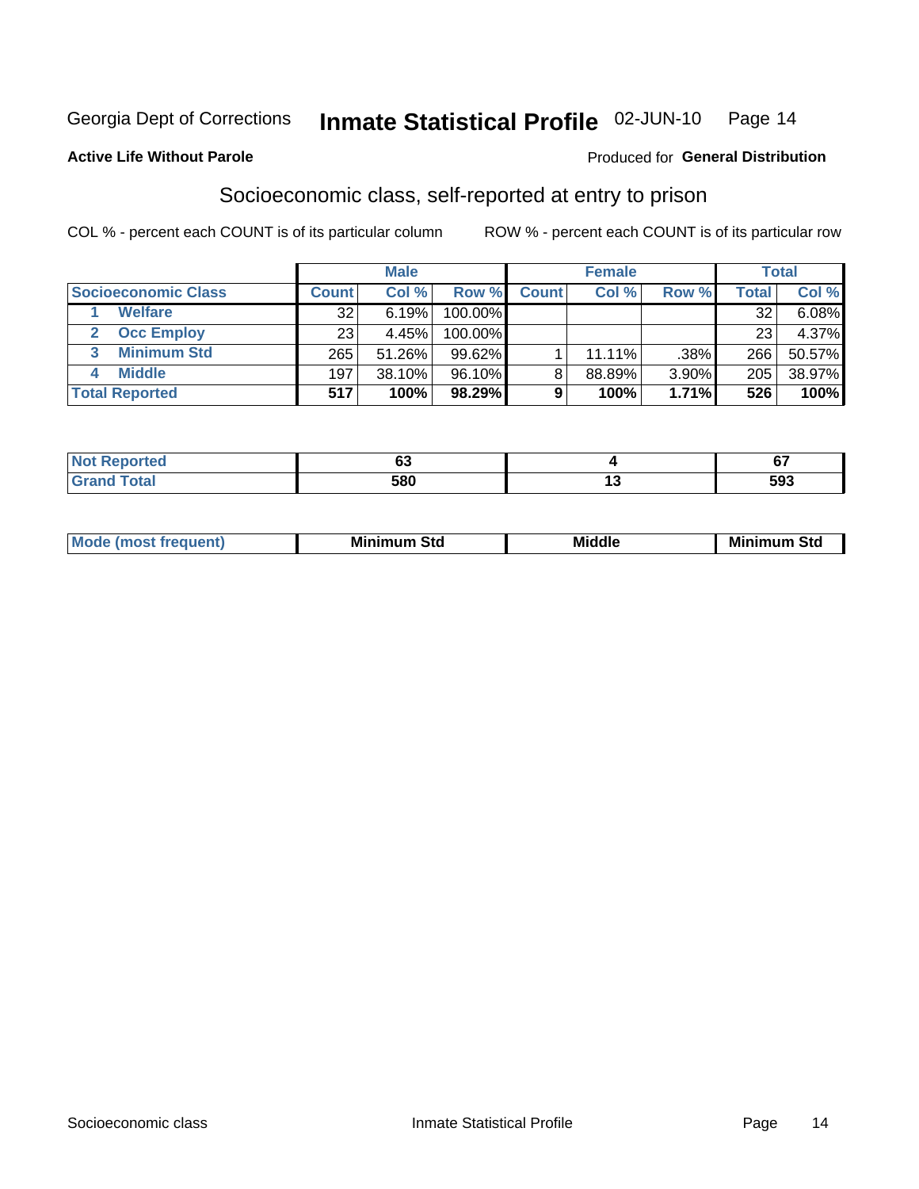Georgia Dept of Corrections **Inmate Statistical Profile** 02-JUN-10

**Active Life Without Parole**

Produced for **General Distribution**

## Socioeconomic class, self-reported at entry to prison

COL % - percent each COUNT is of its particular column ROW % - percent each COUNT is of its particular row

| | Male | | | Female | | | Total | |
|---|---|---|---|---|---|---|---|---|
| **Socioeconomic Class** | **Count** | **Col %** | **Row %** | **Count** | **Col %** | **Row %** | **Total** | **Col %** |
| 1 **Welfare** | 32 | 6.19% | 100.00% | | | | 32 | 6.08% |
| 2 **Occ Employ** | 23 | 4.45% | 100.00% | | | | 23 | 4.37% |
| 3 **Minimum Std** | 265 | 51.26% | 99.62% | 1 | 11.11% | .38% | 266 | 50.57% |
| 4 **Middle** | 197 | 38.10% | 96.10% | 8 | 88.89% | 3.90% | 205 | 38.97% |
| **Total Reported** | **517** | **100%** | **98.29%** | **9** | **100%** | **1.71%** | **526** | **100%** |

| | Male | Female | Total |
|---|---|---|---|
| **Not Reported** | **63** | **4** | **67** |
| **Grand Total** | **580** | **13** | **593** |

| | Male | Female | Total |
|---|---|---|---|
| **Mode (most frequent)** | **Minimum Std** | **Middle** | **Minimum Std** |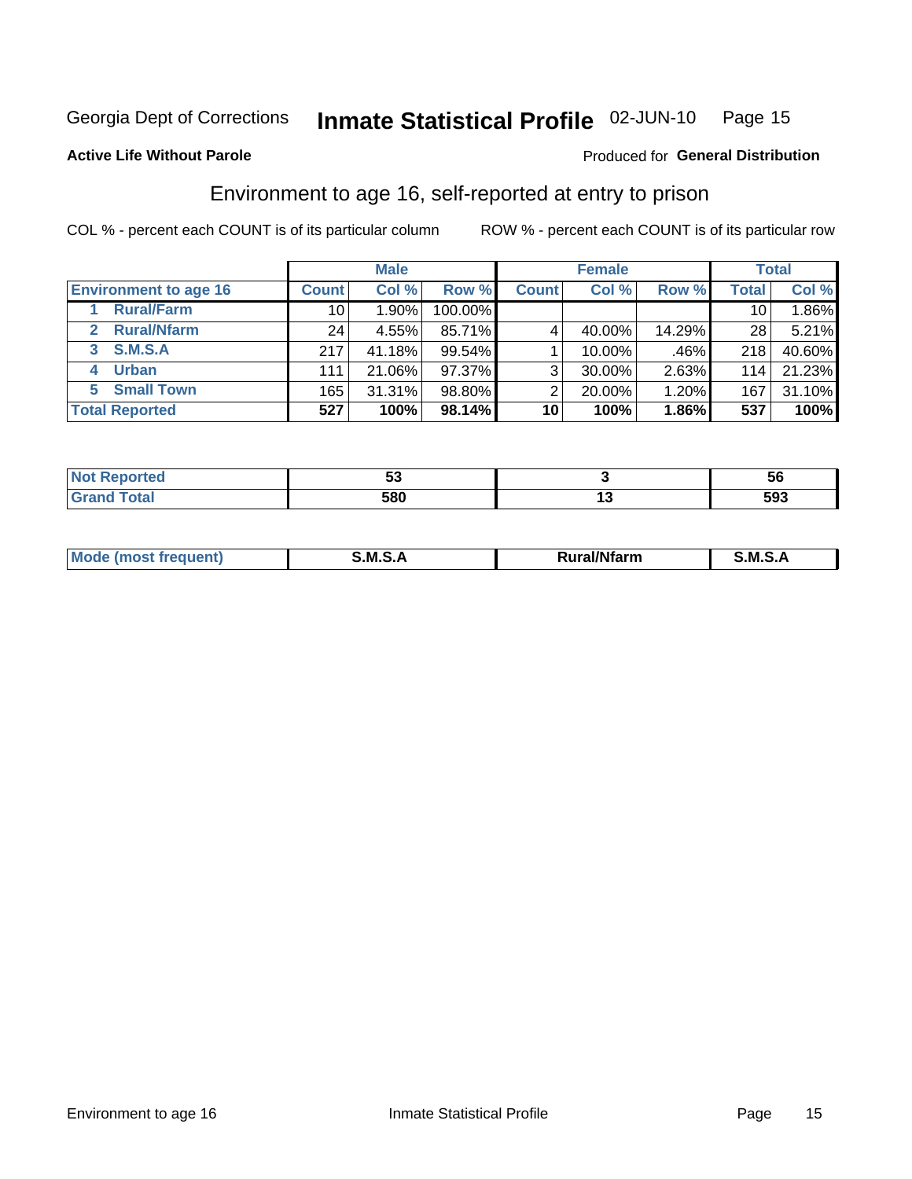Georgia Dept of Corrections **Inmate Statistical Profile** 02-JUN-10

**Active Life Without Parole**

Produced for **General Distribution**

## Environment to age 16, self-reported at entry to prison

COL % - percent each COUNT is of its particular column

ROW % - percent each COUNT is of its particular row

| | Male | | | Female | | | Total | |
|---|---|---|---|---|---|---|---|---|
| **Environment to age 16** | **Count** | **Col %** | **Row %** | **Count** | **Col %** | **Row %** | **Total** | **Col %** |
| **1 Rural/Farm** | 10 | 1.90% | 100.00% | | | | 10 | 1.86% |
| **2 Rural/Nfarm** | 24 | 4.55% | 85.71% | 4 | 40.00% | 14.29% | 28 | 5.21% |
| **3 S.M.S.A** | 217 | 41.18% | 99.54% | 1 | 10.00% | .46% | 218 | 40.60% |
| **4 Urban** | 111 | 21.06% | 97.37% | 3 | 30.00% | 2.63% | 114 | 21.23% |
| **5 Small Town** | 165 | 31.31% | 98.80% | 2 | 20.00% | 1.20% | 167 | 31.10% |
| **Total Reported** | **527** | **100%** | **98.14%** | **10** | **100%** | **1.86%** | **537** | **100%** |

| | Male | Female | Total |
|---|---|---|---|
| **Not Reported** | **53** | **3** | **56** |
| **Grand Total** | **580** | **13** | **593** |

| | Male | Female | Total |
|---|---|---|---|
| **Mode (most frequent)** | **S.M.S.A** | **Rural/Nfarm** | **S.M.S.A** |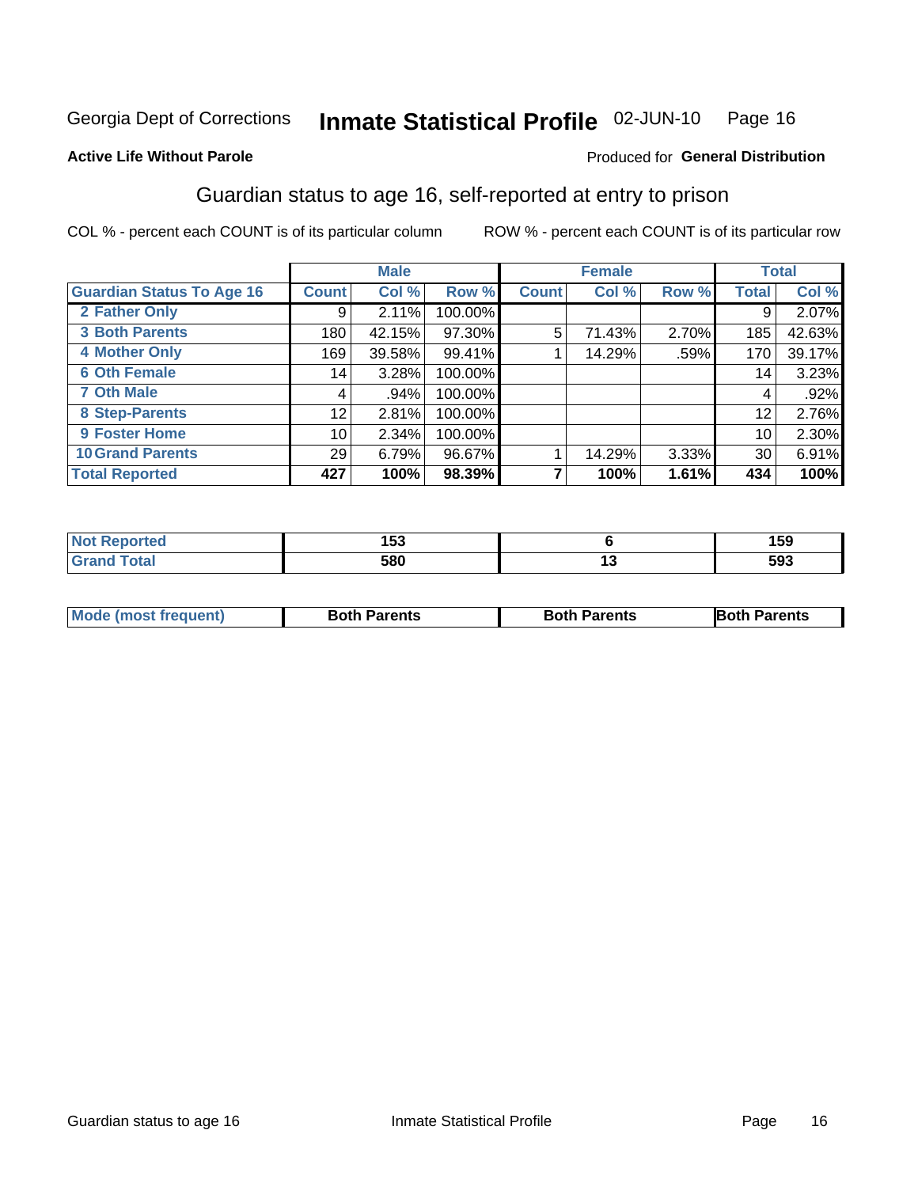Georgia Dept of Corrections **Inmate Statistical Profile** 02-JUN-10 Page 16

**Active Life Without Parole**

Produced for **General Distribution**

## Guardian status to age 16, self-reported at entry to prison

COL % - percent each COUNT is of its particular column ROW % - percent each COUNT is of its particular row

| | Male | | | Female | | | Total | |
|---|---|---|---|---|---|---|---|---|
| **Guardian Status To Age 16** | **Count** | **Col %** | **Row %** | **Count** | **Col %** | **Row %** | **Total** | **Col %** |
| 2 Father Only | 9 | 2.11% | 100.00% | | | | 9 | 2.07% |
| 3 Both Parents | 180 | 42.15% | 97.30% | 5 | 71.43% | 2.70% | 185 | 42.63% |
| 4 Mother Only | 169 | 39.58% | 99.41% | 1 | 14.29% | .59% | 170 | 39.17% |
| 6 Oth Female | 14 | 3.28% | 100.00% | | | | 14 | 3.23% |
| 7 Oth Male | 4 | .94% | 100.00% | | | | 4 | .92% |
| 8 Step-Parents | 12 | 2.81% | 100.00% | | | | 12 | 2.76% |
| 9 Foster Home | 10 | 2.34% | 100.00% | | | | 10 | 2.30% |
| 10 Grand Parents | 29 | 6.79% | 96.67% | 1 | 14.29% | 3.33% | 30 | 6.91% |
| **Total Reported** | **427** | **100%** | **98.39%** | **7** | **100%** | **1.61%** | **434** | **100%** |

| | Male | Female | Total |
|---|---|---|---|
| Not Reported | 153 | 6 | 159 |
| Grand Total | 580 | 13 | 593 |

| | Male | Female | Total |
|---|---|---|---|
| Mode (most frequent) | Both Parents | Both Parents | Both Parents |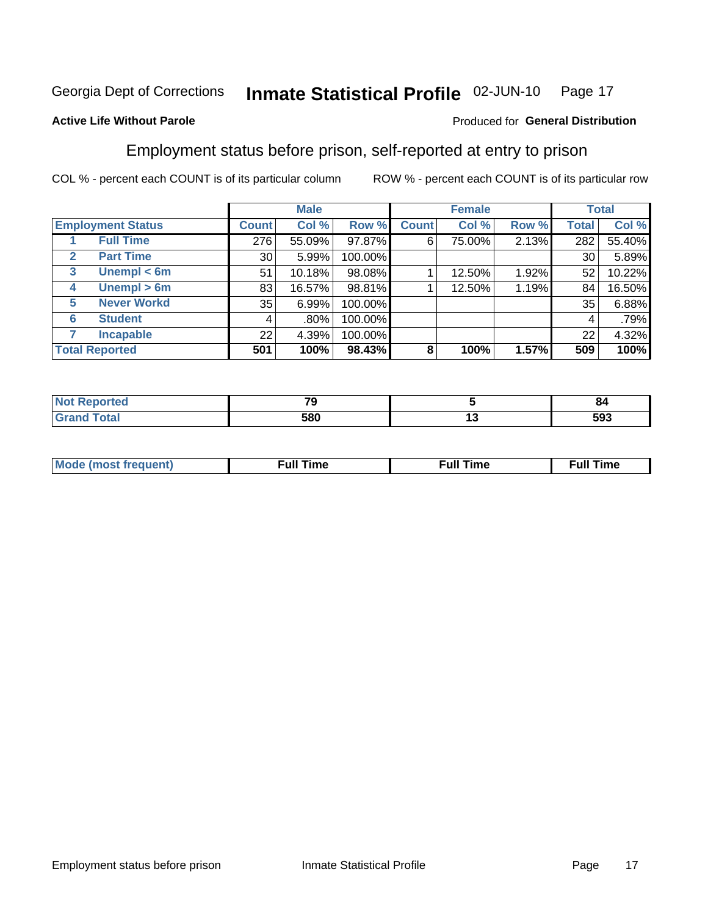Georgia Dept of Corrections **Inmate Statistical Profile** 02-JUN-10 Page 17

**Active Life Without Parole**

Produced for **General Distribution**

## Employment status before prison, self-reported at entry to prison

COL % - percent each COUNT is of its particular column ROW % - percent each COUNT is of its particular row

| | | Male | | | Female | | | Total | |
|---|---|---|---|---|---|---|---|---|---|
| **Employment Status** | | **Count** | **Col %** | **Row %** | **Count** | **Col %** | **Row %** | **Total** | **Col %** |
| 1 | **Full Time** | 276 | 55.09% | 97.87% | 6 | 75.00% | 2.13% | 282 | 55.40% |
| 2 | **Part Time** | 30 | 5.99% | 100.00% | | | | 30 | 5.89% |
| 3 | **Unempl < 6m** | 51 | 10.18% | 98.08% | 1 | 12.50% | 1.92% | 52 | 10.22% |
| 4 | **Unempl > 6m** | 83 | 16.57% | 98.81% | 1 | 12.50% | 1.19% | 84 | 16.50% |
| 5 | **Never Workd** | 35 | 6.99% | 100.00% | | | | 35 | 6.88% |
| 6 | **Student** | 4 | .80% | 100.00% | | | | 4 | .79% |
| 7 | **Incapable** | 22 | 4.39% | 100.00% | | | | 22 | 4.32% |
| **Total Reported** | | **501** | **100%** | **98.43%** | **8** | **100%** | **1.57%** | **509** | **100%** |

| | Male | Female | Total |
|---|---|---|---|
| **Not Reported** | **79** | **5** | **84** |
| **Grand Total** | **580** | **13** | **593** |

| | Male | Female | Total |
|---|---|---|---|
| **Mode (most frequent)** | **Full Time** | **Full Time** | **Full Time** |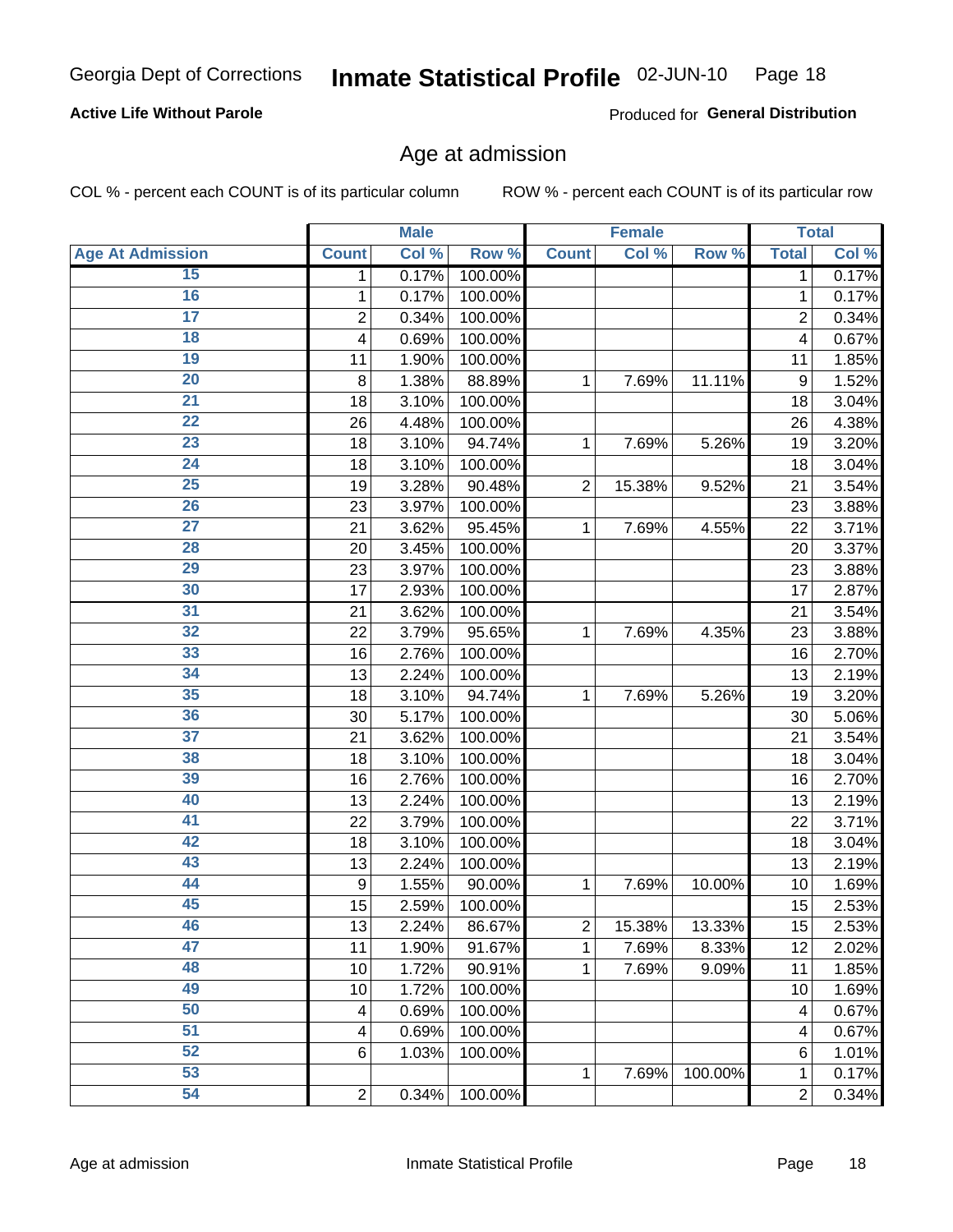**Active Life Without Parole**

Produced for **General Distribution**

## Age at admission

COL % - percent each COUNT is of its particular column

ROW % - percent each COUNT is of its particular row

| | Male | | | Female | | | Total | |
|---|---|---|---|---|---|---|---|---|
| **Age At Admission** | **Count** | **Col %** | **Row %** | **Count** | **Col %** | **Row %** | **Total** | **Col %** |
| 15 | 1 | 0.17% | 100.00% | | | | 1 | 0.17% |
| 16 | 1 | 0.17% | 100.00% | | | | 1 | 0.17% |
| 17 | 2 | 0.34% | 100.00% | | | | 2 | 0.34% |
| 18 | 4 | 0.69% | 100.00% | | | | 4 | 0.67% |
| 19 | 11 | 1.90% | 100.00% | | | | 11 | 1.85% |
| 20 | 8 | 1.38% | 88.89% | 1 | 7.69% | 11.11% | 9 | 1.52% |
| 21 | 18 | 3.10% | 100.00% | | | | 18 | 3.04% |
| 22 | 26 | 4.48% | 100.00% | | | | 26 | 4.38% |
| 23 | 18 | 3.10% | 94.74% | 1 | 7.69% | 5.26% | 19 | 3.20% |
| 24 | 18 | 3.10% | 100.00% | | | | 18 | 3.04% |
| 25 | 19 | 3.28% | 90.48% | 2 | 15.38% | 9.52% | 21 | 3.54% |
| 26 | 23 | 3.97% | 100.00% | | | | 23 | 3.88% |
| 27 | 21 | 3.62% | 95.45% | 1 | 7.69% | 4.55% | 22 | 3.71% |
| 28 | 20 | 3.45% | 100.00% | | | | 20 | 3.37% |
| 29 | 23 | 3.97% | 100.00% | | | | 23 | 3.88% |
| 30 | 17 | 2.93% | 100.00% | | | | 17 | 2.87% |
| 31 | 21 | 3.62% | 100.00% | | | | 21 | 3.54% |
| 32 | 22 | 3.79% | 95.65% | 1 | 7.69% | 4.35% | 23 | 3.88% |
| 33 | 16 | 2.76% | 100.00% | | | | 16 | 2.70% |
| 34 | 13 | 2.24% | 100.00% | | | | 13 | 2.19% |
| 35 | 18 | 3.10% | 94.74% | 1 | 7.69% | 5.26% | 19 | 3.20% |
| 36 | 30 | 5.17% | 100.00% | | | | 30 | 5.06% |
| 37 | 21 | 3.62% | 100.00% | | | | 21 | 3.54% |
| 38 | 18 | 3.10% | 100.00% | | | | 18 | 3.04% |
| 39 | 16 | 2.76% | 100.00% | | | | 16 | 2.70% |
| 40 | 13 | 2.24% | 100.00% | | | | 13 | 2.19% |
| 41 | 22 | 3.79% | 100.00% | | | | 22 | 3.71% |
| 42 | 18 | 3.10% | 100.00% | | | | 18 | 3.04% |
| 43 | 13 | 2.24% | 100.00% | | | | 13 | 2.19% |
| 44 | 9 | 1.55% | 90.00% | 1 | 7.69% | 10.00% | 10 | 1.69% |
| 45 | 15 | 2.59% | 100.00% | | | | 15 | 2.53% |
| 46 | 13 | 2.24% | 86.67% | 2 | 15.38% | 13.33% | 15 | 2.53% |
| 47 | 11 | 1.90% | 91.67% | 1 | 7.69% | 8.33% | 12 | 2.02% |
| 48 | 10 | 1.72% | 90.91% | 1 | 7.69% | 9.09% | 11 | 1.85% |
| 49 | 10 | 1.72% | 100.00% | | | | 10 | 1.69% |
| 50 | 4 | 0.69% | 100.00% | | | | 4 | 0.67% |
| 51 | 4 | 0.69% | 100.00% | | | | 4 | 0.67% |
| 52 | 6 | 1.03% | 100.00% | | | | 6 | 1.01% |
| 53 | | | | 1 | 7.69% | 100.00% | 1 | 0.17% |
| 54 | 2 | 0.34% | 100.00% | | | | 2 | 0.34% |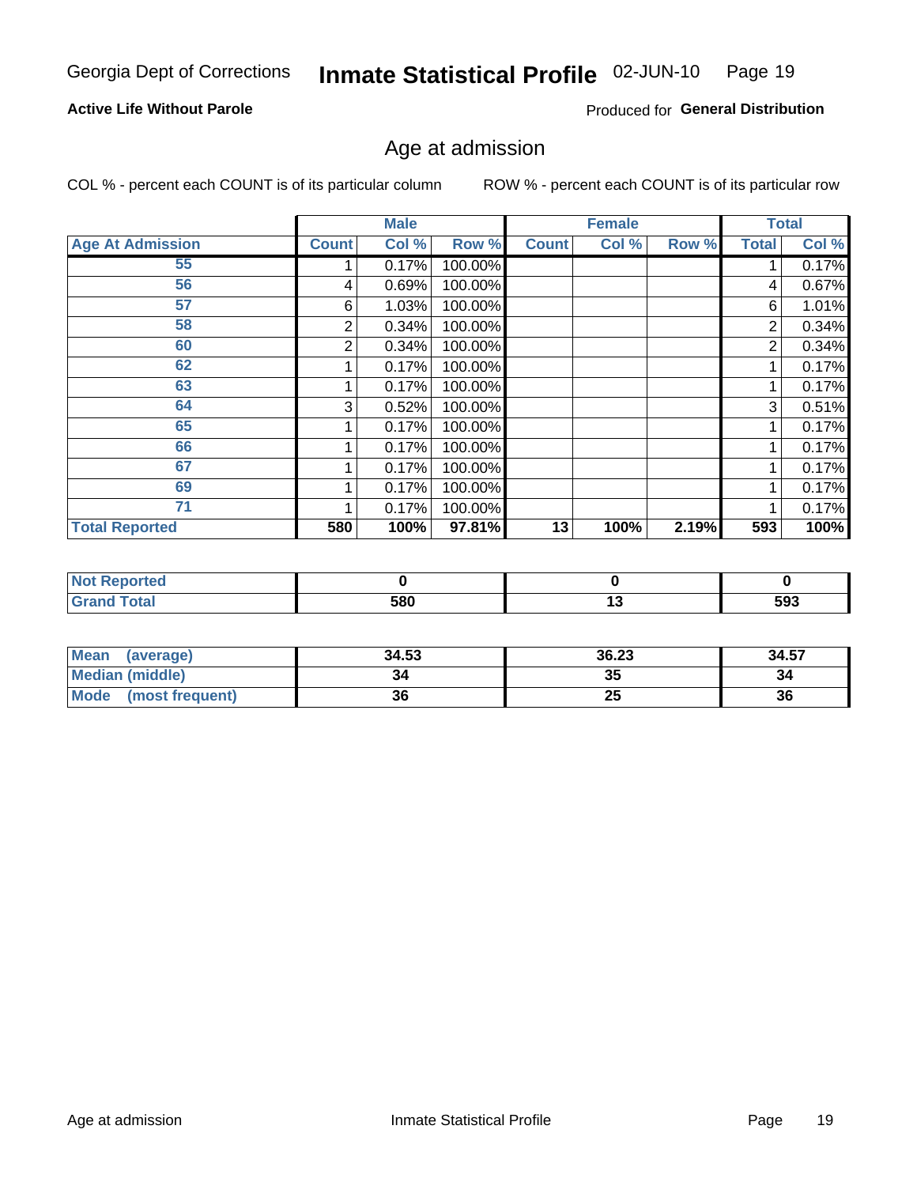Georgia Dept of Corrections **Inmate Statistical Profile** 02-JUN-10

**Active Life Without Parole**

Produced for **General Distribution**

## Age at admission

COL % - percent each COUNT is of its particular column

ROW % - percent each COUNT is of its particular row

| | Male | | | Female | | | Total | |
|---|---|---|---|---|---|---|---|---|
| **Age At Admission** | **Count** | **Col %** | **Row %** | **Count** | **Col %** | **Row %** | **Total** | **Col %** |
| 55 | 1 | 0.17% | 100.00% | | | | 1 | 0.17% |
| 56 | 4 | 0.69% | 100.00% | | | | 4 | 0.67% |
| 57 | 6 | 1.03% | 100.00% | | | | 6 | 1.01% |
| 58 | 2 | 0.34% | 100.00% | | | | 2 | 0.34% |
| 60 | 2 | 0.34% | 100.00% | | | | 2 | 0.34% |
| 62 | 1 | 0.17% | 100.00% | | | | 1 | 0.17% |
| 63 | 1 | 0.17% | 100.00% | | | | 1 | 0.17% |
| 64 | 3 | 0.52% | 100.00% | | | | 3 | 0.51% |
| 65 | 1 | 0.17% | 100.00% | | | | 1 | 0.17% |
| 66 | 1 | 0.17% | 100.00% | | | | 1 | 0.17% |
| 67 | 1 | 0.17% | 100.00% | | | | 1 | 0.17% |
| 69 | 1 | 0.17% | 100.00% | | | | 1 | 0.17% |
| 71 | 1 | 0.17% | 100.00% | | | | 1 | 0.17% |
| **Total Reported** | **580** | **100%** | **97.81%** | **13** | **100%** | **2.19%** | **593** | **100%** |

| | Male | Female | Total |
|---|---|---|---|
| **Not Reported** | **0** | **0** | **0** |
| **Grand Total** | **580** | **13** | **593** |

| | Male | Female | Total |
|---|---|---|---|
| **Mean (average)** | **34.53** | **36.23** | **34.57** |
| **Median (middle)** | **34** | **35** | **34** |
| **Mode (most frequent)** | **36** | **25** | **36** |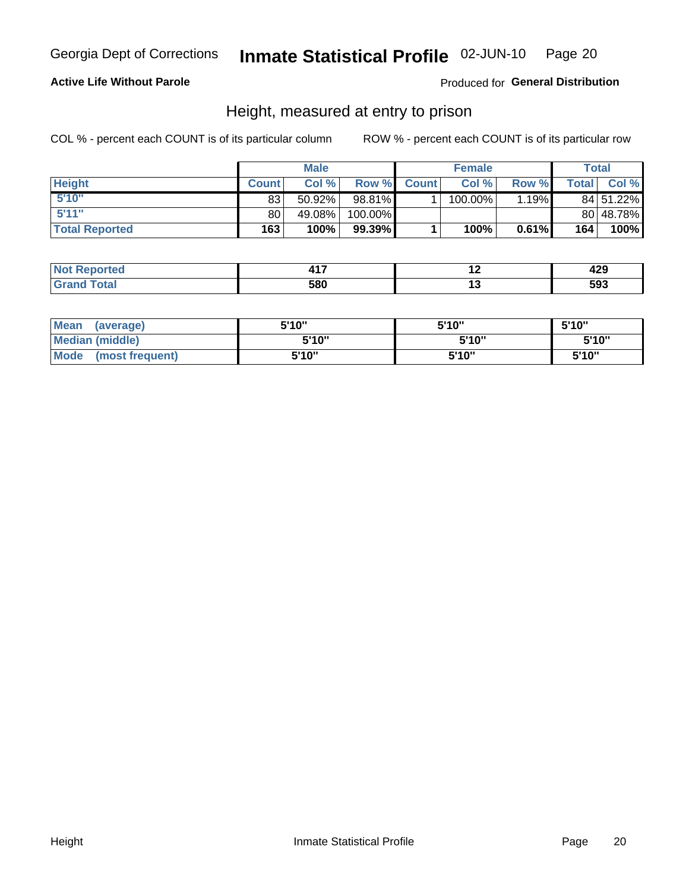# Georgia Dept of Corrections — Inmate Statistical Profile 02-JUN-10

**Active Life Without Parole**

Produced for **General Distribution**

## Height, measured at entry to prison

COL % - percent each COUNT is of its particular column

ROW % - percent each COUNT is of its particular row

| | Male | | | Female | | | Total | |
|---|---|---|---|---|---|---|---|---|
| **Height** | **Count** | **Col %** | **Row %** | **Count** | **Col %** | **Row %** | **Total** | **Col %** |
| 5'10" | 83 | 50.92% | 98.81% | 1 | 100.00% | 1.19% | 84 | 51.22% |
| 5'11" | 80 | 49.08% | 100.00% | | | | 80 | 48.78% |
| **Total Reported** | **163** | **100%** | **99.39%** | **1** | **100%** | **0.61%** | **164** | **100%** |

| | Male | Female | Total |
|---|---|---|---|
| **Not Reported** | **417** | **12** | **429** |
| **Grand Total** | **580** | **13** | **593** |

| | Male | Female | Total |
|---|---|---|---|
| **Mean (average)** | **5'10"** | **5'10"** | **5'10"** |
| **Median (middle)** | **5'10"** | **5'10"** | **5'10"** |
| **Mode (most frequent)** | **5'10"** | **5'10"** | **5'10"** |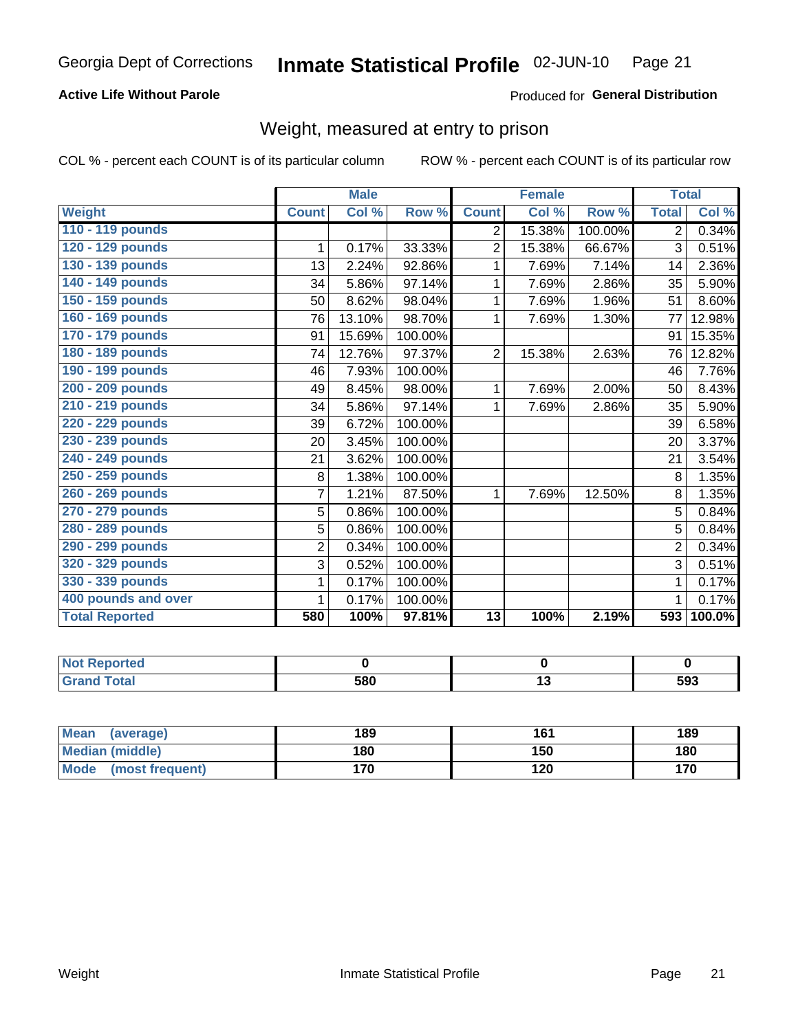Georgia Dept of Corrections **Inmate Statistical Profile** 02-JUN-10

**Active Life Without Parole**

Produced for **General Distribution**

## Weight, measured at entry to prison

COL % - percent each COUNT is of its particular column ROW % - percent each COUNT is of its particular row

| | Male | | | Female | | | Total | |
|---|---|---|---|---|---|---|---|---|
| **Weight** | **Count** | **Col %** | **Row %** | **Count** | **Col %** | **Row %** | **Total** | **Col %** |
| **110 - 119 pounds** | | | | 2 | 15.38% | 100.00% | 2 | 0.34% |
| **120 - 129 pounds** | 1 | 0.17% | 33.33% | 2 | 15.38% | 66.67% | 3 | 0.51% |
| **130 - 139 pounds** | 13 | 2.24% | 92.86% | 1 | 7.69% | 7.14% | 14 | 2.36% |
| **140 - 149 pounds** | 34 | 5.86% | 97.14% | 1 | 7.69% | 2.86% | 35 | 5.90% |
| **150 - 159 pounds** | 50 | 8.62% | 98.04% | 1 | 7.69% | 1.96% | 51 | 8.60% |
| **160 - 169 pounds** | 76 | 13.10% | 98.70% | 1 | 7.69% | 1.30% | 77 | 12.98% |
| **170 - 179 pounds** | 91 | 15.69% | 100.00% | | | | 91 | 15.35% |
| **180 - 189 pounds** | 74 | 12.76% | 97.37% | 2 | 15.38% | 2.63% | 76 | 12.82% |
| **190 - 199 pounds** | 46 | 7.93% | 100.00% | | | | 46 | 7.76% |
| **200 - 209 pounds** | 49 | 8.45% | 98.00% | 1 | 7.69% | 2.00% | 50 | 8.43% |
| **210 - 219 pounds** | 34 | 5.86% | 97.14% | 1 | 7.69% | 2.86% | 35 | 5.90% |
| **220 - 229 pounds** | 39 | 6.72% | 100.00% | | | | 39 | 6.58% |
| **230 - 239 pounds** | 20 | 3.45% | 100.00% | | | | 20 | 3.37% |
| **240 - 249 pounds** | 21 | 3.62% | 100.00% | | | | 21 | 3.54% |
| **250 - 259 pounds** | 8 | 1.38% | 100.00% | | | | 8 | 1.35% |
| **260 - 269 pounds** | 7 | 1.21% | 87.50% | 1 | 7.69% | 12.50% | 8 | 1.35% |
| **270 - 279 pounds** | 5 | 0.86% | 100.00% | | | | 5 | 0.84% |
| **280 - 289 pounds** | 5 | 0.86% | 100.00% | | | | 5 | 0.84% |
| **290 - 299 pounds** | 2 | 0.34% | 100.00% | | | | 2 | 0.34% |
| **320 - 329 pounds** | 3 | 0.52% | 100.00% | | | | 3 | 0.51% |
| **330 - 339 pounds** | 1 | 0.17% | 100.00% | | | | 1 | 0.17% |
| **400 pounds and over** | 1 | 0.17% | 100.00% | | | | 1 | 0.17% |
| **Total Reported** | **580** | **100%** | **97.81%** | **13** | **100%** | **2.19%** | **593** | **100.0%** |

| | Male | Female | Total |
|---|---|---|---|
| **Not Reported** | **0** | **0** | **0** |
| **Grand Total** | **580** | **13** | **593** |

| | Male | Female | Total |
|---|---|---|---|
| **Mean (average)** | **189** | **161** | **189** |
| **Median (middle)** | **180** | **150** | **180** |
| **Mode (most frequent)** | **170** | **120** | **170** |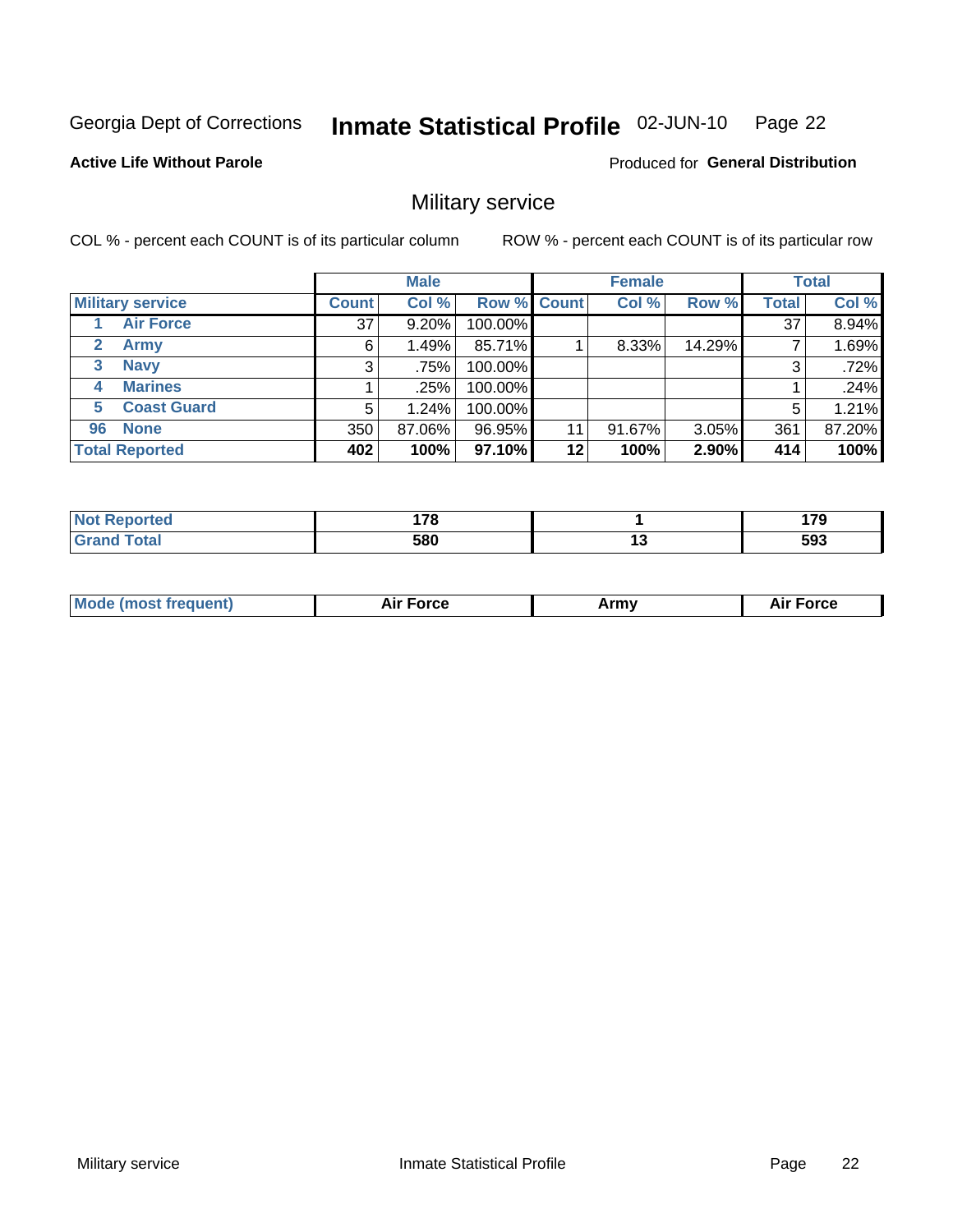Georgia Dept of Corrections **Inmate Statistical Profile** 02-JUN-10

**Active Life Without Parole**

Produced for **General Distribution**

## Military service

COL % - percent each COUNT is of its particular column

ROW % - percent each COUNT is of its particular row

| | | Male | | | Female | | | Total | |
|---|---|---|---|---|---|---|---|---|---|
| **Military service** | | **Count** | **Col %** | **Row %** | **Count** | **Col %** | **Row %** | **Total** | **Col %** |
| 1 | Air Force | 37 | 9.20% | 100.00% | | | | 37 | 8.94% |
| 2 | Army | 6 | 1.49% | 85.71% | 1 | 8.33% | 14.29% | 7 | 1.69% |
| 3 | Navy | 3 | .75% | 100.00% | | | | 3 | .72% |
| 4 | Marines | 1 | .25% | 100.00% | | | | 1 | .24% |
| 5 | Coast Guard | 5 | 1.24% | 100.00% | | | | 5 | 1.21% |
| 96 | None | 350 | 87.06% | 96.95% | 11 | 91.67% | 3.05% | 361 | 87.20% |
| **Total Reported** | | **402** | **100%** | **97.10%** | **12** | **100%** | **2.90%** | **414** | **100%** |

| | Male | Female | Total |
|---|---|---|---|
| **Not Reported** | **178** | **1** | **179** |
| **Grand Total** | **580** | **13** | **593** |

| | Male | Female | Total |
|---|---|---|---|
| **Mode (most frequent)** | **Air Force** | **Army** | **Air Force** |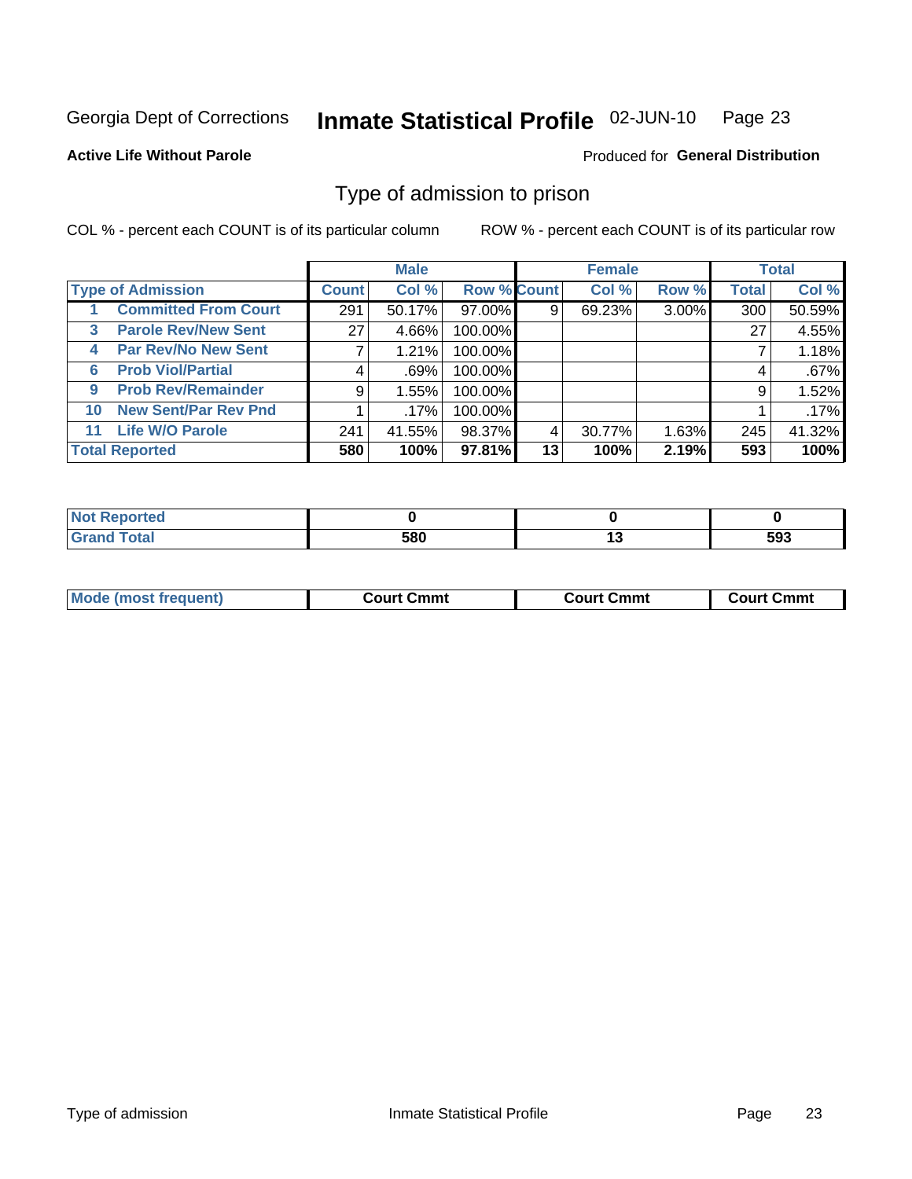Georgia Dept of Corrections **Inmate Statistical Profile** 02-JUN-10

**Active Life Without Parole**

Produced for **General Distribution**

## Type of admission to prison

COL % - percent each COUNT is of its particular column

ROW % - percent each COUNT is of its particular row

| | | Male | | | Female | | | Total | |
|---|---|---|---|---|---|---|---|---|---|
| **Type of Admission** | | **Count** | **Col %** | **Row %** | **Count** | **Col %** | **Row %** | **Total** | **Col %** |
| 1 | Committed From Court | 291 | 50.17% | 97.00% | 9 | 69.23% | 3.00% | 300 | 50.59% |
| 3 | Parole Rev/New Sent | 27 | 4.66% | 100.00% | | | | 27 | 4.55% |
| 4 | Par Rev/No New Sent | 7 | 1.21% | 100.00% | | | | 7 | 1.18% |
| 6 | Prob Viol/Partial | 4 | .69% | 100.00% | | | | 4 | .67% |
| 9 | Prob Rev/Remainder | 9 | 1.55% | 100.00% | | | | 9 | 1.52% |
| 10 | New Sent/Par Rev Pnd | 1 | .17% | 100.00% | | | | 1 | .17% |
| 11 | Life W/O Parole | 241 | 41.55% | 98.37% | 4 | 30.77% | 1.63% | 245 | 41.32% |
| **Total Reported** | | **580** | **100%** | **97.81%** | **13** | **100%** | **2.19%** | **593** | **100%** |

| | Male | Female | Total |
|---|---|---|---|
| Not Reported | 0 | 0 | 0 |
| Grand Total | 580 | 13 | 593 |

| | Male | Female | Total |
|---|---|---|---|
| Mode (most frequent) | Court Cmmt | Court Cmmt | Court Cmmt |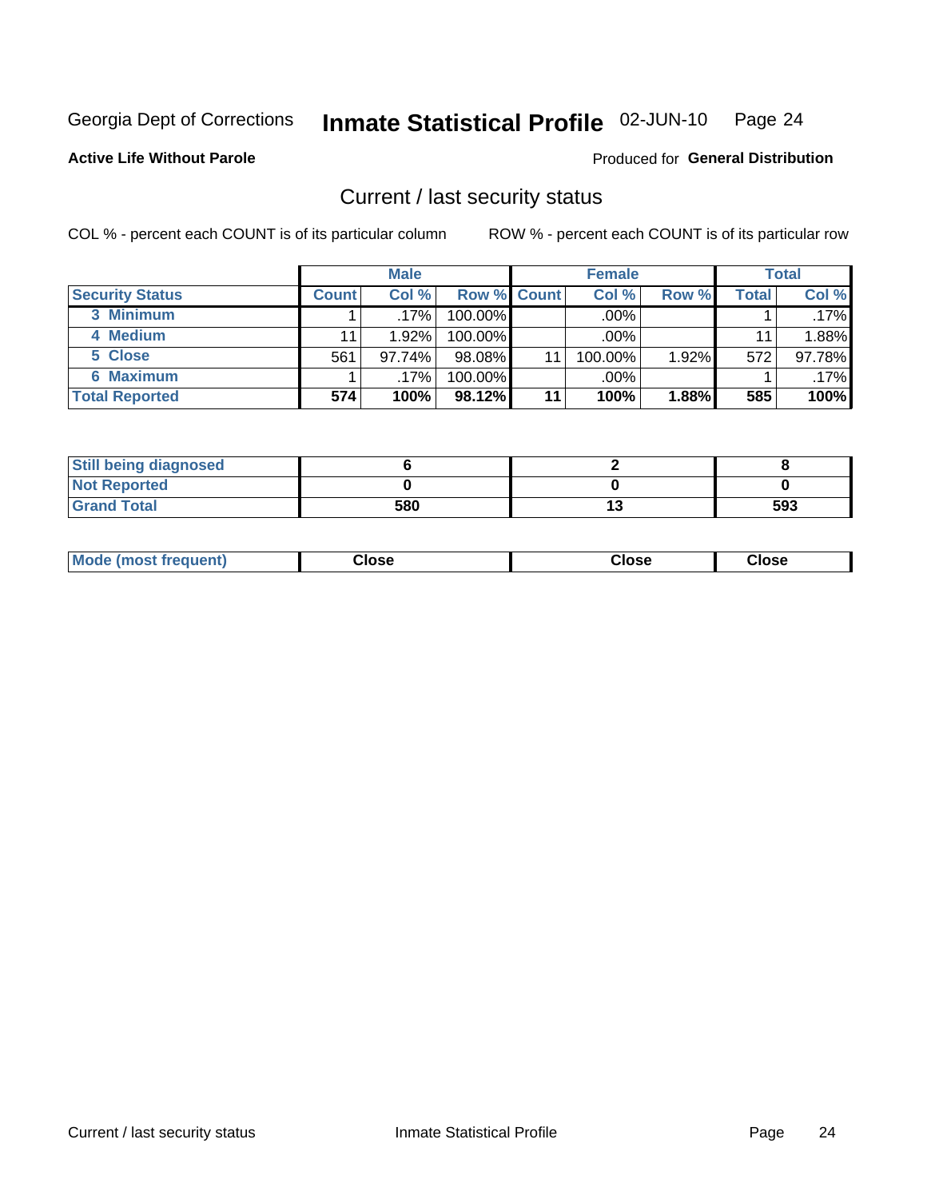Georgia Dept of Corrections **Inmate Statistical Profile** 02-JUN-10 Page 24

**Active Life Without Parole**

Produced for **General Distribution**

## Current / last security status

COL % - percent each COUNT is of its particular column

ROW % - percent each COUNT is of its particular row

| | Male | | | Female | | | Total | |
|---|---|---|---|---|---|---|---|---|
| **Security Status** | **Count** | **Col %** | **Row %** | **Count** | **Col %** | **Row %** | **Total** | **Col %** |
| 3 Minimum | 1 | .17% | 100.00% | | .00% | | 1 | .17% |
| 4 Medium | 11 | 1.92% | 100.00% | | .00% | | 11 | 1.88% |
| 5 Close | 561 | 97.74% | 98.08% | 11 | 100.00% | 1.92% | 572 | 97.78% |
| 6 Maximum | 1 | .17% | 100.00% | | .00% | | 1 | .17% |
| **Total Reported** | **574** | **100%** | **98.12%** | **11** | **100%** | **1.88%** | **585** | **100%** |

| | Male | Female | Total |
|---|---|---|---|
| Still being diagnosed | 6 | 2 | 8 |
| Not Reported | 0 | 0 | 0 |
| Grand Total | 580 | 13 | 593 |

| | Male | Female | Total |
|---|---|---|---|
| Mode (most frequent) | Close | Close | Close |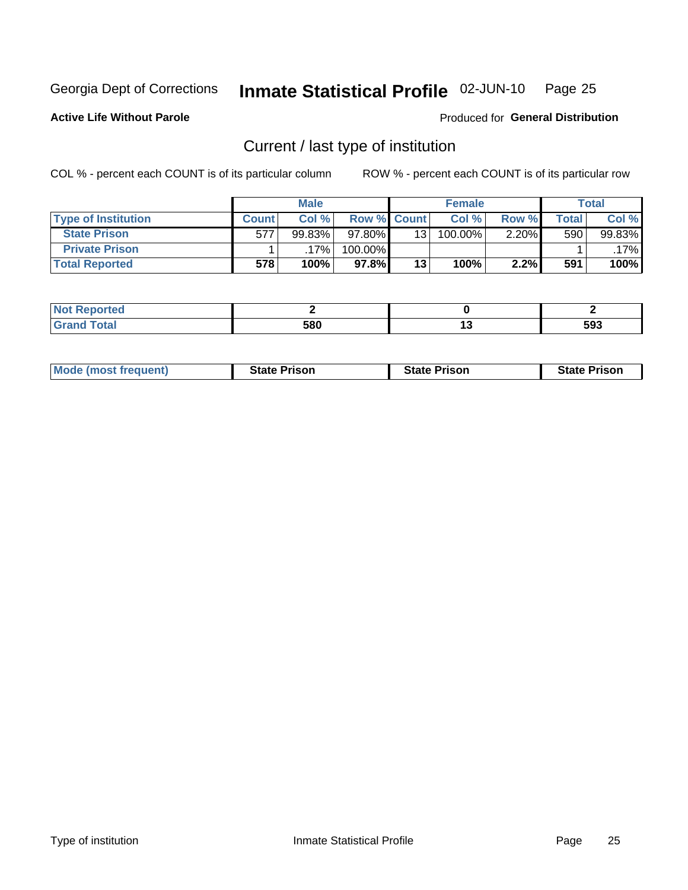Georgia Dept of Corrections **Inmate Statistical Profile** 02-JUN-10

**Active Life Without Parole**

Produced for **General Distribution**

## Current / last type of institution

COL % - percent each COUNT is of its particular column

ROW % - percent each COUNT is of its particular row

| | Male | | | Female | | | Total | |
|---|---|---|---|---|---|---|---|---|
| **Type of Institution** | **Count** | **Col %** | **Row %** | **Count** | **Col %** | **Row %** | **Total** | **Col %** |
| **State Prison** | 577 | 99.83% | 97.80% | 13 | 100.00% | 2.20% | 590 | 99.83% |
| **Private Prison** | 1 | .17% | 100.00% | | | | 1 | .17% |
| **Total Reported** | **578** | **100%** | **97.8%** | **13** | **100%** | **2.2%** | **591** | **100%** |

| | Male | Female | Total |
|---|---|---|---|
| **Not Reported** | **2** | **0** | **2** |
| **Grand Total** | **580** | **13** | **593** |

| | Male | Female | Total |
|---|---|---|---|
| **Mode (most frequent)** | **State Prison** | **State Prison** | **State Prison** |

Type of institution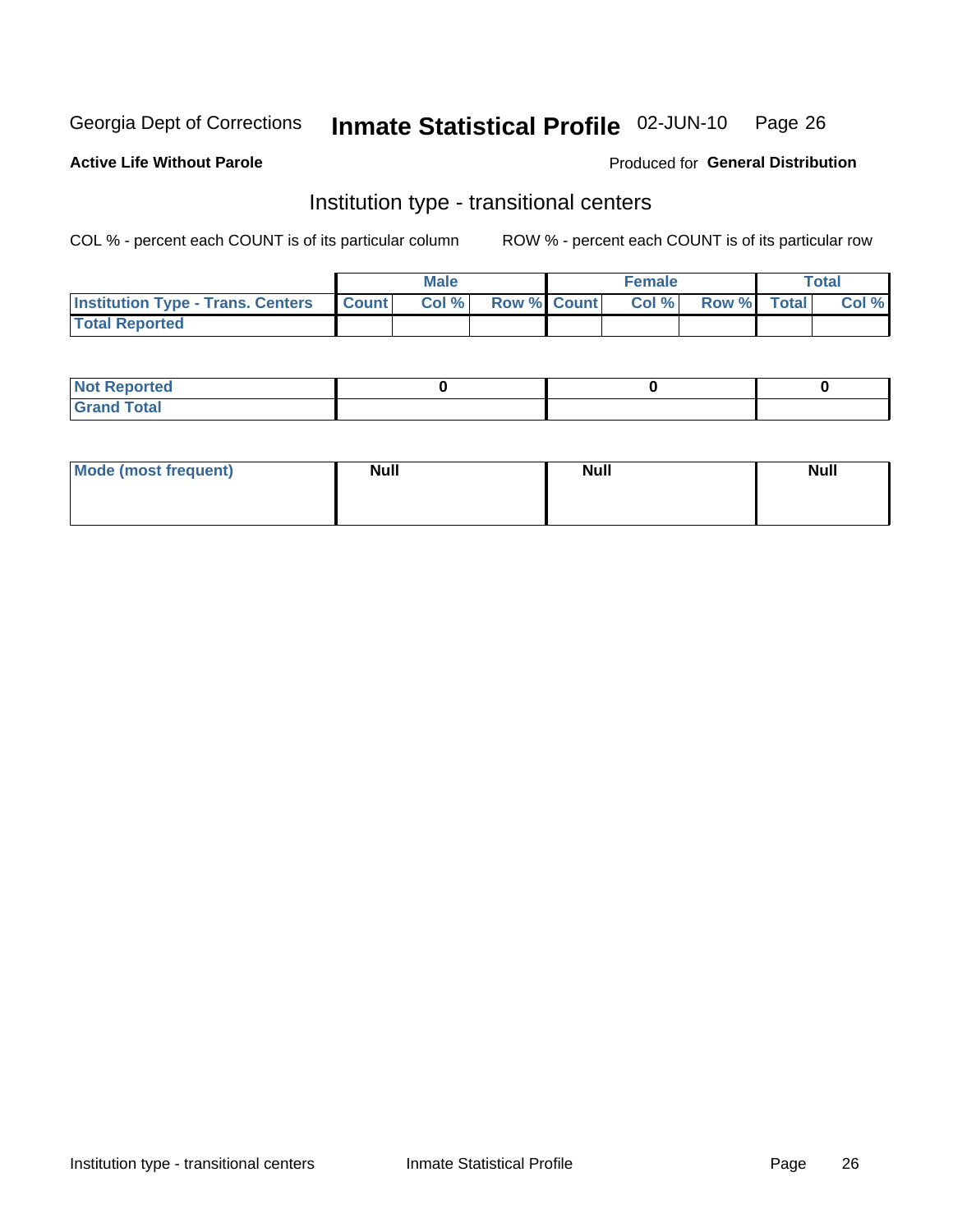Georgia Dept of Corrections **Inmate Statistical Profile** 02-JUN-10

**Active Life Without Parole**

Produced for **General Distribution**

## Institution type - transitional centers

COL % - percent each COUNT is of its particular column

ROW % - percent each COUNT is of its particular row

| | Male | | | Female | | | Total | |
|---|---|---|---|---|---|---|---|---|
| **Institution Type - Trans. Centers** | **Count** | **Col %** | **Row %** | **Count** | **Col %** | **Row %** | **Total** | **Col %** |
| **Total Reported** | | | | | | | | |

| | Male | Female | Total |
|---|---|---|---|
| **Not Reported** | 0 | 0 | 0 |
| **Grand Total** | | | |

| | Male | Female | Total |
|---|---|---|---|
| **Mode (most frequent)** | Null | Null | Null |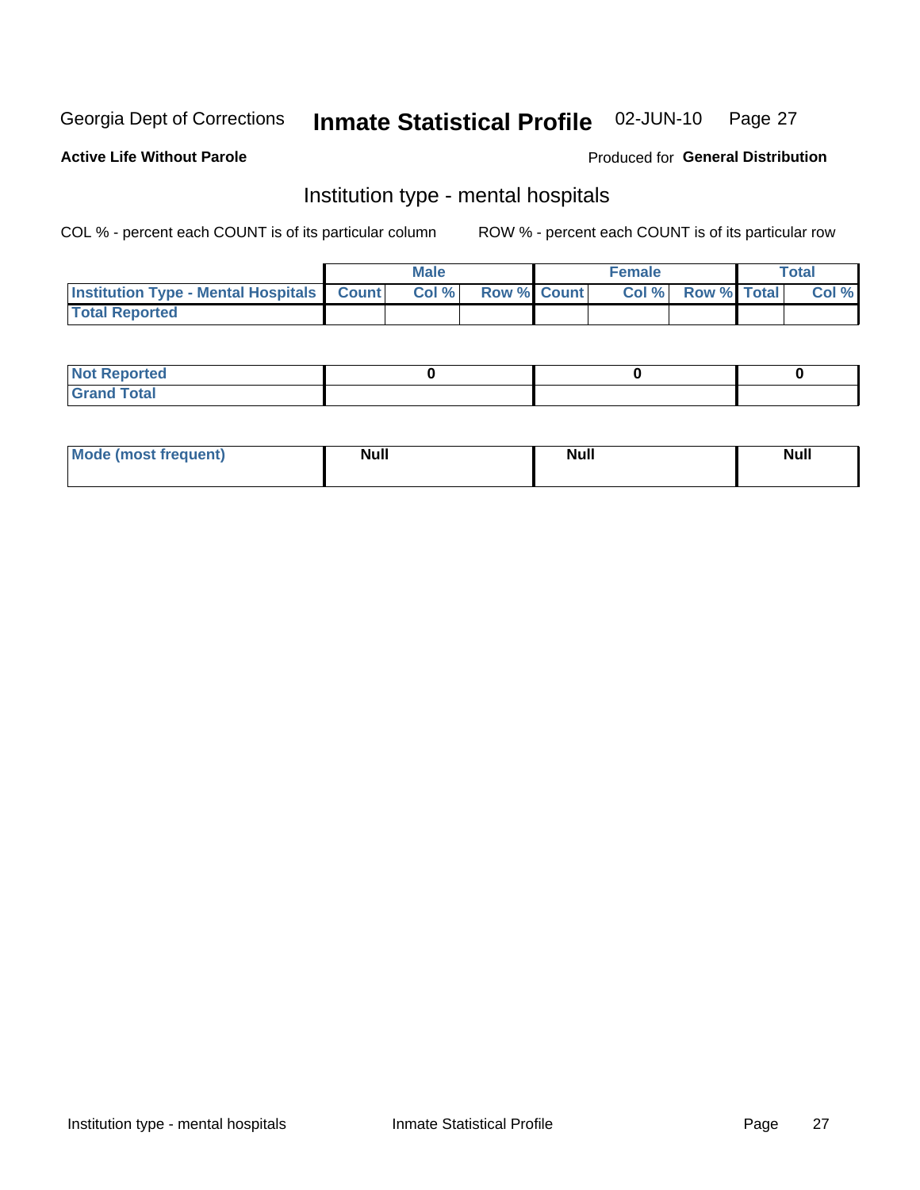Georgia Dept of Corrections **Inmate Statistical Profile** 02-JUN-10 Page 27

**Active Life Without Parole**

Produced for **General Distribution**

## Institution type - mental hospitals

COL % - percent each COUNT is of its particular column

ROW % - percent each COUNT is of its particular row

| | Male | | | Female | | | Total | |
|---|---|---|---|---|---|---|---|---|
| **Institution Type - Mental Hospitals** | **Count** | **Col %** | **Row %** | **Count** | **Col %** | **Row %** | **Total** | **Col %** |
| **Total Reported** | | | | | | | | |
| **Not Reported** | 0 | | | 0 | | | 0 | |
| **Grand Total** | | | | | | | | |
| **Mode (most frequent)** | Null | | | Null | | | Null | |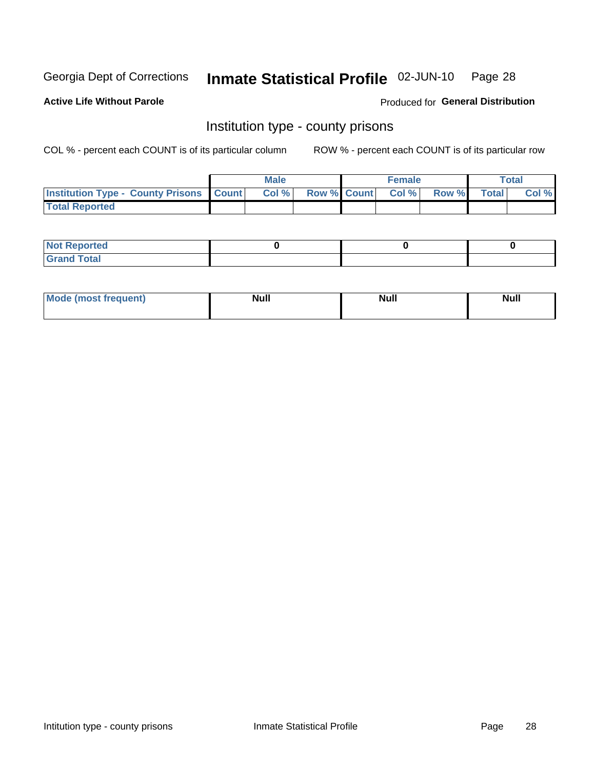Georgia Dept of Corrections **Inmate Statistical Profile** 02-JUN-10

**Active Life Without Parole**

Produced for **General Distribution**

## Institution type - county prisons

COL % - percent each COUNT is of its particular column     ROW % - percent each COUNT is of its particular row

| | Male | | | Female | | | Total | |
|---|---|---|---|---|---|---|---|---|
| **Institution Type - County Prisons** | **Count** | **Col %** | **Row %** | **Count** | **Col %** | **Row %** | **Total** | **Col %** |
| **Total Reported** | | | | | | | | |

| | Male | Female | Total |
|---|---|---|---|
| **Not Reported** | **0** | **0** | **0** |
| **Grand Total** | | | |

| | Male | Female | Total |
|---|---|---|---|
| **Mode (most frequent)** | **Null** | **Null** | **Null** |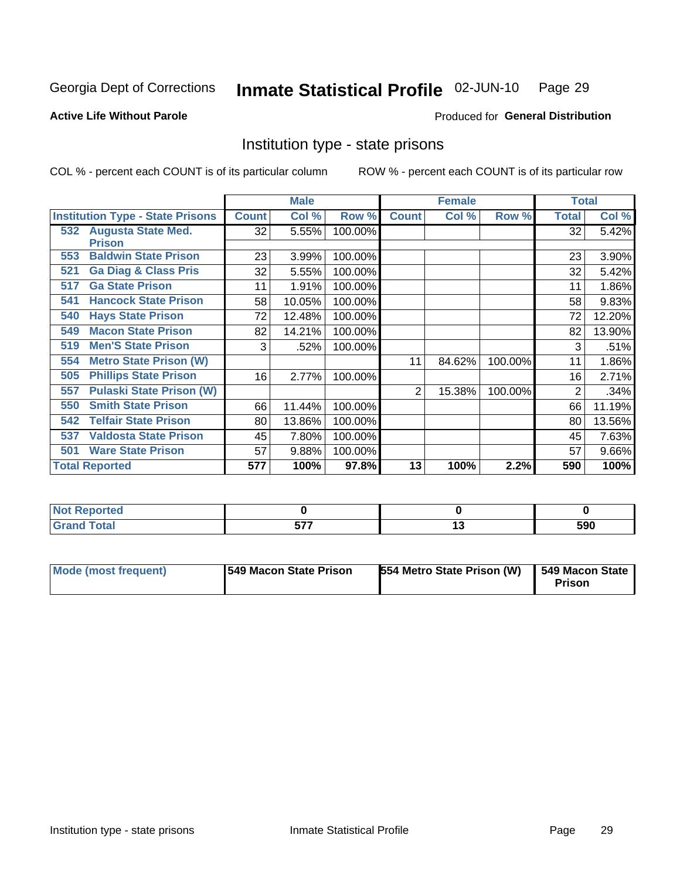Georgia Dept of Corrections **Inmate Statistical Profile** 02-JUN-10

**Active Life Without Parole**

Produced for **General Distribution**

## Institution type - state prisons

COL % - percent each COUNT is of its particular column

ROW % - percent each COUNT is of its particular row

| Institution Type - State Prisons | Male | | | Female | | | Total | |
|---|---|---|---|---|---|---|---|---|
| | Count | Col % | Row % | Count | Col % | Row % | Total | Col % |
| 532 Augusta State Med. Prison | 32 | 5.55% | 100.00% | | | | 32 | 5.42% |
| 553 Baldwin State Prison | 23 | 3.99% | 100.00% | | | | 23 | 3.90% |
| 521 Ga Diag & Class Pris | 32 | 5.55% | 100.00% | | | | 32 | 5.42% |
| 517 Ga State Prison | 11 | 1.91% | 100.00% | | | | 11 | 1.86% |
| 541 Hancock State Prison | 58 | 10.05% | 100.00% | | | | 58 | 9.83% |
| 540 Hays State Prison | 72 | 12.48% | 100.00% | | | | 72 | 12.20% |
| 549 Macon State Prison | 82 | 14.21% | 100.00% | | | | 82 | 13.90% |
| 519 Men'S State Prison | 3 | .52% | 100.00% | | | | 3 | .51% |
| 554 Metro State Prison (W) | | | | 11 | 84.62% | 100.00% | 11 | 1.86% |
| 505 Phillips State Prison | 16 | 2.77% | 100.00% | | | | 16 | 2.71% |
| 557 Pulaski State Prison (W) | | | | 2 | 15.38% | 100.00% | 2 | .34% |
| 550 Smith State Prison | 66 | 11.44% | 100.00% | | | | 66 | 11.19% |
| 542 Telfair State Prison | 80 | 13.86% | 100.00% | | | | 80 | 13.56% |
| 537 Valdosta State Prison | 45 | 7.80% | 100.00% | | | | 45 | 7.63% |
| 501 Ware State Prison | 57 | 9.88% | 100.00% | | | | 57 | 9.66% |
| **Total Reported** | **577** | **100%** | **97.8%** | **13** | **100%** | **2.2%** | **590** | **100%** |

| | Male | Female | Total |
|---|---|---|---|
| Not Reported | 0 | 0 | 0 |
| Grand Total | 577 | 13 | 590 |

| | Male | Female | Total |
|---|---|---|---|
| Mode (most frequent) | 549 Macon State Prison | 554 Metro State Prison (W) | 549 Macon State Prison |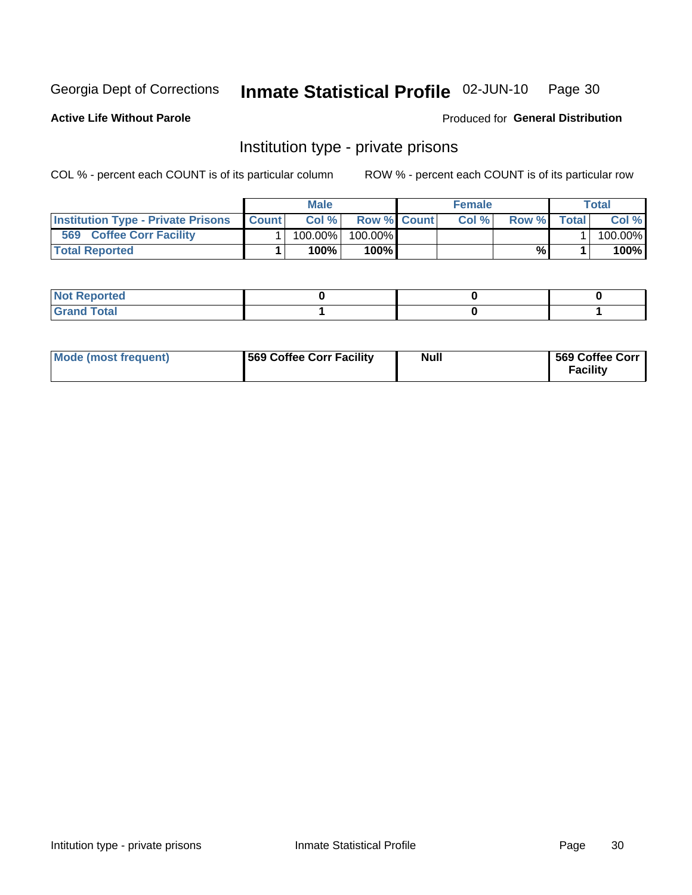Georgia Dept of Corrections **Inmate Statistical Profile** 02-JUN-10

**Active Life Without Parole**

Produced for **General Distribution**

## Institution type - private prisons

COL % - percent each COUNT is of its particular column

ROW % - percent each COUNT is of its particular row

| | Male | | | Female | | | Total | |
|---|---|---|---|---|---|---|---|---|
| **Institution Type - Private Prisons** | **Count** | **Col %** | **Row %** | **Count** | **Col %** | **Row %** | **Total** | **Col %** |
| **569 Coffee Corr Facility** | 1 | 100.00% | 100.00% | | | | 1 | 100.00% |
| **Total Reported** | **1** | **100%** | **100%** | | | **%** | **1** | **100%** |

| | Male | Female | Total |
|---|---|---|---|
| **Not Reported** | **0** | **0** | **0** |
| **Grand Total** | **1** | **0** | **1** |

| | Male | Female | Total |
|---|---|---|---|
| **Mode (most frequent)** | **569 Coffee Corr Facility** | **Null** | **569 Coffee Corr Facility** |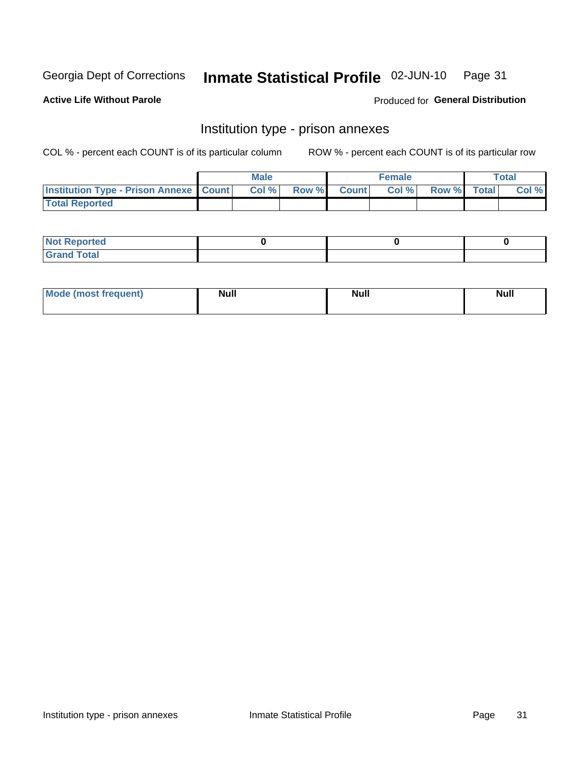Georgia Dept of Corrections **Inmate Statistical Profile** 02-JUN-10

**Active Life Without Parole**

Produced for **General Distribution**

## Institution type - prison annexes

COL % - percent each COUNT is of its particular column ROW % - percent each COUNT is of its particular row

| | Male | | | Female | | | Total | |
|---|---|---|---|---|---|---|---|---|
| **Institution Type - Prison Annexe** | **Count** | **Col %** | **Row %** | **Count** | **Col %** | **Row %** | **Total** | **Col %** |
| **Total Reported** | | | | | | | | |

| | Male | Female | Total |
|---|---|---|---|
| **Not Reported** | 0 | 0 | 0 |
| **Grand Total** | | | |

| | Male | Female | Total |
|---|---|---|---|
| **Mode (most frequent)** | Null | Null | Null |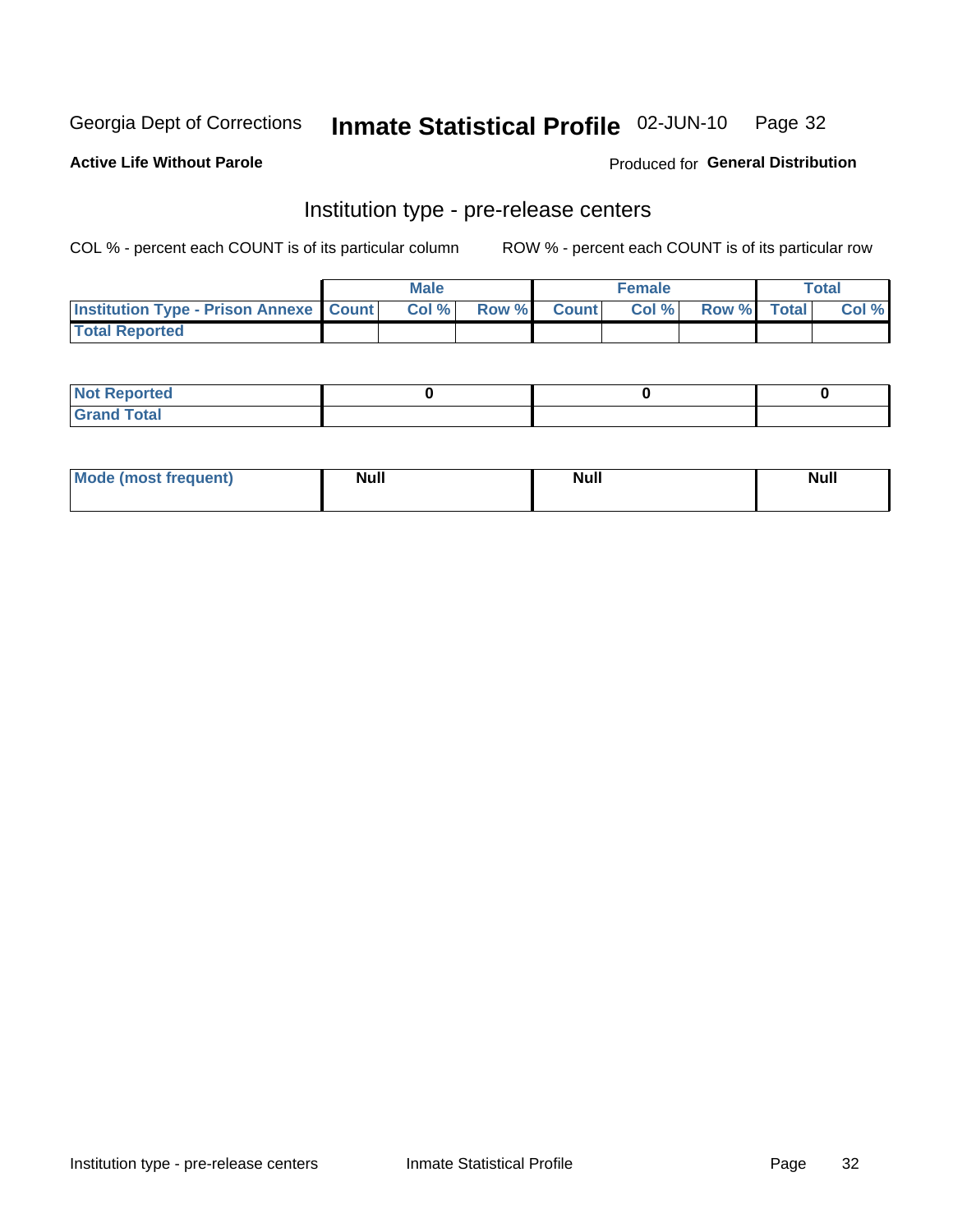Georgia Dept of Corrections **Inmate Statistical Profile** 02-JUN-10

**Active Life Without Parole**

Produced for **General Distribution**

## Institution type - pre-release centers

COL % - percent each COUNT is of its particular column ROW % - percent each COUNT is of its particular row

| | Male | | | Female | | | Total | |
|---|---|---|---|---|---|---|---|---|
| **Institution Type - Prison Annexe** | **Count** | **Col %** | **Row %** | **Count** | **Col %** | **Row %** | **Total** | **Col %** |
| **Total Reported** | | | | | | | | |

| | Male | Female | Total |
|---|---|---|---|
| **Not Reported** | 0 | 0 | 0 |
| **Grand Total** | | | |

| | Male | Female | Total |
|---|---|---|---|
| **Mode (most frequent)** | Null | Null | Null |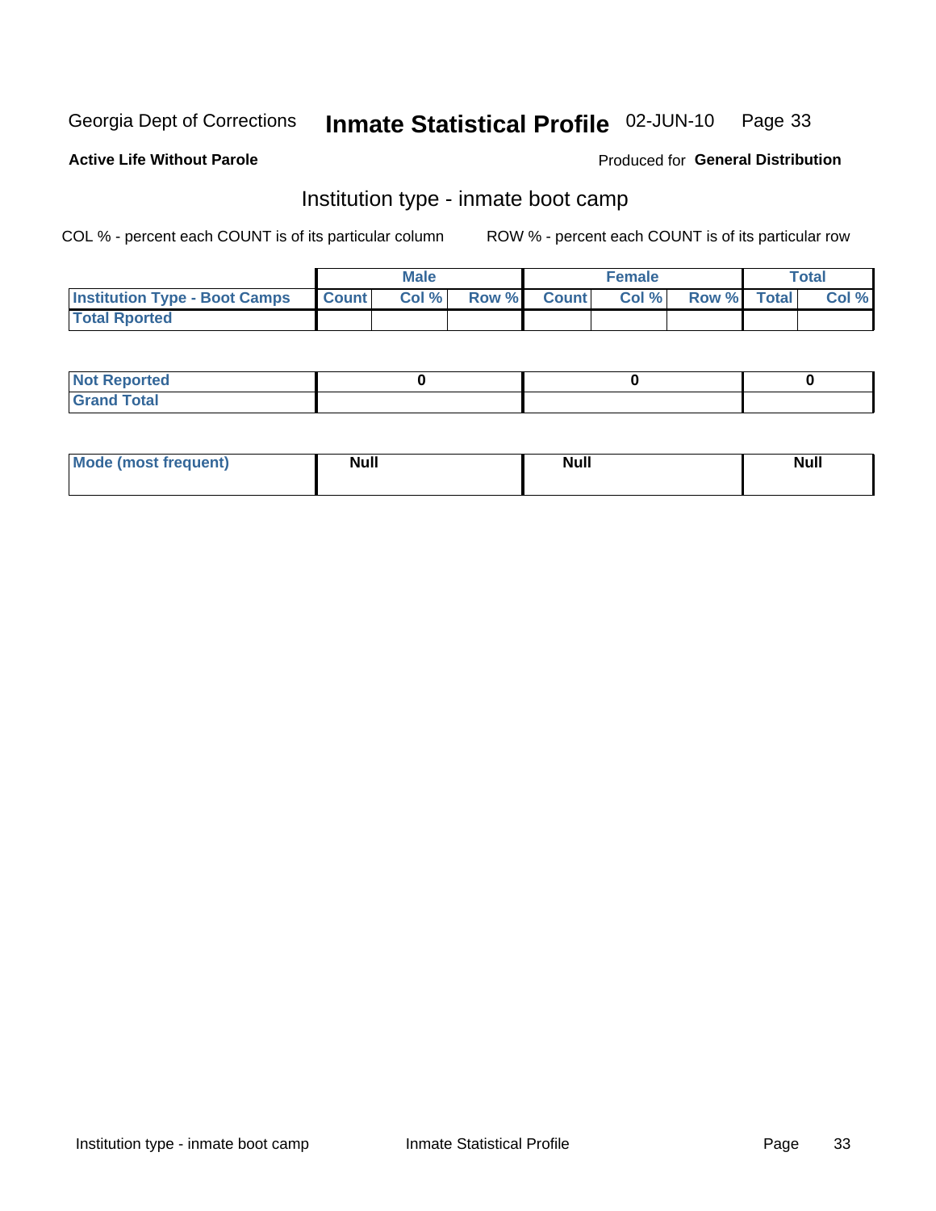Georgia Dept of Corrections **Inmate Statistical Profile** 02-JUN-10

**Active Life Without Parole**

Produced for **General Distribution**

## Institution type - inmate boot camp

COL % - percent each COUNT is of its particular column

ROW % - percent each COUNT is of its particular row

| | Male | | | Female | | | Total | |
|---|---|---|---|---|---|---|---|---|
| Institution Type - Boot Camps | Count | Col % | Row % | Count | Col % | Row % | Total | Col % |
| Total Rported | | | | | | | | |

| | Male | Female | Total |
|---|---|---|---|
| Not Reported | 0 | 0 | 0 |
| Grand Total | | | |

| | Male | Female | Total |
|---|---|---|---|
| Mode (most frequent) | Null | Null | Null |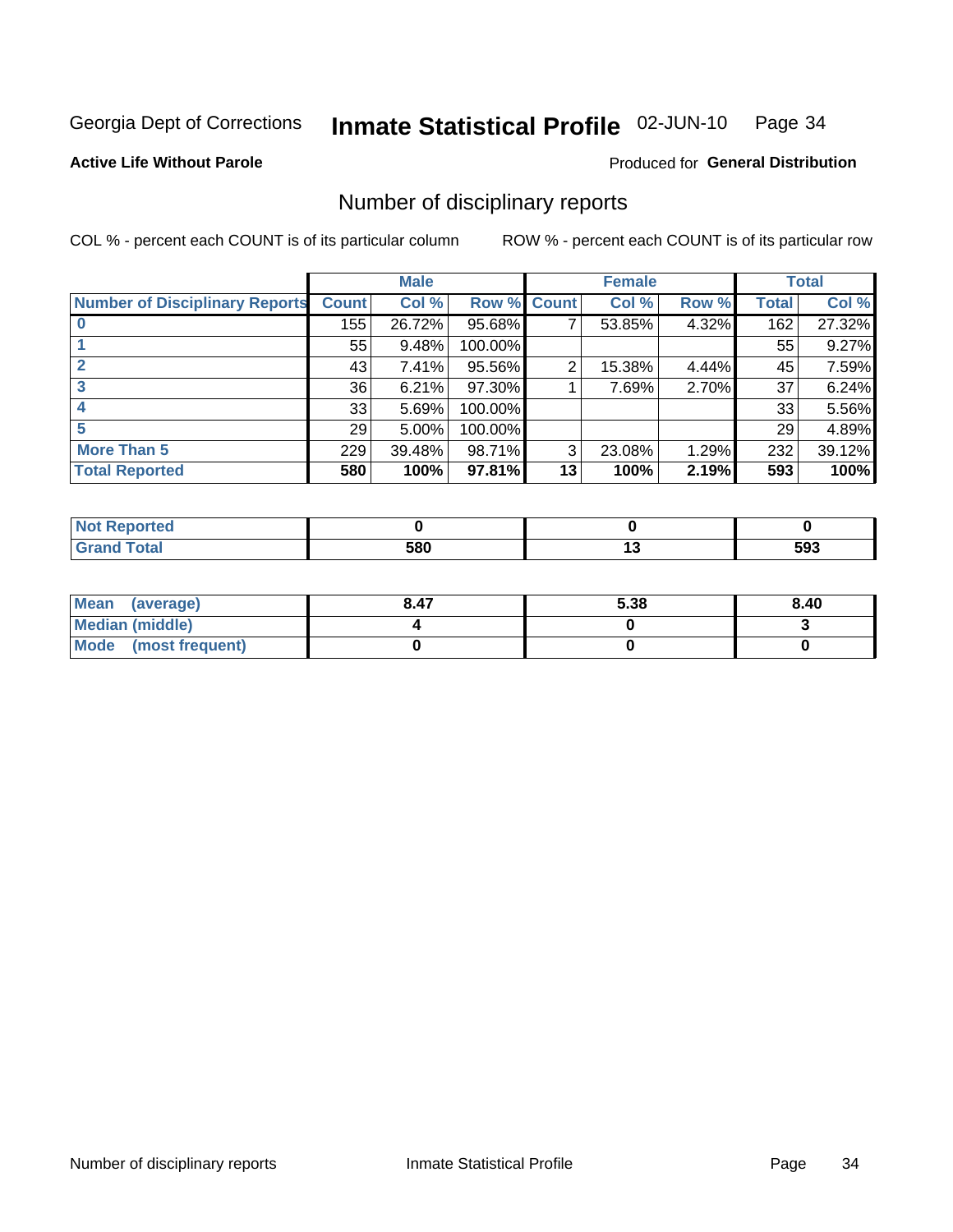Georgia Dept of Corrections **Inmate Statistical Profile** 02-JUN-10

**Active Life Without Parole**

Produced for **General Distribution**

## Number of disciplinary reports

COL % - percent each COUNT is of its particular column

ROW % - percent each COUNT is of its particular row

| | Male | | | Female | | | Total | |
|---|---|---|---|---|---|---|---|---|
| **Number of Disciplinary Reports** | **Count** | **Col %** | **Row %** | **Count** | **Col %** | **Row %** | **Total** | **Col %** |
| **0** | 155 | 26.72% | 95.68% | 7 | 53.85% | 4.32% | 162 | 27.32% |
| **1** | 55 | 9.48% | 100.00% | | | | 55 | 9.27% |
| **2** | 43 | 7.41% | 95.56% | 2 | 15.38% | 4.44% | 45 | 7.59% |
| **3** | 36 | 6.21% | 97.30% | 1 | 7.69% | 2.70% | 37 | 6.24% |
| **4** | 33 | 5.69% | 100.00% | | | | 33 | 5.56% |
| **5** | 29 | 5.00% | 100.00% | | | | 29 | 4.89% |
| **More Than 5** | 229 | 39.48% | 98.71% | 3 | 23.08% | 1.29% | 232 | 39.12% |
| **Total Reported** | **580** | **100%** | **97.81%** | **13** | **100%** | **2.19%** | **593** | **100%** |

| | Male | Female | Total |
|---|---|---|---|
| **Not Reported** | **0** | **0** | **0** |
| **Grand Total** | **580** | **13** | **593** |

| | Male | Female | Total |
|---|---|---|---|
| **Mean (average)** | **8.47** | **5.38** | **8.40** |
| **Median (middle)** | **4** | **0** | **3** |
| **Mode (most frequent)** | **0** | **0** | **0** |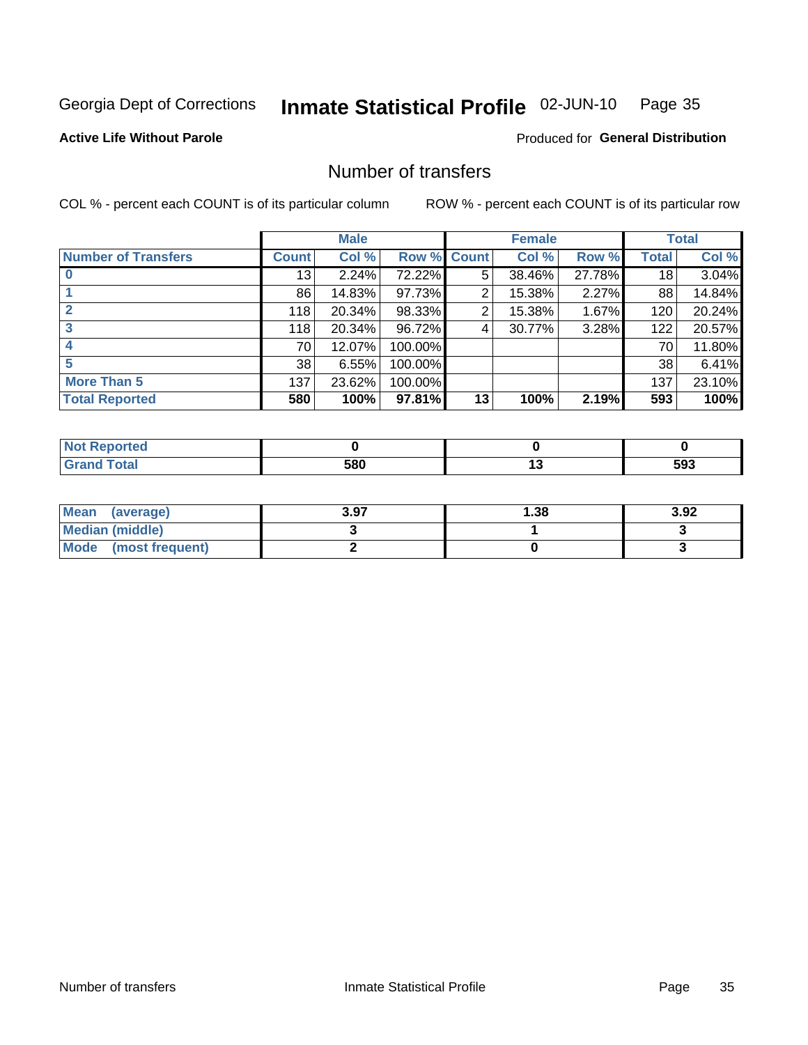Georgia Dept of Corrections **Inmate Statistical Profile** 02-JUN-10

**Active Life Without Parole**

Produced for **General Distribution**

## Number of transfers

COL % - percent each COUNT is of its particular column

ROW % - percent each COUNT is of its particular row

| | Male | | | Female | | | Total | |
|---|---|---|---|---|---|---|---|---|
| **Number of Transfers** | **Count** | **Col %** | **Row %** | **Count** | **Col %** | **Row %** | **Total** | **Col %** |
| **0** | 13 | 2.24% | 72.22% | 5 | 38.46% | 27.78% | 18 | 3.04% |
| **1** | 86 | 14.83% | 97.73% | 2 | 15.38% | 2.27% | 88 | 14.84% |
| **2** | 118 | 20.34% | 98.33% | 2 | 15.38% | 1.67% | 120 | 20.24% |
| **3** | 118 | 20.34% | 96.72% | 4 | 30.77% | 3.28% | 122 | 20.57% |
| **4** | 70 | 12.07% | 100.00% | | | | 70 | 11.80% |
| **5** | 38 | 6.55% | 100.00% | | | | 38 | 6.41% |
| **More Than 5** | 137 | 23.62% | 100.00% | | | | 137 | 23.10% |
| **Total Reported** | **580** | **100%** | **97.81%** | **13** | **100%** | **2.19%** | **593** | **100%** |

| | Male | Female | Total |
|---|---|---|---|
| **Not Reported** | **0** | **0** | **0** |
| **Grand Total** | **580** | **13** | **593** |

| | Male | Female | Total |
|---|---|---|---|
| **Mean (average)** | **3.97** | **1.38** | **3.92** |
| **Median (middle)** | **3** | **1** | **3** |
| **Mode (most frequent)** | **2** | **0** | **3** |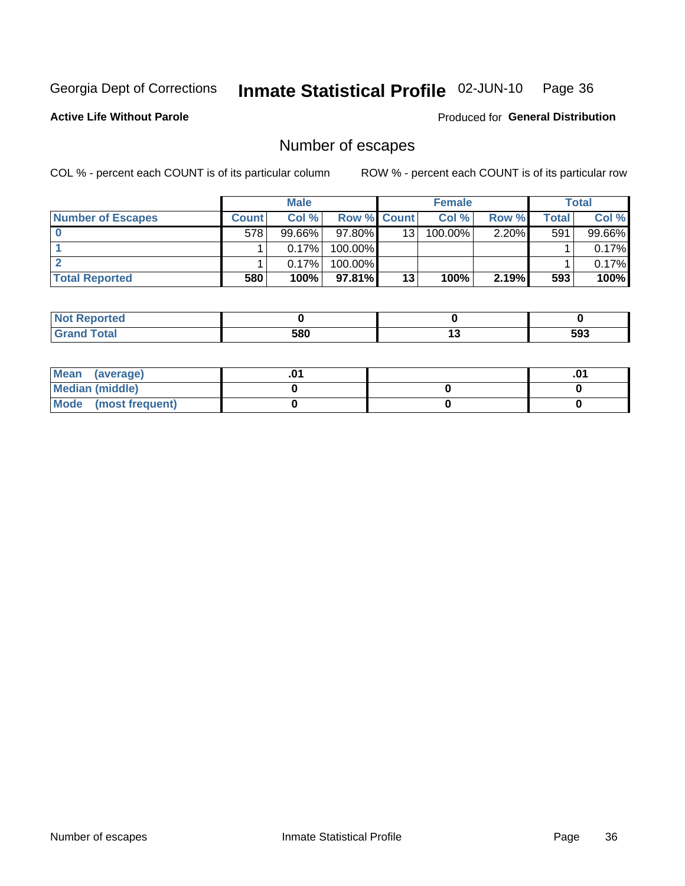Georgia Dept of Corrections **Inmate Statistical Profile** 02-JUN-10 Page 36

**Active Life Without Parole**

Produced for **General Distribution**

## Number of escapes

COL % - percent each COUNT is of its particular column ROW % - percent each COUNT is of its particular row

| | Male | | | Female | | | Total | |
|---|---|---|---|---|---|---|---|---|
| **Number of Escapes** | **Count** | **Col %** | **Row %** | **Count** | **Col %** | **Row %** | **Total** | **Col %** |
| **0** | 578 | 99.66% | 97.80% | 13 | 100.00% | 2.20% | 591 | 99.66% |
| **1** | 1 | 0.17% | 100.00% | | | | 1 | 0.17% |
| **2** | 1 | 0.17% | 100.00% | | | | 1 | 0.17% |
| **Total Reported** | **580** | **100%** | **97.81%** | **13** | **100%** | **2.19%** | **593** | **100%** |

| | Male | Female | Total |
|---|---|---|---|
| **Not Reported** | **0** | **0** | **0** |
| **Grand Total** | **580** | **13** | **593** |

| | Male | Female | Total |
|---|---|---|---|
| **Mean (average)** | **.01** | | **.01** |
| **Median (middle)** | **0** | **0** | **0** |
| **Mode (most frequent)** | **0** | **0** | **0** |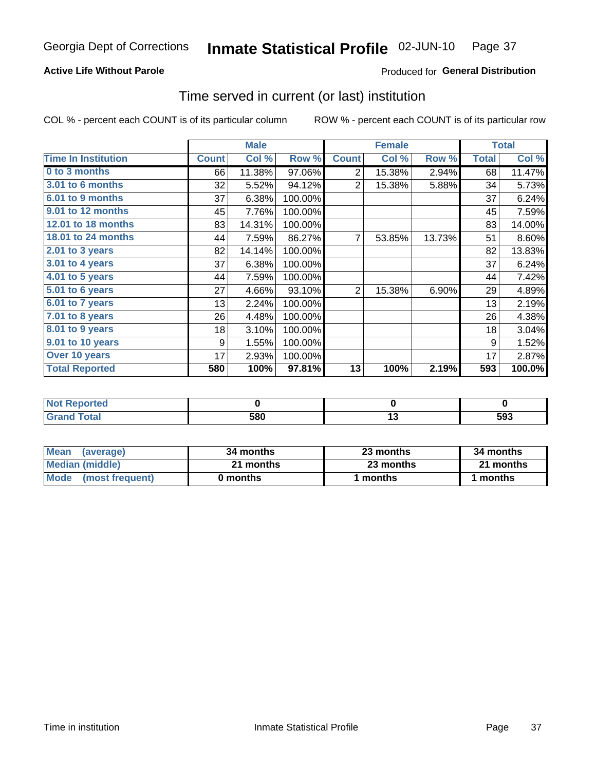# Georgia Dept of Corrections — Inmate Statistical Profile — 02-JUN-10

**Active Life Without Parole**

Produced for **General Distribution**

## Time served in current (or last) institution

COL % - percent each COUNT is of its particular column

ROW % - percent each COUNT is of its particular row

| | Male | | | Female | | | Total | |
|---|---|---|---|---|---|---|---|---|
| **Time In Institution** | **Count** | **Col %** | **Row %** | **Count** | **Col %** | **Row %** | **Total** | **Col %** |
| 0 to 3 months | 66 | 11.38% | 97.06% | 2 | 15.38% | 2.94% | 68 | 11.47% |
| 3.01 to 6 months | 32 | 5.52% | 94.12% | 2 | 15.38% | 5.88% | 34 | 5.73% |
| 6.01 to 9 months | 37 | 6.38% | 100.00% | | | | 37 | 6.24% |
| 9.01 to 12 months | 45 | 7.76% | 100.00% | | | | 45 | 7.59% |
| 12.01 to 18 months | 83 | 14.31% | 100.00% | | | | 83 | 14.00% |
| 18.01 to 24 months | 44 | 7.59% | 86.27% | 7 | 53.85% | 13.73% | 51 | 8.60% |
| 2.01 to 3 years | 82 | 14.14% | 100.00% | | | | 82 | 13.83% |
| 3.01 to 4 years | 37 | 6.38% | 100.00% | | | | 37 | 6.24% |
| 4.01 to 5 years | 44 | 7.59% | 100.00% | | | | 44 | 7.42% |
| 5.01 to 6 years | 27 | 4.66% | 93.10% | 2 | 15.38% | 6.90% | 29 | 4.89% |
| 6.01 to 7 years | 13 | 2.24% | 100.00% | | | | 13 | 2.19% |
| 7.01 to 8 years | 26 | 4.48% | 100.00% | | | | 26 | 4.38% |
| 8.01 to 9 years | 18 | 3.10% | 100.00% | | | | 18 | 3.04% |
| 9.01 to 10 years | 9 | 1.55% | 100.00% | | | | 9 | 1.52% |
| Over 10 years | 17 | 2.93% | 100.00% | | | | 17 | 2.87% |
| **Total Reported** | **580** | **100%** | **97.81%** | **13** | **100%** | **2.19%** | **593** | **100.0%** |

| | Male | Female | Total |
|---|---|---|---|
| Not Reported | 0 | 0 | 0 |
| Grand Total | 580 | 13 | 593 |

| | Male | Female | Total |
|---|---|---|---|
| Mean (average) | 34 months | 23 months | 34 months |
| Median (middle) | 21 months | 23 months | 21 months |
| Mode (most frequent) | 0 months | 1 months | 1 months |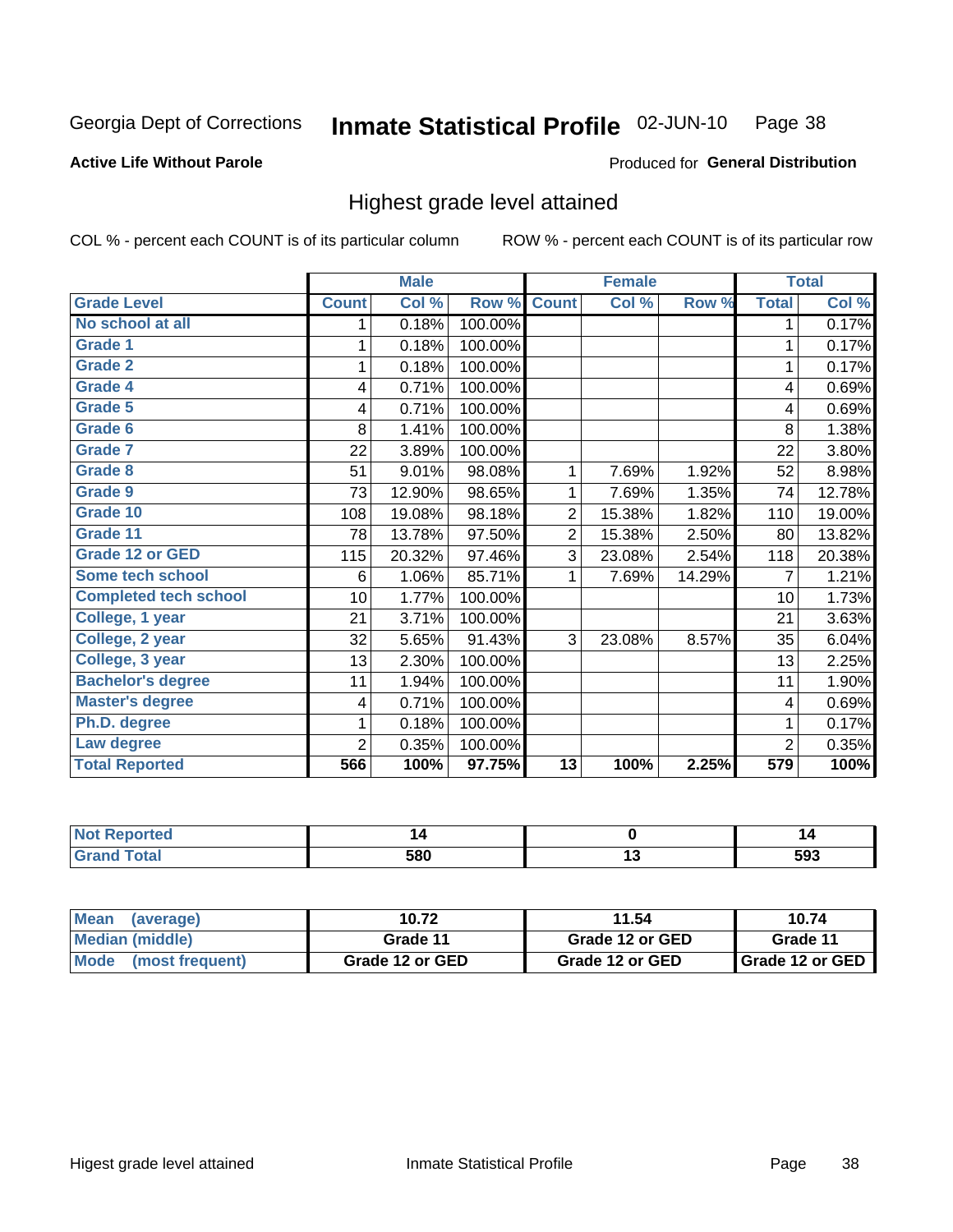Georgia Dept of Corrections **Inmate Statistical Profile** 02-JUN-10

**Active Life Without Parole**

Produced for **General Distribution**

## Highest grade level attained

COL % - percent each COUNT is of its particular column

ROW % - percent each COUNT is of its particular row

| | Male | | | Female | | | Total | |
|---|---|---|---|---|---|---|---|---|
| **Grade Level** | **Count** | **Col %** | **Row %** | **Count** | **Col %** | **Row %** | **Total** | **Col %** |
| No school at all | 1 | 0.18% | 100.00% | | | | 1 | 0.17% |
| Grade 1 | 1 | 0.18% | 100.00% | | | | 1 | 0.17% |
| Grade 2 | 1 | 0.18% | 100.00% | | | | 1 | 0.17% |
| Grade 4 | 4 | 0.71% | 100.00% | | | | 4 | 0.69% |
| Grade 5 | 4 | 0.71% | 100.00% | | | | 4 | 0.69% |
| Grade 6 | 8 | 1.41% | 100.00% | | | | 8 | 1.38% |
| Grade 7 | 22 | 3.89% | 100.00% | | | | 22 | 3.80% |
| Grade 8 | 51 | 9.01% | 98.08% | 1 | 7.69% | 1.92% | 52 | 8.98% |
| Grade 9 | 73 | 12.90% | 98.65% | 1 | 7.69% | 1.35% | 74 | 12.78% |
| Grade 10 | 108 | 19.08% | 98.18% | 2 | 15.38% | 1.82% | 110 | 19.00% |
| Grade 11 | 78 | 13.78% | 97.50% | 2 | 15.38% | 2.50% | 80 | 13.82% |
| Grade 12 or GED | 115 | 20.32% | 97.46% | 3 | 23.08% | 2.54% | 118 | 20.38% |
| Some tech school | 6 | 1.06% | 85.71% | 1 | 7.69% | 14.29% | 7 | 1.21% |
| Completed tech school | 10 | 1.77% | 100.00% | | | | 10 | 1.73% |
| College, 1 year | 21 | 3.71% | 100.00% | | | | 21 | 3.63% |
| College, 2 year | 32 | 5.65% | 91.43% | 3 | 23.08% | 8.57% | 35 | 6.04% |
| College, 3 year | 13 | 2.30% | 100.00% | | | | 13 | 2.25% |
| Bachelor's degree | 11 | 1.94% | 100.00% | | | | 11 | 1.90% |
| Master's degree | 4 | 0.71% | 100.00% | | | | 4 | 0.69% |
| Ph.D. degree | 1 | 0.18% | 100.00% | | | | 1 | 0.17% |
| Law degree | 2 | 0.35% | 100.00% | | | | 2 | 0.35% |
| **Total Reported** | **566** | **100%** | **97.75%** | **13** | **100%** | **2.25%** | **579** | **100%** |

| | Male | Female | Total |
|---|---|---|---|
| Not Reported | **14** | **0** | **14** |
| Grand Total | **580** | **13** | **593** |

| | Male | Female | Total |
|---|---|---|---|
| Mean (average) | **10.72** | **11.54** | **10.74** |
| Median (middle) | **Grade 11** | **Grade 12 or GED** | **Grade 11** |
| Mode (most frequent) | **Grade 12 or GED** | **Grade 12 or GED** | **Grade 12 or GED** |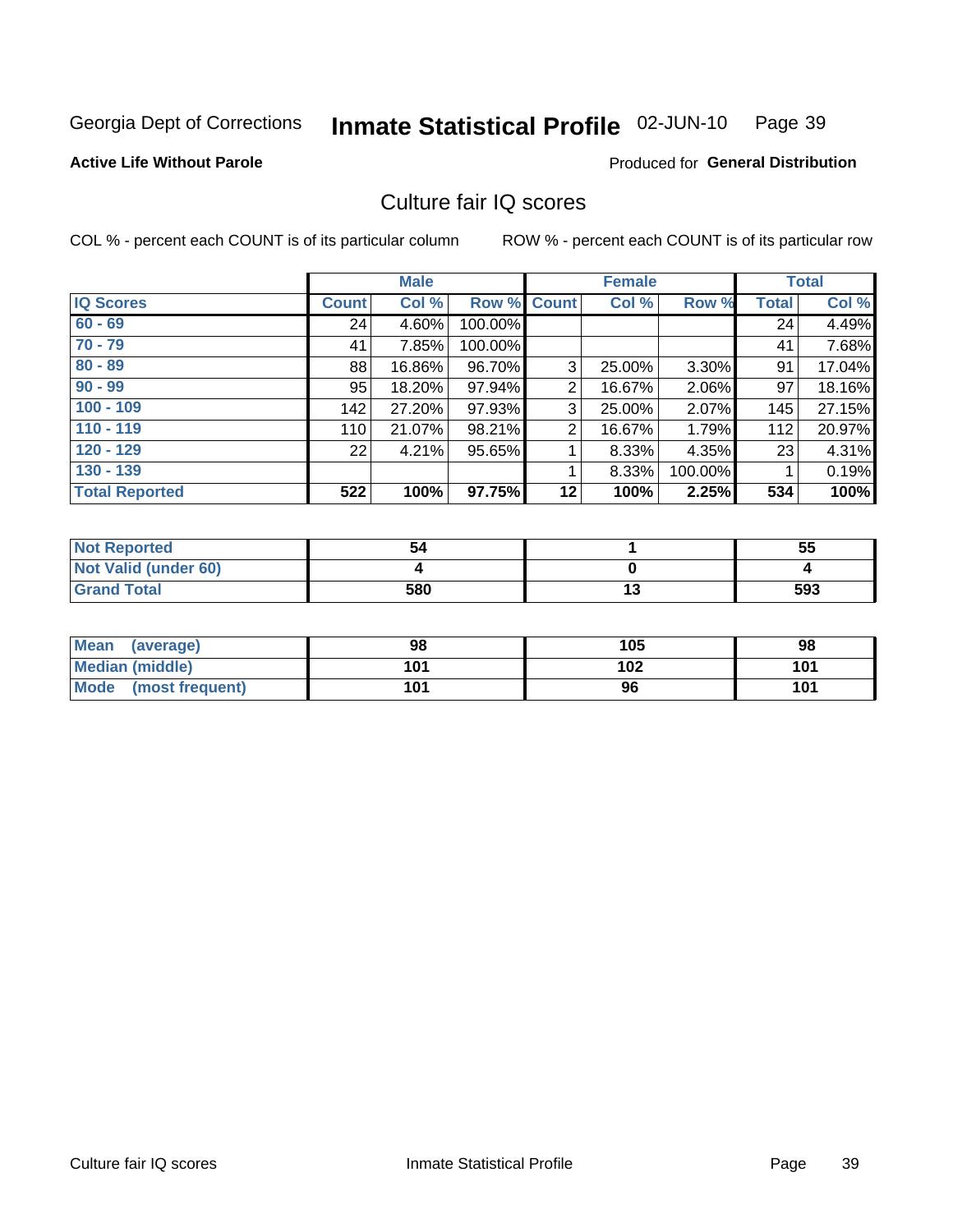Georgia Dept of Corrections **Inmate Statistical Profile** 02-JUN-10

**Active Life Without Parole**

Produced for **General Distribution**

## Culture fair IQ scores

COL % - percent each COUNT is of its particular column

ROW % - percent each COUNT is of its particular row

| | Male | | | Female | | | Total | |
|---|---|---|---|---|---|---|---|---|
| **IQ Scores** | **Count** | **Col %** | **Row %** | **Count** | **Col %** | **Row %** | **Total** | **Col %** |
| 60 - 69 | 24 | 4.60% | 100.00% | | | | 24 | 4.49% |
| 70 - 79 | 41 | 7.85% | 100.00% | | | | 41 | 7.68% |
| 80 - 89 | 88 | 16.86% | 96.70% | 3 | 25.00% | 3.30% | 91 | 17.04% |
| 90 - 99 | 95 | 18.20% | 97.94% | 2 | 16.67% | 2.06% | 97 | 18.16% |
| 100 - 109 | 142 | 27.20% | 97.93% | 3 | 25.00% | 2.07% | 145 | 27.15% |
| 110 - 119 | 110 | 21.07% | 98.21% | 2 | 16.67% | 1.79% | 112 | 20.97% |
| 120 - 129 | 22 | 4.21% | 95.65% | 1 | 8.33% | 4.35% | 23 | 4.31% |
| 130 - 139 | | | | 1 | 8.33% | 100.00% | 1 | 0.19% |
| **Total Reported** | **522** | **100%** | **97.75%** | **12** | **100%** | **2.25%** | **534** | **100%** |

| | Male | Female | Total |
|---|---|---|---|
| Not Reported | 54 | 1 | 55 |
| Not Valid (under 60) | 4 | 0 | 4 |
| Grand Total | 580 | 13 | 593 |

| | Male | Female | Total |
|---|---|---|---|
| Mean (average) | 98 | 105 | 98 |
| Median (middle) | 101 | 102 | 101 |
| Mode (most frequent) | 101 | 96 | 101 |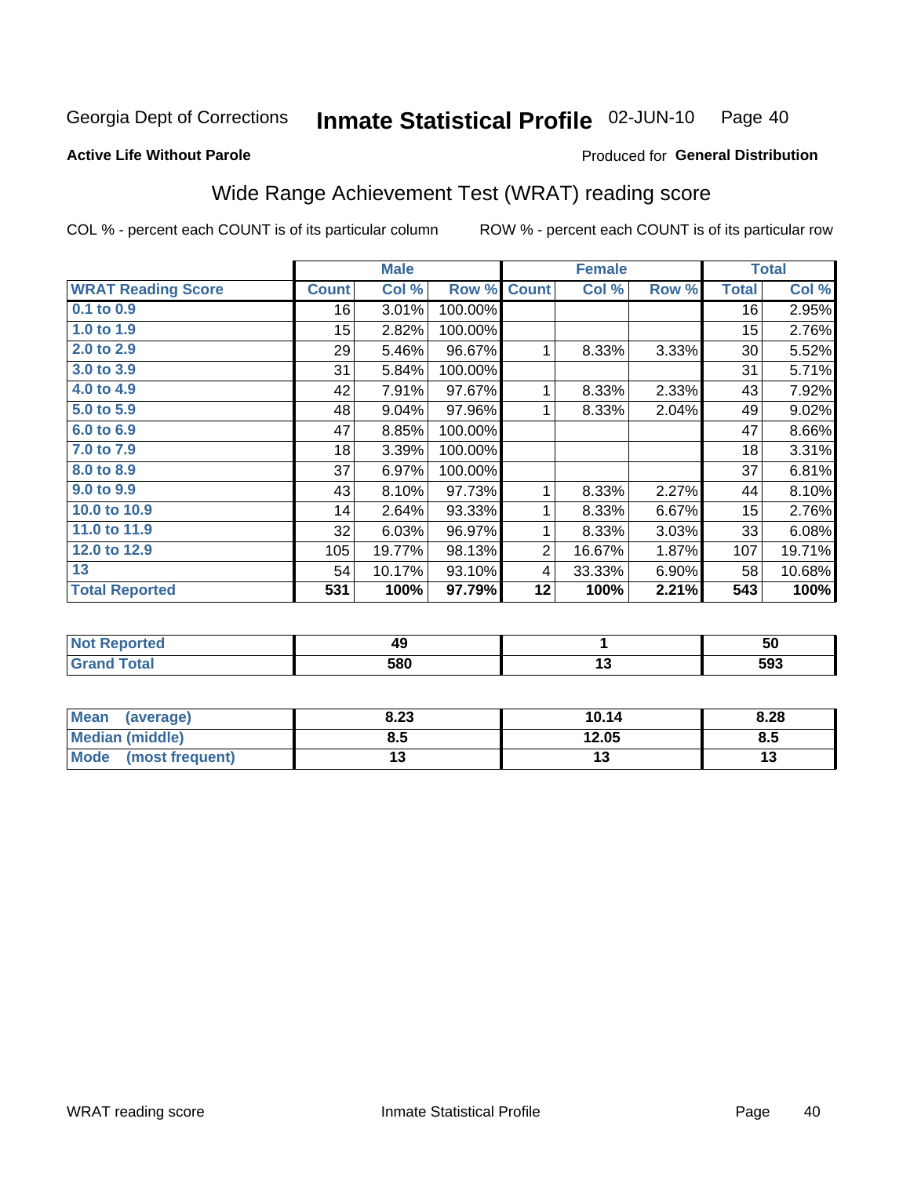Georgia Dept of Corrections **Inmate Statistical Profile** 02-JUN-10

**Active Life Without Parole**

Produced for **General Distribution**

## Wide Range Achievement Test (WRAT) reading score

COL % - percent each COUNT is of its particular column ROW % - percent each COUNT is of its particular row

| | Male | | | Female | | | Total | |
|---|---|---|---|---|---|---|---|---|
| **WRAT Reading Score** | **Count** | **Col %** | **Row %** | **Count** | **Col %** | **Row %** | **Total** | **Col %** |
| 0.1 to 0.9 | 16 | 3.01% | 100.00% | | | | 16 | 2.95% |
| 1.0 to 1.9 | 15 | 2.82% | 100.00% | | | | 15 | 2.76% |
| 2.0 to 2.9 | 29 | 5.46% | 96.67% | 1 | 8.33% | 3.33% | 30 | 5.52% |
| 3.0 to 3.9 | 31 | 5.84% | 100.00% | | | | 31 | 5.71% |
| 4.0 to 4.9 | 42 | 7.91% | 97.67% | 1 | 8.33% | 2.33% | 43 | 7.92% |
| 5.0 to 5.9 | 48 | 9.04% | 97.96% | 1 | 8.33% | 2.04% | 49 | 9.02% |
| 6.0 to 6.9 | 47 | 8.85% | 100.00% | | | | 47 | 8.66% |
| 7.0 to 7.9 | 18 | 3.39% | 100.00% | | | | 18 | 3.31% |
| 8.0 to 8.9 | 37 | 6.97% | 100.00% | | | | 37 | 6.81% |
| 9.0 to 9.9 | 43 | 8.10% | 97.73% | 1 | 8.33% | 2.27% | 44 | 8.10% |
| 10.0 to 10.9 | 14 | 2.64% | 93.33% | 1 | 8.33% | 6.67% | 15 | 2.76% |
| 11.0 to 11.9 | 32 | 6.03% | 96.97% | 1 | 8.33% | 3.03% | 33 | 6.08% |
| 12.0 to 12.9 | 105 | 19.77% | 98.13% | 2 | 16.67% | 1.87% | 107 | 19.71% |
| 13 | 54 | 10.17% | 93.10% | 4 | 33.33% | 6.90% | 58 | 10.68% |
| **Total Reported** | **531** | **100%** | **97.79%** | **12** | **100%** | **2.21%** | **543** | **100%** |

| | Male | Female | Total |
|---|---|---|---|
| **Not Reported** | **49** | **1** | **50** |
| **Grand Total** | **580** | **13** | **593** |

| | Male | Female | Total |
|---|---|---|---|
| **Mean (average)** | **8.23** | **10.14** | **8.28** |
| **Median (middle)** | **8.5** | **12.05** | **8.5** |
| **Mode (most frequent)** | **13** | **13** | **13** |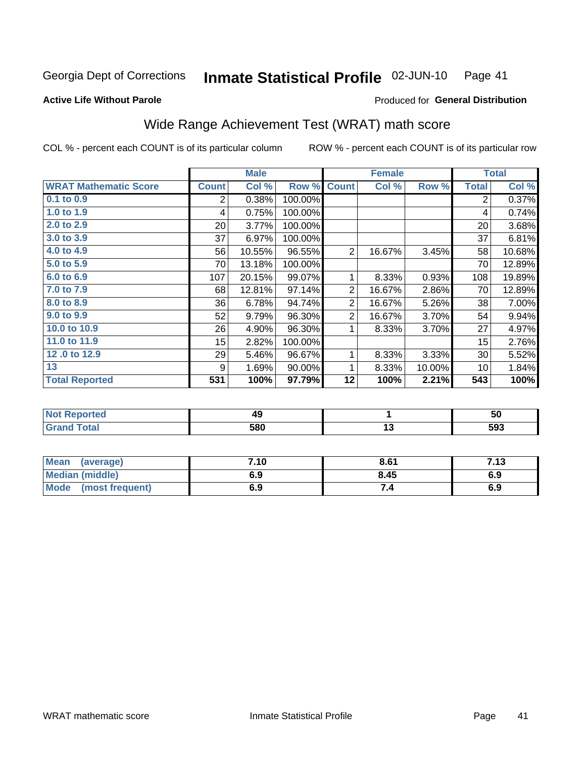Georgia Dept of Corrections **Inmate Statistical Profile** 02-JUN-10

**Active Life Without Parole**

Produced for **General Distribution**

## Wide Range Achievement Test (WRAT) math score

COL % - percent each COUNT is of its particular column

ROW % - percent each COUNT is of its particular row

| | Male | | | Female | | | Total | |
|---|---|---|---|---|---|---|---|---|
| **WRAT Mathematic Score** | **Count** | **Col %** | **Row %** | **Count** | **Col %** | **Row %** | **Total** | **Col %** |
| 0.1 to 0.9 | 2 | 0.38% | 100.00% | | | | 2 | 0.37% |
| 1.0 to 1.9 | 4 | 0.75% | 100.00% | | | | 4 | 0.74% |
| 2.0 to 2.9 | 20 | 3.77% | 100.00% | | | | 20 | 3.68% |
| 3.0 to 3.9 | 37 | 6.97% | 100.00% | | | | 37 | 6.81% |
| 4.0 to 4.9 | 56 | 10.55% | 96.55% | 2 | 16.67% | 3.45% | 58 | 10.68% |
| 5.0 to 5.9 | 70 | 13.18% | 100.00% | | | | 70 | 12.89% |
| 6.0 to 6.9 | 107 | 20.15% | 99.07% | 1 | 8.33% | 0.93% | 108 | 19.89% |
| 7.0 to 7.9 | 68 | 12.81% | 97.14% | 2 | 16.67% | 2.86% | 70 | 12.89% |
| 8.0 to 8.9 | 36 | 6.78% | 94.74% | 2 | 16.67% | 5.26% | 38 | 7.00% |
| 9.0 to 9.9 | 52 | 9.79% | 96.30% | 2 | 16.67% | 3.70% | 54 | 9.94% |
| 10.0 to 10.9 | 26 | 4.90% | 96.30% | 1 | 8.33% | 3.70% | 27 | 4.97% |
| 11.0 to 11.9 | 15 | 2.82% | 100.00% | | | | 15 | 2.76% |
| 12 .0 to 12.9 | 29 | 5.46% | 96.67% | 1 | 8.33% | 3.33% | 30 | 5.52% |
| 13 | 9 | 1.69% | 90.00% | 1 | 8.33% | 10.00% | 10 | 1.84% |
| **Total Reported** | **531** | **100%** | **97.79%** | **12** | **100%** | **2.21%** | **543** | **100%** |

| | Male | Female | Total |
|---|---|---|---|
| **Not Reported** | **49** | **1** | **50** |
| **Grand Total** | **580** | **13** | **593** |

| | Male | Female | Total |
|---|---|---|---|
| **Mean (average)** | **7.10** | **8.61** | **7.13** |
| **Median (middle)** | **6.9** | **8.45** | **6.9** |
| **Mode (most frequent)** | **6.9** | **7.4** | **6.9** |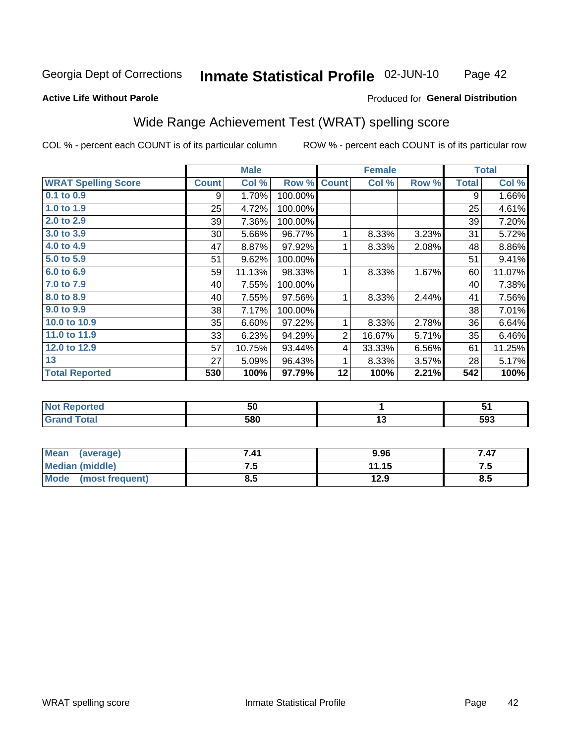Georgia Dept of Corrections **Inmate Statistical Profile** 02-JUN-10

**Active Life Without Parole**

Produced for **General Distribution**

## Wide Range Achievement Test (WRAT) spelling score

COL % - percent each COUNT is of its particular column ROW % - percent each COUNT is of its particular row

| | Male | | | Female | | | Total | |
|---|---|---|---|---|---|---|---|---|
| **WRAT Spelling Score** | **Count** | **Col %** | **Row %** | **Count** | **Col %** | **Row %** | **Total** | **Col %** |
| **0.1 to 0.9** | 9 | 1.70% | 100.00% | | | | 9 | 1.66% |
| **1.0 to 1.9** | 25 | 4.72% | 100.00% | | | | 25 | 4.61% |
| **2.0 to 2.9** | 39 | 7.36% | 100.00% | | | | 39 | 7.20% |
| **3.0 to 3.9** | 30 | 5.66% | 96.77% | 1 | 8.33% | 3.23% | 31 | 5.72% |
| **4.0 to 4.9** | 47 | 8.87% | 97.92% | 1 | 8.33% | 2.08% | 48 | 8.86% |
| **5.0 to 5.9** | 51 | 9.62% | 100.00% | | | | 51 | 9.41% |
| **6.0 to 6.9** | 59 | 11.13% | 98.33% | 1 | 8.33% | 1.67% | 60 | 11.07% |
| **7.0 to 7.9** | 40 | 7.55% | 100.00% | | | | 40 | 7.38% |
| **8.0 to 8.9** | 40 | 7.55% | 97.56% | 1 | 8.33% | 2.44% | 41 | 7.56% |
| **9.0 to 9.9** | 38 | 7.17% | 100.00% | | | | 38 | 7.01% |
| **10.0 to 10.9** | 35 | 6.60% | 97.22% | 1 | 8.33% | 2.78% | 36 | 6.64% |
| **11.0 to 11.9** | 33 | 6.23% | 94.29% | 2 | 16.67% | 5.71% | 35 | 6.46% |
| **12.0 to 12.9** | 57 | 10.75% | 93.44% | 4 | 33.33% | 6.56% | 61 | 11.25% |
| **13** | 27 | 5.09% | 96.43% | 1 | 8.33% | 3.57% | 28 | 5.17% |
| **Total Reported** | **530** | **100%** | **97.79%** | **12** | **100%** | **2.21%** | **542** | **100%** |

| | Male | Female | Total |
|---|---|---|---|
| **Not Reported** | **50** | **1** | **51** |
| **Grand Total** | **580** | **13** | **593** |

| | Male | Female | Total |
|---|---|---|---|
| **Mean (average)** | **7.41** | **9.96** | **7.47** |
| **Median (middle)** | **7.5** | **11.15** | **7.5** |
| **Mode (most frequent)** | **8.5** | **12.9** | **8.5** |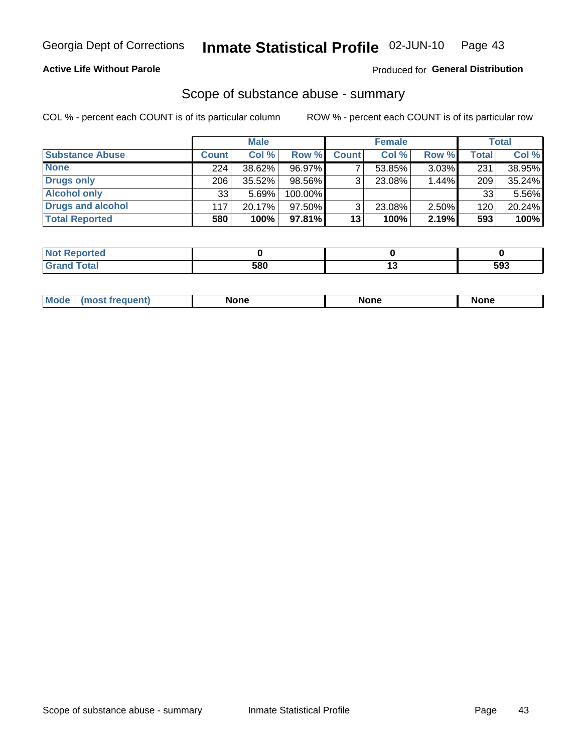Georgia Dept of Corrections **Inmate Statistical Profile** 02-JUN-10

**Active Life Without Parole**

Produced for **General Distribution**

## Scope of substance abuse - summary

COL % - percent each COUNT is of its particular column

ROW % - percent each COUNT is of its particular row

| | Male | | | Female | | | Total | |
|---|---|---|---|---|---|---|---|---|
| **Substance Abuse** | **Count** | **Col %** | **Row %** | **Count** | **Col %** | **Row %** | **Total** | **Col %** |
| **None** | 224 | 38.62% | 96.97% | 7 | 53.85% | 3.03% | 231 | 38.95% |
| **Drugs only** | 206 | 35.52% | 98.56% | 3 | 23.08% | 1.44% | 209 | 35.24% |
| **Alcohol only** | 33 | 5.69% | 100.00% | | | | 33 | 5.56% |
| **Drugs and alcohol** | 117 | 20.17% | 97.50% | 3 | 23.08% | 2.50% | 120 | 20.24% |
| **Total Reported** | **580** | **100%** | **97.81%** | **13** | **100%** | **2.19%** | **593** | **100%** |

| | Male | Female | Total |
|---|---|---|---|
| **Not Reported** | **0** | **0** | **0** |
| **Grand Total** | **580** | **13** | **593** |

| | Male | Female | Total |
|---|---|---|---|
| **Mode (most frequent)** | **None** | **None** | **None** |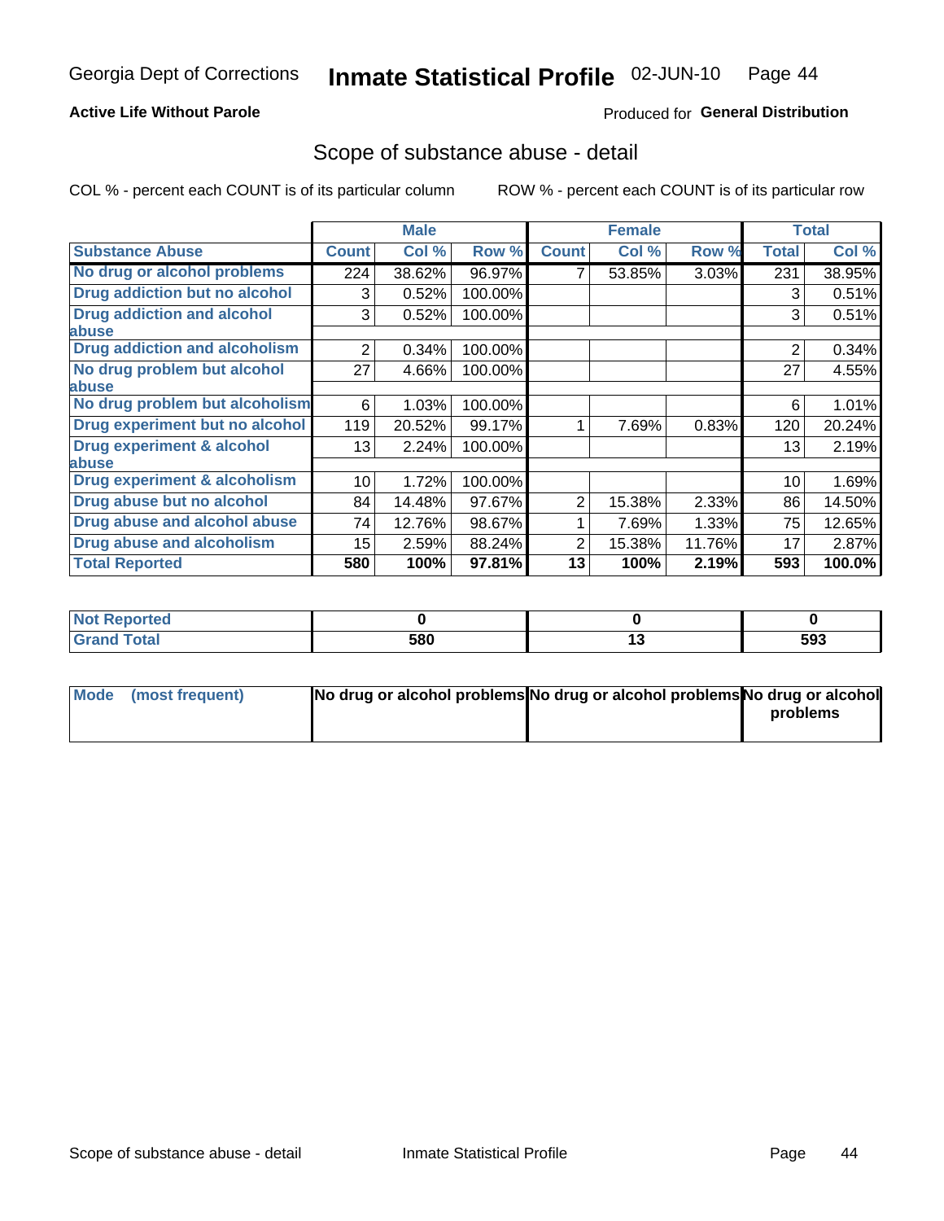Georgia Dept of Corrections **Inmate Statistical Profile** 02-JUN-10

**Active Life Without Parole**

Produced for **General Distribution**

## Scope of substance abuse - detail

COL % - percent each COUNT is of its particular column ROW % - percent each COUNT is of its particular row

| | Male | | | Female | | | Total | |
|---|---|---|---|---|---|---|---|---|
| **Substance Abuse** | **Count** | **Col %** | **Row %** | **Count** | **Col %** | **Row %** | **Total** | **Col %** |
| **No drug or alcohol problems** | 224 | 38.62% | 96.97% | 7 | 53.85% | 3.03% | 231 | 38.95% |
| **Drug addiction but no alcohol** | 3 | 0.52% | 100.00% | | | | 3 | 0.51% |
| **Drug addiction and alcohol abuse** | 3 | 0.52% | 100.00% | | | | 3 | 0.51% |
| **Drug addiction and alcoholism** | 2 | 0.34% | 100.00% | | | | 2 | 0.34% |
| **No drug problem but alcohol abuse** | 27 | 4.66% | 100.00% | | | | 27 | 4.55% |
| **No drug problem but alcoholism** | 6 | 1.03% | 100.00% | | | | 6 | 1.01% |
| **Drug experiment but no alcohol** | 119 | 20.52% | 99.17% | 1 | 7.69% | 0.83% | 120 | 20.24% |
| **Drug experiment & alcohol abuse** | 13 | 2.24% | 100.00% | | | | 13 | 2.19% |
| **Drug experiment & alcoholism** | 10 | 1.72% | 100.00% | | | | 10 | 1.69% |
| **Drug abuse but no alcohol** | 84 | 14.48% | 97.67% | 2 | 15.38% | 2.33% | 86 | 14.50% |
| **Drug abuse and alcohol abuse** | 74 | 12.76% | 98.67% | 1 | 7.69% | 1.33% | 75 | 12.65% |
| **Drug abuse and alcoholism** | 15 | 2.59% | 88.24% | 2 | 15.38% | 11.76% | 17 | 2.87% |
| **Total Reported** | **580** | **100%** | **97.81%** | **13** | **100%** | **2.19%** | **593** | **100.0%** |

| | Male | Female | Total |
|---|---|---|---|
| **Not Reported** | **0** | **0** | **0** |
| **Grand Total** | **580** | **13** | **593** |

| | Male | Female | Total |
|---|---|---|---|
| **Mode (most frequent)** | **No drug or alcohol problems** | **No drug or alcohol problems** | **No drug or alcohol problems** |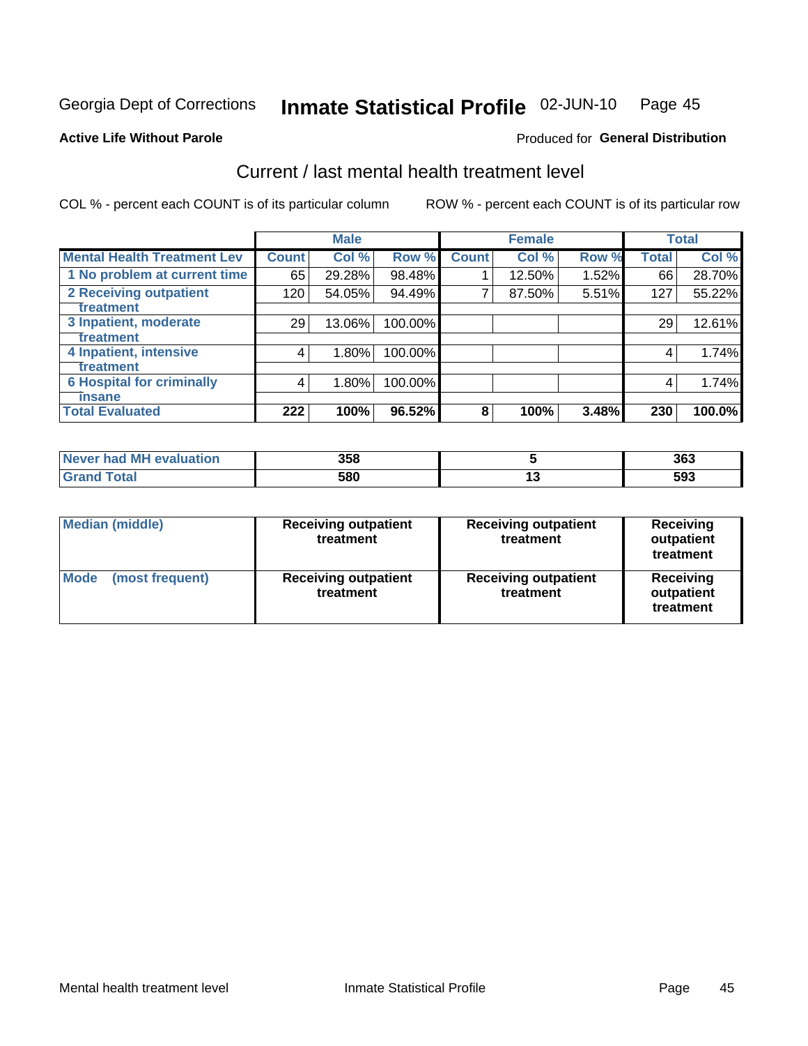Georgia Dept of Corrections **Inmate Statistical Profile** 02-JUN-10

**Active Life Without Parole**

Produced for **General Distribution**

## Current / last mental health treatment level

COL % - percent each COUNT is of its particular column    ROW % - percent each COUNT is of its particular row

| | Male | | | Female | | | Total | |
|---|---|---|---|---|---|---|---|---|
| **Mental Health Treatment Lev** | **Count** | **Col %** | **Row %** | **Count** | **Col %** | **Row %** | **Total** | **Col %** |
| **1 No problem at current time** | 65 | 29.28% | 98.48% | 1 | 12.50% | 1.52% | 66 | 28.70% |
| **2 Receiving outpatient treatment** | 120 | 54.05% | 94.49% | 7 | 87.50% | 5.51% | 127 | 55.22% |
| **3 Inpatient, moderate treatment** | 29 | 13.06% | 100.00% | | | | 29 | 12.61% |
| **4 Inpatient, intensive treatment** | 4 | 1.80% | 100.00% | | | | 4 | 1.74% |
| **6 Hospital for criminally insane** | 4 | 1.80% | 100.00% | | | | 4 | 1.74% |
| **Total Evaluated** | **222** | **100%** | **96.52%** | **8** | **100%** | **3.48%** | **230** | **100.0%** |

| | Male | Female | Total |
|---|---|---|---|
| **Never had MH evaluation** | **358** | **5** | **363** |
| **Grand Total** | **580** | **13** | **593** |

| | Male | Female | Total |
|---|---|---|---|
| **Median (middle)** | **Receiving outpatient treatment** | **Receiving outpatient treatment** | **Receiving outpatient treatment** |
| **Mode (most frequent)** | **Receiving outpatient treatment** | **Receiving outpatient treatment** | **Receiving outpatient treatment** |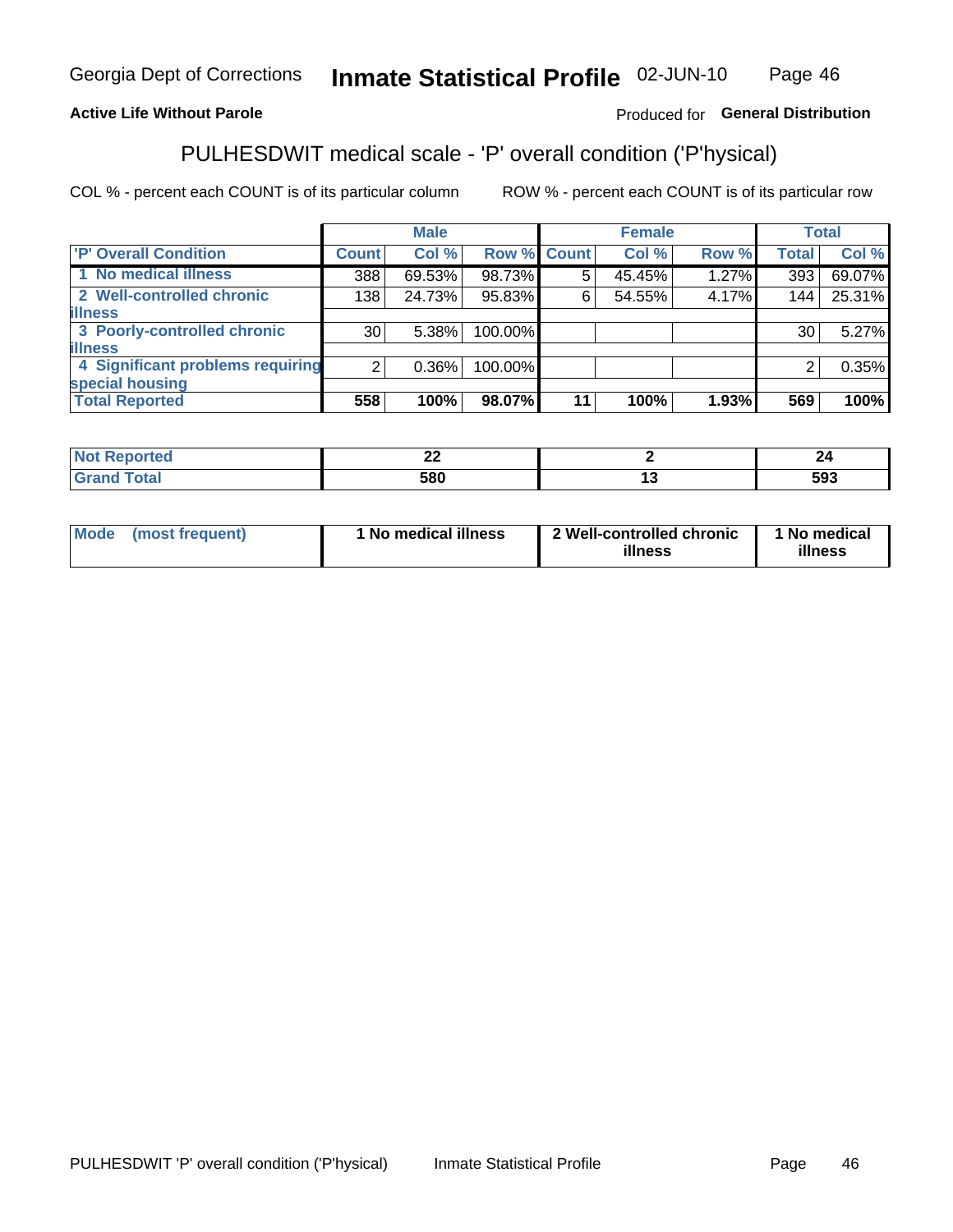Georgia Dept of Corrections **Inmate Statistical Profile** 02-JUN-10

**Active Life Without Parole**

Produced for **General Distribution**

## PULHESDWIT medical scale - 'P' overall condition ('P'hysical)

COL % - percent each COUNT is of its particular column

ROW % - percent each COUNT is of its particular row

| | Male | | | Female | | | Total | |
|---|---|---|---|---|---|---|---|---|
| **'P' Overall Condition** | **Count** | **Col %** | **Row %** | **Count** | **Col %** | **Row %** | **Total** | **Col %** |
| 1 No medical illness | 388 | 69.53% | 98.73% | 5 | 45.45% | 1.27% | 393 | 69.07% |
| 2 Well-controlled chronic illness | 138 | 24.73% | 95.83% | 6 | 54.55% | 4.17% | 144 | 25.31% |
| 3 Poorly-controlled chronic illness | 30 | 5.38% | 100.00% | | | | 30 | 5.27% |
| 4 Significant problems requiring special housing | 2 | 0.36% | 100.00% | | | | 2 | 0.35% |
| **Total Reported** | **558** | **100%** | **98.07%** | **11** | **100%** | **1.93%** | **569** | **100%** |

| | Male | Female | Total |
|---|---|---|---|
| **Not Reported** | **22** | **2** | **24** |
| **Grand Total** | **580** | **13** | **593** |

| | Male | Female | Total |
|---|---|---|---|
| **Mode (most frequent)** | **1 No medical illness** | **2 Well-controlled chronic illness** | **1 No medical illness** |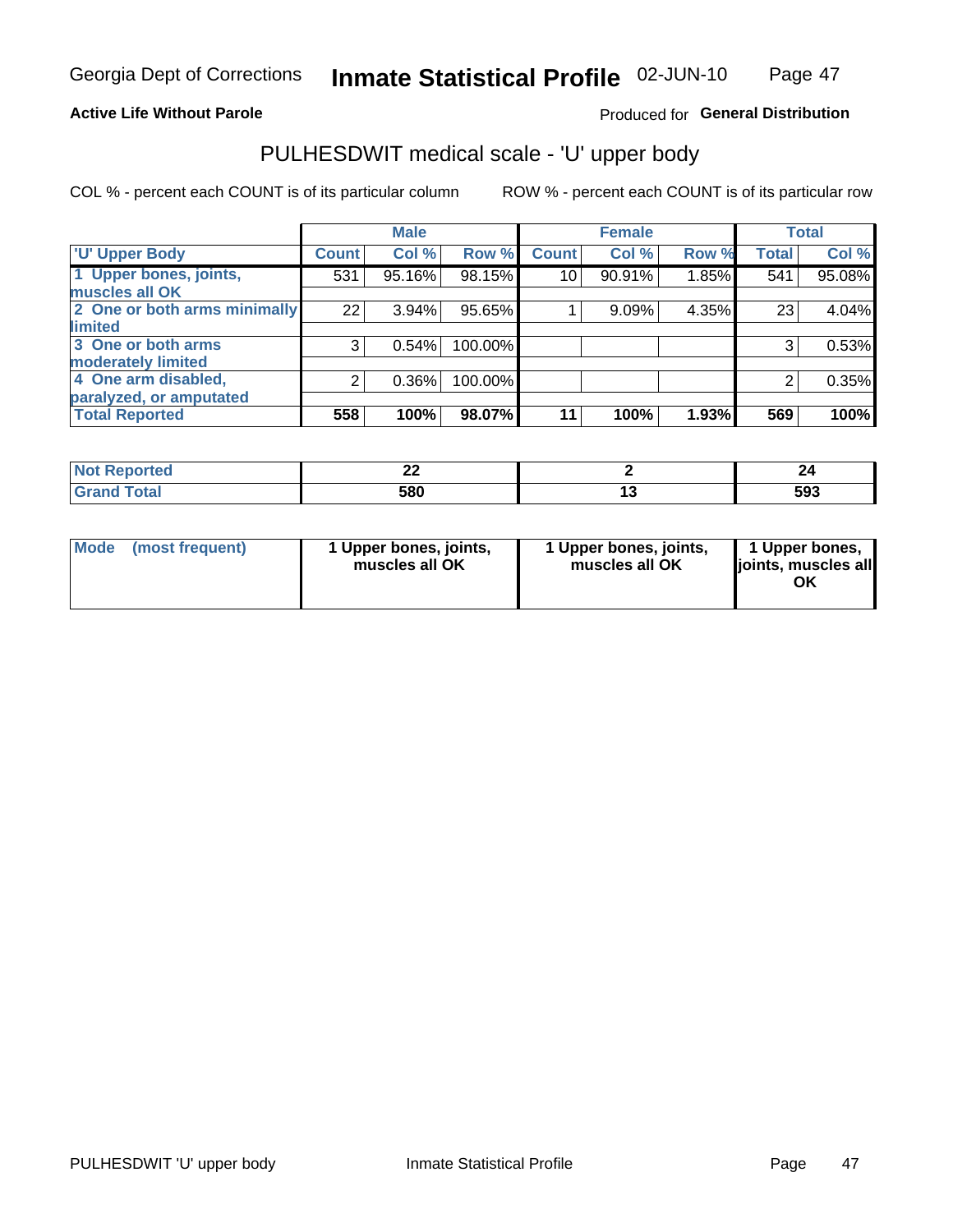Georgia Dept of Corrections **Inmate Statistical Profile** 02-JUN-10

**Active Life Without Parole**

Produced for **General Distribution**

## PULHESDWIT medical scale - 'U' upper body

COL % - percent each COUNT is of its particular column

ROW % - percent each COUNT is of its particular row

| | Male | | | Female | | | Total | |
|---|---|---|---|---|---|---|---|---|
| 'U' Upper Body | Count | Col % | Row % | Count | Col % | Row % | Total | Col % |
| 1 Upper bones, joints, muscles all OK | 531 | 95.16% | 98.15% | 10 | 90.91% | 1.85% | 541 | 95.08% |
| 2 One or both arms minimally limited | 22 | 3.94% | 95.65% | 1 | 9.09% | 4.35% | 23 | 4.04% |
| 3 One or both arms moderately limited | 3 | 0.54% | 100.00% | | | | 3 | 0.53% |
| 4 One arm disabled, paralyzed, or amputated | 2 | 0.36% | 100.00% | | | | 2 | 0.35% |
| **Total Reported** | **558** | **100%** | **98.07%** | **11** | **100%** | **1.93%** | **569** | **100%** |

| | Male | Female | Total |
|---|---|---|---|
| Not Reported | 22 | 2 | 24 |
| Grand Total | 580 | 13 | 593 |

| | Male | Female | Total |
|---|---|---|---|
| Mode (most frequent) | 1 Upper bones, joints, muscles all OK | 1 Upper bones, joints, muscles all OK | 1 Upper bones, joints, muscles all OK |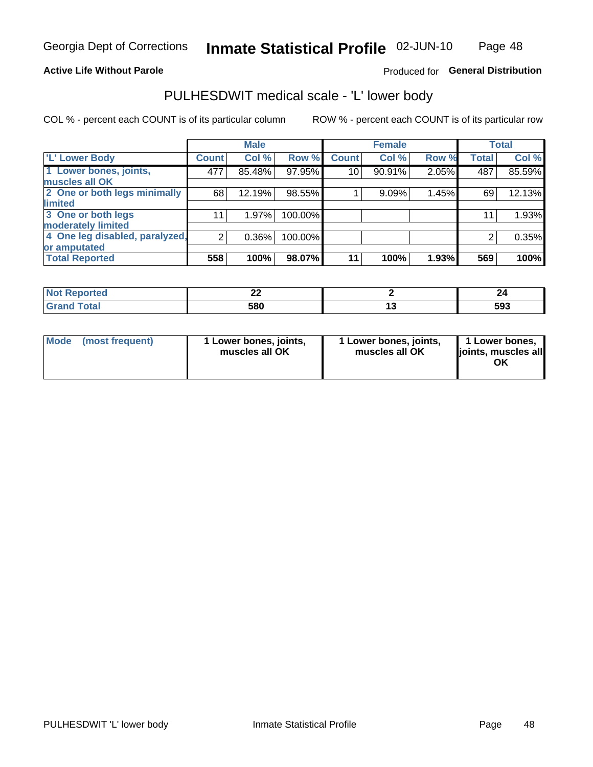Georgia Dept of Corrections **Inmate Statistical Profile** 02-JUN-10

**Active Life Without Parole**

Produced for **General Distribution**

## PULHESDWIT medical scale - 'L' lower body

COL % - percent each COUNT is of its particular column ROW % - percent each COUNT is of its particular row

| | Male | | | Female | | | Total | |
|---|---|---|---|---|---|---|---|---|
| 'L' Lower Body | Count | Col % | Row % | Count | Col % | Row % | Total | Col % |
| 1 Lower bones, joints, muscles all OK | 477 | 85.48% | 97.95% | 10 | 90.91% | 2.05% | 487 | 85.59% |
| 2 One or both legs minimally limited | 68 | 12.19% | 98.55% | 1 | 9.09% | 1.45% | 69 | 12.13% |
| 3 One or both legs moderately limited | 11 | 1.97% | 100.00% | | | | 11 | 1.93% |
| 4 One leg disabled, paralyzed, or amputated | 2 | 0.36% | 100.00% | | | | 2 | 0.35% |
| **Total Reported** | **558** | **100%** | **98.07%** | **11** | **100%** | **1.93%** | **569** | **100%** |

| | Male | Female | Total |
|---|---|---|---|
| Not Reported | 22 | 2 | 24 |
| Grand Total | 580 | 13 | 593 |

| | Male | Female | Total |
|---|---|---|---|
| Mode (most frequent) | 1 Lower bones, joints, muscles all OK | 1 Lower bones, joints, muscles all OK | 1 Lower bones, joints, muscles all OK |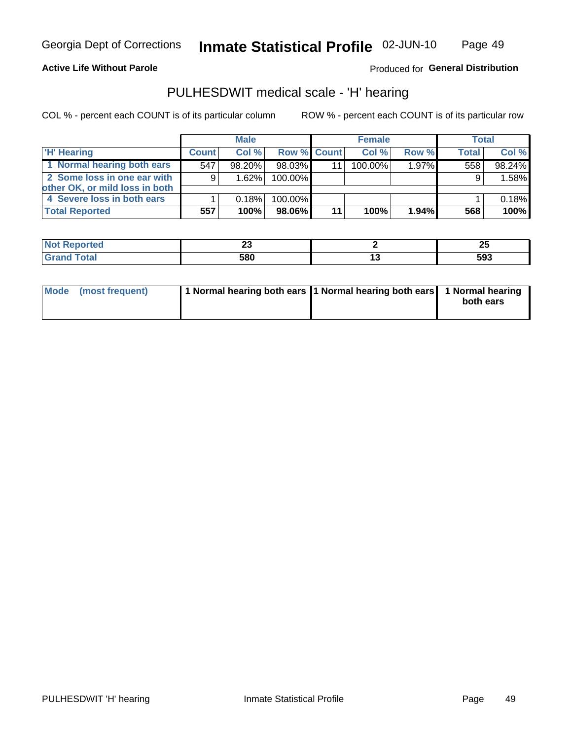Georgia Dept of Corrections **Inmate Statistical Profile** 02-JUN-10

**Active Life Without Parole**

Produced for **General Distribution**

## PULHESDWIT medical scale - 'H' hearing

COL % - percent each COUNT is of its particular column

ROW % - percent each COUNT is of its particular row

| | Male | | | Female | | | Total | |
|---|---|---|---|---|---|---|---|---|
| 'H' Hearing | Count | Col % | Row % | Count | Col % | Row % | Total | Col % |
| 1 Normal hearing both ears | 547 | 98.20% | 98.03% | 11 | 100.00% | 1.97% | 558 | 98.24% |
| 2 Some loss in one ear with other OK, or mild loss in both | 9 | 1.62% | 100.00% | | | | 9 | 1.58% |
| 4 Severe loss in both ears | 1 | 0.18% | 100.00% | | | | 1 | 0.18% |
| **Total Reported** | **557** | **100%** | **98.06%** | **11** | **100%** | **1.94%** | **568** | **100%** |

| | Male | Female | Total |
|---|---|---|---|
| Not Reported | 23 | 2 | 25 |
| Grand Total | 580 | 13 | 593 |

| | Male | Female | Total |
|---|---|---|---|
| Mode (most frequent) | 1 Normal hearing both ears | 1 Normal hearing both ears | 1 Normal hearing both ears |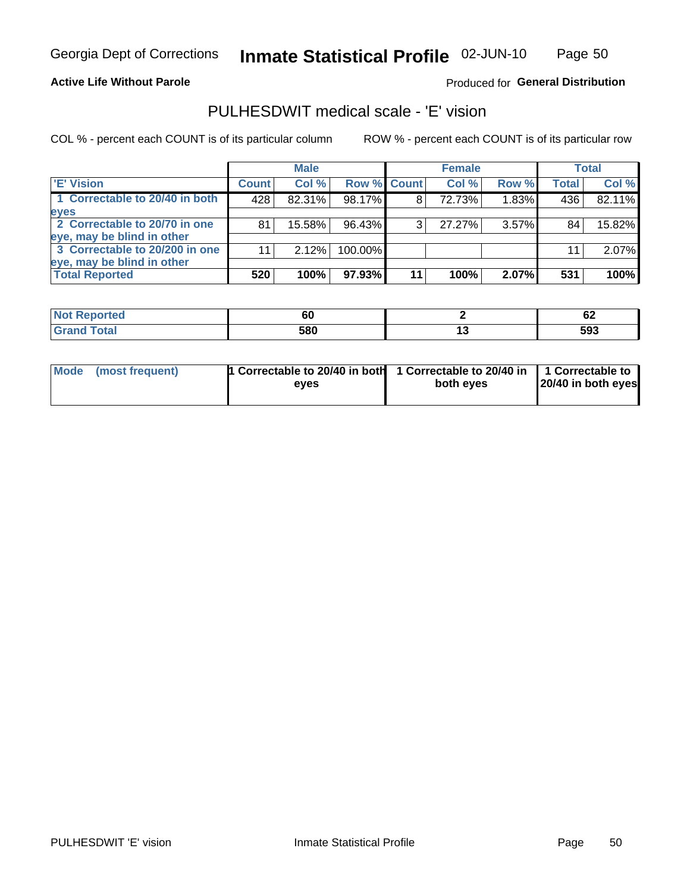Georgia Dept of Corrections **Inmate Statistical Profile** 02-JUN-10

**Active Life Without Parole**

Produced for **General Distribution**

## PULHESDWIT medical scale - 'E' vision

COL % - percent each COUNT is of its particular column

ROW % - percent each COUNT is of its particular row

| | Male | | | Female | | | Total | |
|---|---|---|---|---|---|---|---|---|
| 'E' Vision | Count | Col % | Row % | Count | Col % | Row % | Total | Col % |
| 1 Correctable to 20/40 in both eyes | 428 | 82.31% | 98.17% | 8 | 72.73% | 1.83% | 436 | 82.11% |
| 2 Correctable to 20/70 in one eye, may be blind in other | 81 | 15.58% | 96.43% | 3 | 27.27% | 3.57% | 84 | 15.82% |
| 3 Correctable to 20/200 in one eye, may be blind in other | 11 | 2.12% | 100.00% | | | | 11 | 2.07% |
| **Total Reported** | **520** | **100%** | **97.93%** | **11** | **100%** | **2.07%** | **531** | **100%** |

| | Male | Female | Total |
|---|---|---|---|
| **Not Reported** | **60** | **2** | **62** |
| **Grand Total** | **580** | **13** | **593** |

| | Male | Female | Total |
|---|---|---|---|
| **Mode (most frequent)** | **1 Correctable to 20/40 in both eyes** | **1 Correctable to 20/40 in both eyes** | **1 Correctable to 20/40 in both eyes** |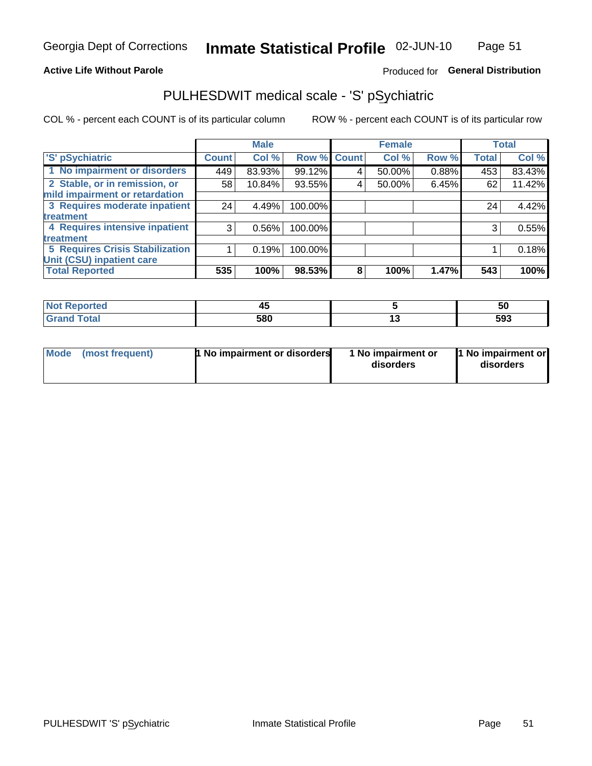**Active Life Without Parole**

Produced for **General Distribution**

## PULHESDWIT medical scale - 'S' pSychiatric

COL % - percent each COUNT is of its particular column

ROW % - percent each COUNT is of its particular row

| 'S' pSychiatric | Male | | | Female | | | Total | |
|---|---|---|---|---|---|---|---|---|
| | Count | Col % | Row % | Count | Col % | Row % | Total | Col % |
| 1 No impairment or disorders | 449 | 83.93% | 99.12% | 4 | 50.00% | 0.88% | 453 | 83.43% |
| 2 Stable, or in remission, or mild impairment or retardation | 58 | 10.84% | 93.55% | 4 | 50.00% | 6.45% | 62 | 11.42% |
| 3 Requires moderate inpatient treatment | 24 | 4.49% | 100.00% | | | | 24 | 4.42% |
| 4 Requires intensive inpatient treatment | 3 | 0.56% | 100.00% | | | | 3 | 0.55% |
| 5 Requires Crisis Stabilization Unit (CSU) inpatient care | 1 | 0.19% | 100.00% | | | | 1 | 0.18% |
| **Total Reported** | **535** | **100%** | **98.53%** | **8** | **100%** | **1.47%** | **543** | **100%** |

| | Male | Female | Total |
|---|---|---|---|
| Not Reported | 45 | 5 | 50 |
| Grand Total | 580 | 13 | 593 |

| | Male | Female | Total |
|---|---|---|---|
| Mode (most frequent) | 1 No impairment or disorders | 1 No impairment or disorders | 1 No impairment or disorders |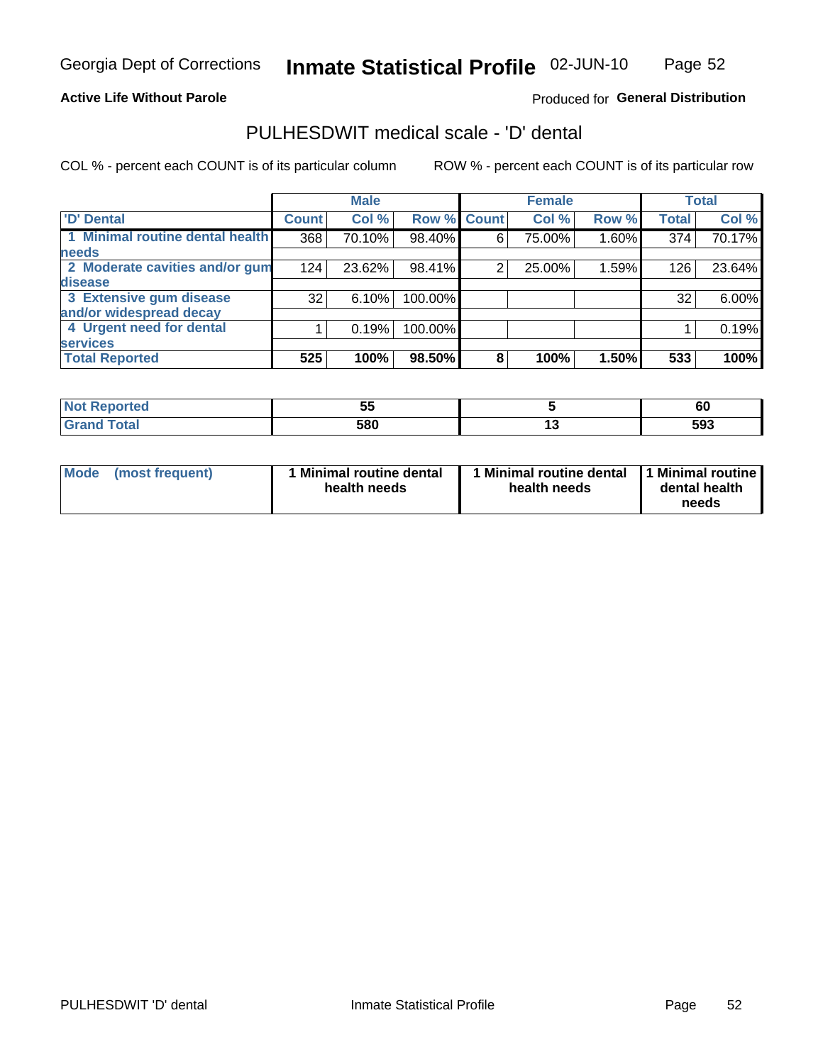Georgia Dept of Corrections **Inmate Statistical Profile** 02-JUN-10

**Active Life Without Parole**

Produced for **General Distribution**

## PULHESDWIT medical scale - 'D' dental

COL % - percent each COUNT is of its particular column

ROW % - percent each COUNT is of its particular row

| | Male | | | Female | | | Total | |
|---|---|---|---|---|---|---|---|---|
| 'D' Dental | Count | Col % | Row % | Count | Col % | Row % | Total | Col % |
| 1 Minimal routine dental health needs | 368 | 70.10% | 98.40% | 6 | 75.00% | 1.60% | 374 | 70.17% |
| 2 Moderate cavities and/or gum disease | 124 | 23.62% | 98.41% | 2 | 25.00% | 1.59% | 126 | 23.64% |
| 3 Extensive gum disease and/or widespread decay | 32 | 6.10% | 100.00% | | | | 32 | 6.00% |
| 4 Urgent need for dental services | 1 | 0.19% | 100.00% | | | | 1 | 0.19% |
| **Total Reported** | **525** | **100%** | **98.50%** | **8** | **100%** | **1.50%** | **533** | **100%** |

| | Male | Female | Total |
|---|---|---|---|
| Not Reported | 55 | 5 | 60 |
| Grand Total | 580 | 13 | 593 |

| | Male | Female | Total |
|---|---|---|---|
| Mode (most frequent) | 1 Minimal routine dental health needs | 1 Minimal routine dental health needs | 1 Minimal routine dental health needs |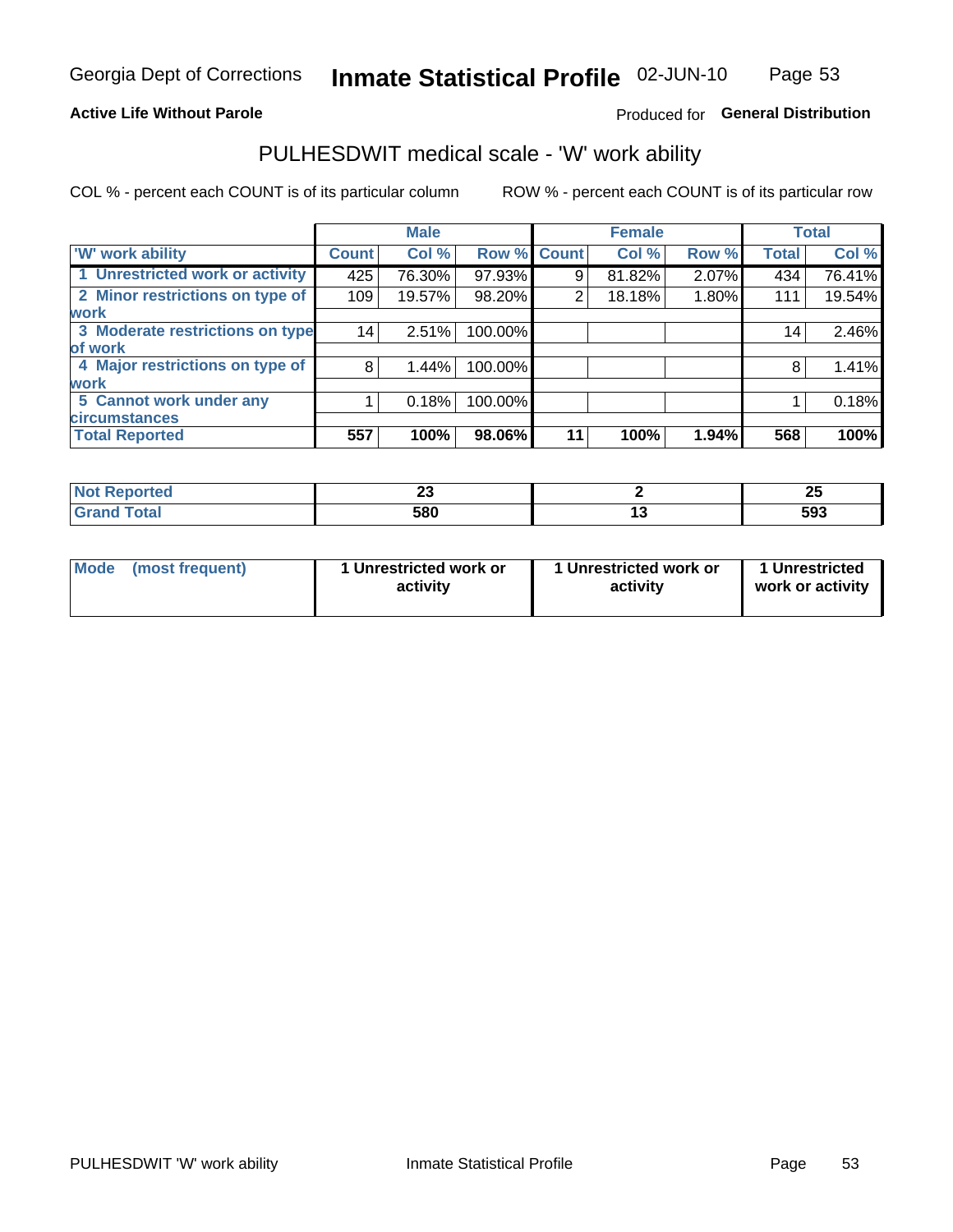Georgia Dept of Corrections **Inmate Statistical Profile** 02-JUN-10

**Active Life Without Parole**

Produced for **General Distribution**

## PULHESDWIT medical scale - 'W' work ability

COL % - percent each COUNT is of its particular column ROW % - percent each COUNT is of its particular row

| | Male | | | Female | | | Total | |
|---|---|---|---|---|---|---|---|---|
| 'W' work ability | Count | Col % | Row % | Count | Col % | Row % | Total | Col % |
| 1 Unrestricted work or activity | 425 | 76.30% | 97.93% | 9 | 81.82% | 2.07% | 434 | 76.41% |
| 2 Minor restrictions on type of work | 109 | 19.57% | 98.20% | 2 | 18.18% | 1.80% | 111 | 19.54% |
| 3 Moderate restrictions on type of work | 14 | 2.51% | 100.00% | | | | 14 | 2.46% |
| 4 Major restrictions on type of work | 8 | 1.44% | 100.00% | | | | 8 | 1.41% |
| 5 Cannot work under any circumstances | 1 | 0.18% | 100.00% | | | | 1 | 0.18% |
| **Total Reported** | **557** | **100%** | **98.06%** | **11** | **100%** | **1.94%** | **568** | **100%** |

| | Male | Female | Total |
|---|---|---|---|
| Not Reported | 23 | 2 | 25 |
| Grand Total | 580 | 13 | 593 |

| | Male | Female | Total |
|---|---|---|---|
| Mode (most frequent) | 1 Unrestricted work or activity | 1 Unrestricted work or activity | 1 Unrestricted work or activity |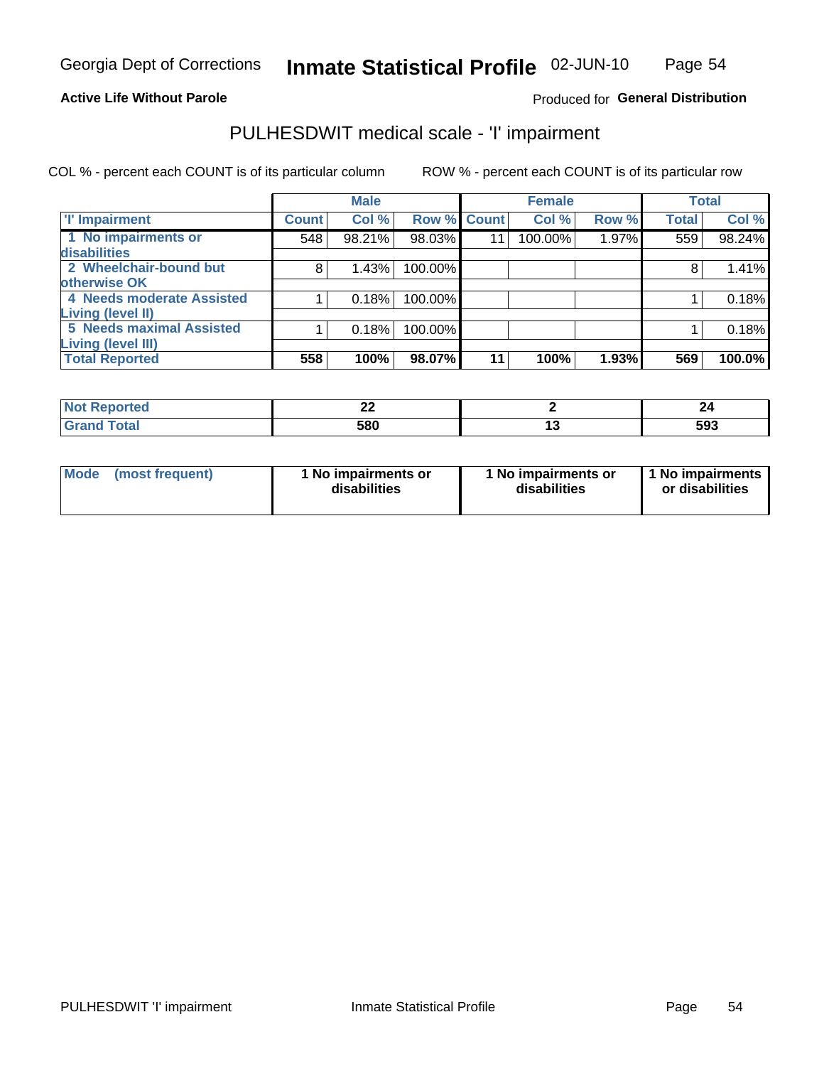**Active Life Without Parole**

Produced for **General Distribution**

## PULHESDWIT medical scale - 'I' impairment

COL % - percent each COUNT is of its particular column

ROW % - percent each COUNT is of its particular row

| | Male | | | Female | | | Total | |
|---|---|---|---|---|---|---|---|---|
| 'I' Impairment | Count | Col % | Row % | Count | Col % | Row % | Total | Col % |
| 1 No impairments or disabilities | 548 | 98.21% | 98.03% | 11 | 100.00% | 1.97% | 559 | 98.24% |
| 2 Wheelchair-bound but otherwise OK | 8 | 1.43% | 100.00% | | | | 8 | 1.41% |
| 4 Needs moderate Assisted Living (level II) | 1 | 0.18% | 100.00% | | | | 1 | 0.18% |
| 5 Needs maximal Assisted Living (level III) | 1 | 0.18% | 100.00% | | | | 1 | 0.18% |
| **Total Reported** | **558** | **100%** | **98.07%** | **11** | **100%** | **1.93%** | **569** | **100.0%** |

| | Male | Female | Total |
|---|---|---|---|
| Not Reported | 22 | 2 | 24 |
| Grand Total | 580 | 13 | 593 |

| | Male | Female | Total |
|---|---|---|---|
| Mode (most frequent) | 1 No impairments or disabilities | 1 No impairments or disabilities | 1 No impairments or disabilities |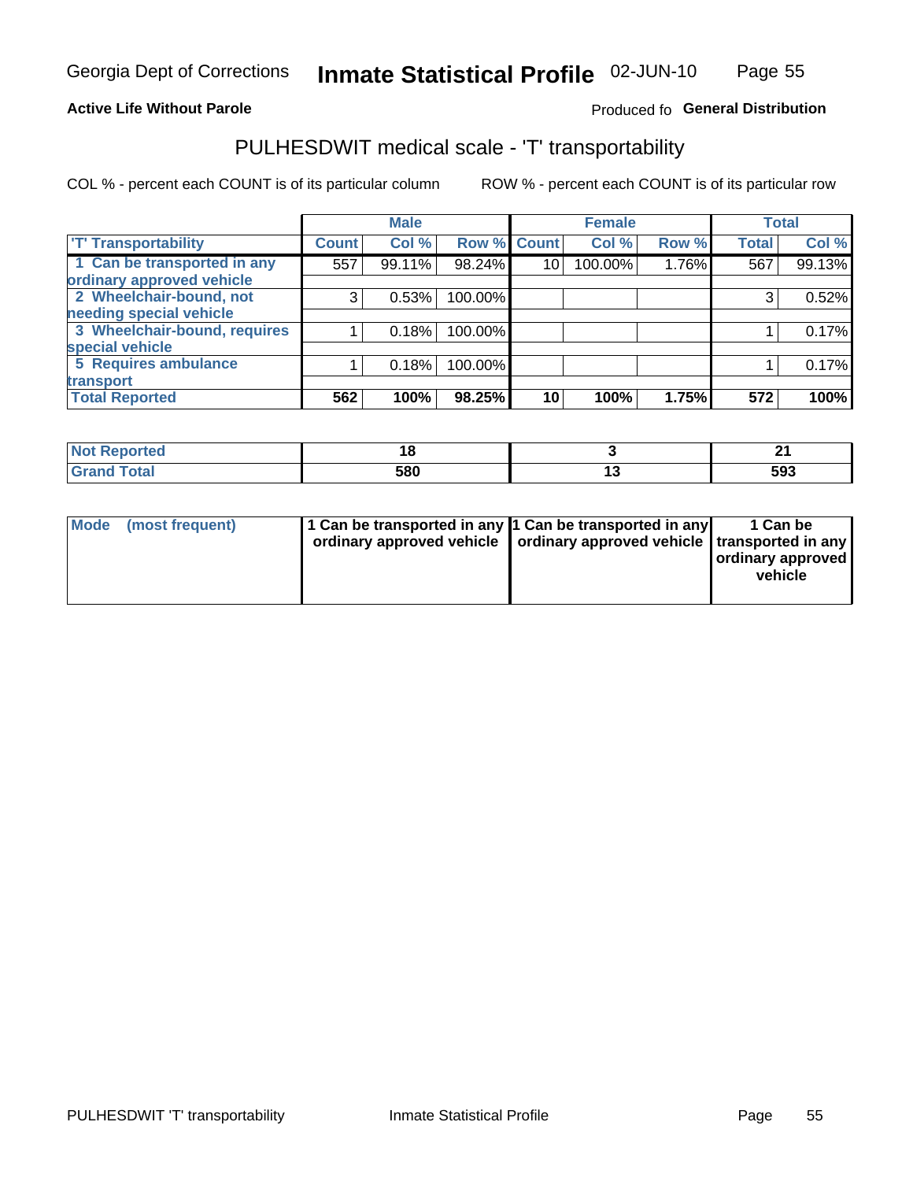Georgia Dept of Corrections **Inmate Statistical Profile** 02-JUN-10

**Active Life Without Parole**

Produced fo **General Distribution**

## PULHESDWIT medical scale - 'T' transportability

COL % - percent each COUNT is of its particular column ROW % - percent each COUNT is of its particular row

| | Male | | | Female | | | Total | |
|---|---|---|---|---|---|---|---|---|
| 'T' Transportability | Count | Col % | Row % | Count | Col % | Row % | Total | Col % |
| 1 Can be transported in any ordinary approved vehicle | 557 | 99.11% | 98.24% | 10 | 100.00% | 1.76% | 567 | 99.13% |
| 2 Wheelchair-bound, not needing special vehicle | 3 | 0.53% | 100.00% | | | | 3 | 0.52% |
| 3 Wheelchair-bound, requires special vehicle | 1 | 0.18% | 100.00% | | | | 1 | 0.17% |
| 5 Requires ambulance transport | 1 | 0.18% | 100.00% | | | | 1 | 0.17% |
| **Total Reported** | **562** | **100%** | **98.25%** | **10** | **100%** | **1.75%** | **572** | **100%** |

| | Male | Female | Total |
|---|---|---|---|
| Not Reported | 18 | 3 | 21 |
| Grand Total | 580 | 13 | 593 |

| | Male | Female | Total |
|---|---|---|---|
| Mode (most frequent) | 1 Can be transported in any ordinary approved vehicle | 1 Can be transported in any ordinary approved vehicle | 1 Can be transported in any ordinary approved vehicle |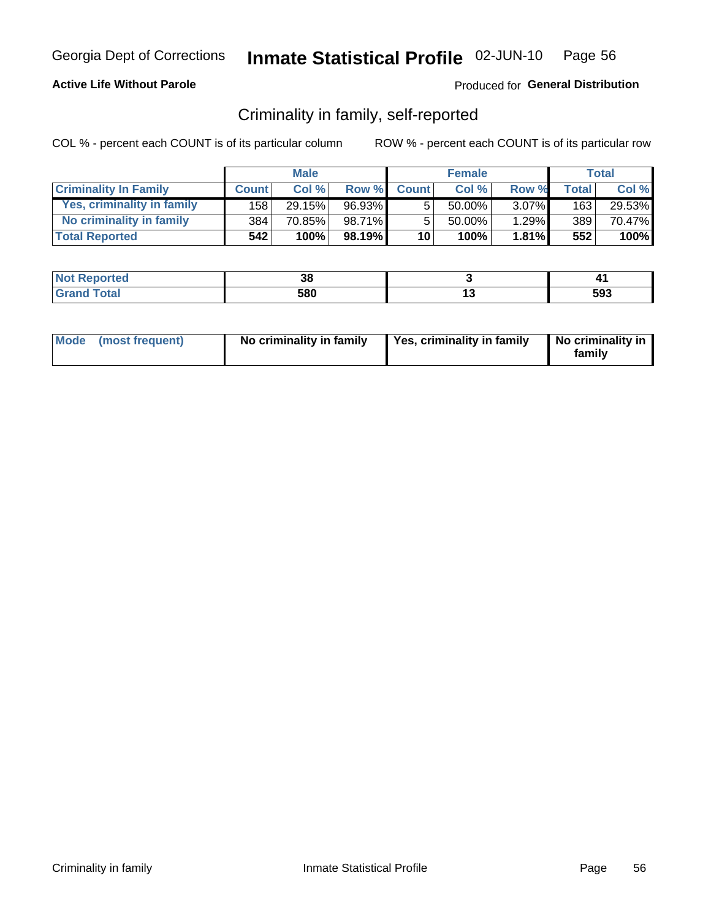Georgia Dept of Corrections **Inmate Statistical Profile** 02-JUN-10

**Active Life Without Parole**

Produced for **General Distribution**

## Criminality in family, self-reported

COL % - percent each COUNT is of its particular column

ROW % - percent each COUNT is of its particular row

| | Male | | | Female | | | Total | |
|---|---|---|---|---|---|---|---|---|
| **Criminality In Family** | **Count** | **Col %** | **Row %** | **Count** | **Col %** | **Row %** | **Total** | **Col %** |
| **Yes, criminality in family** | 158 | 29.15% | 96.93% | 5 | 50.00% | 3.07% | 163 | 29.53% |
| **No criminality in family** | 384 | 70.85% | 98.71% | 5 | 50.00% | 1.29% | 389 | 70.47% |
| **Total Reported** | **542** | **100%** | **98.19%** | **10** | **100%** | **1.81%** | **552** | **100%** |

| | Male | Female | Total |
|---|---|---|---|
| **Not Reported** | **38** | **3** | **41** |
| **Grand Total** | **580** | **13** | **593** |

| | Male | Female | Total |
|---|---|---|---|
| **Mode (most frequent)** | **No criminality in family** | **Yes, criminality in family** | **No criminality in family** |

Criminality in family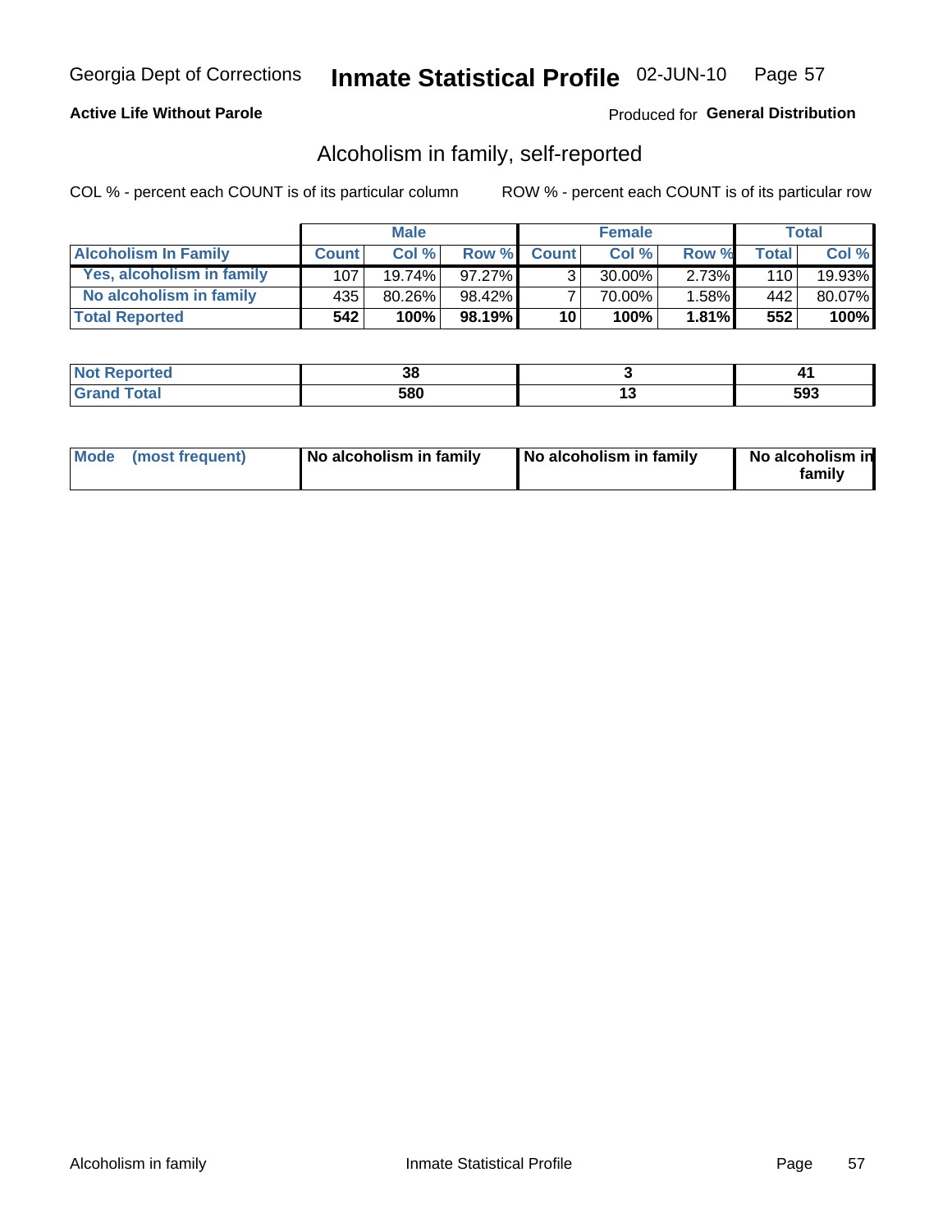Georgia Dept of Corrections **Inmate Statistical Profile** 02-JUN-10

**Active Life Without Parole**

Produced for **General Distribution**

## Alcoholism in family, self-reported

COL % - percent each COUNT is of its particular column

ROW % - percent each COUNT is of its particular row

| | Male | | | Female | | | Total | |
|---|---|---|---|---|---|---|---|---|
| **Alcoholism In Family** | **Count** | **Col %** | **Row %** | **Count** | **Col %** | **Row %** | **Total** | **Col %** |
| **Yes, alcoholism in family** | 107 | 19.74% | 97.27% | 3 | 30.00% | 2.73% | 110 | 19.93% |
| **No alcoholism in family** | 435 | 80.26% | 98.42% | 7 | 70.00% | 1.58% | 442 | 80.07% |
| **Total Reported** | **542** | **100%** | **98.19%** | **10** | **100%** | **1.81%** | **552** | **100%** |

| | Male | Female | Total |
|---|---|---|---|
| **Not Reported** | **38** | **3** | **41** |
| **Grand Total** | **580** | **13** | **593** |

| | Male | Female | Total |
|---|---|---|---|
| **Mode (most frequent)** | **No alcoholism in family** | **No alcoholism in family** | **No alcoholism in family** |

Alcoholism in family Inmate Statistical Profile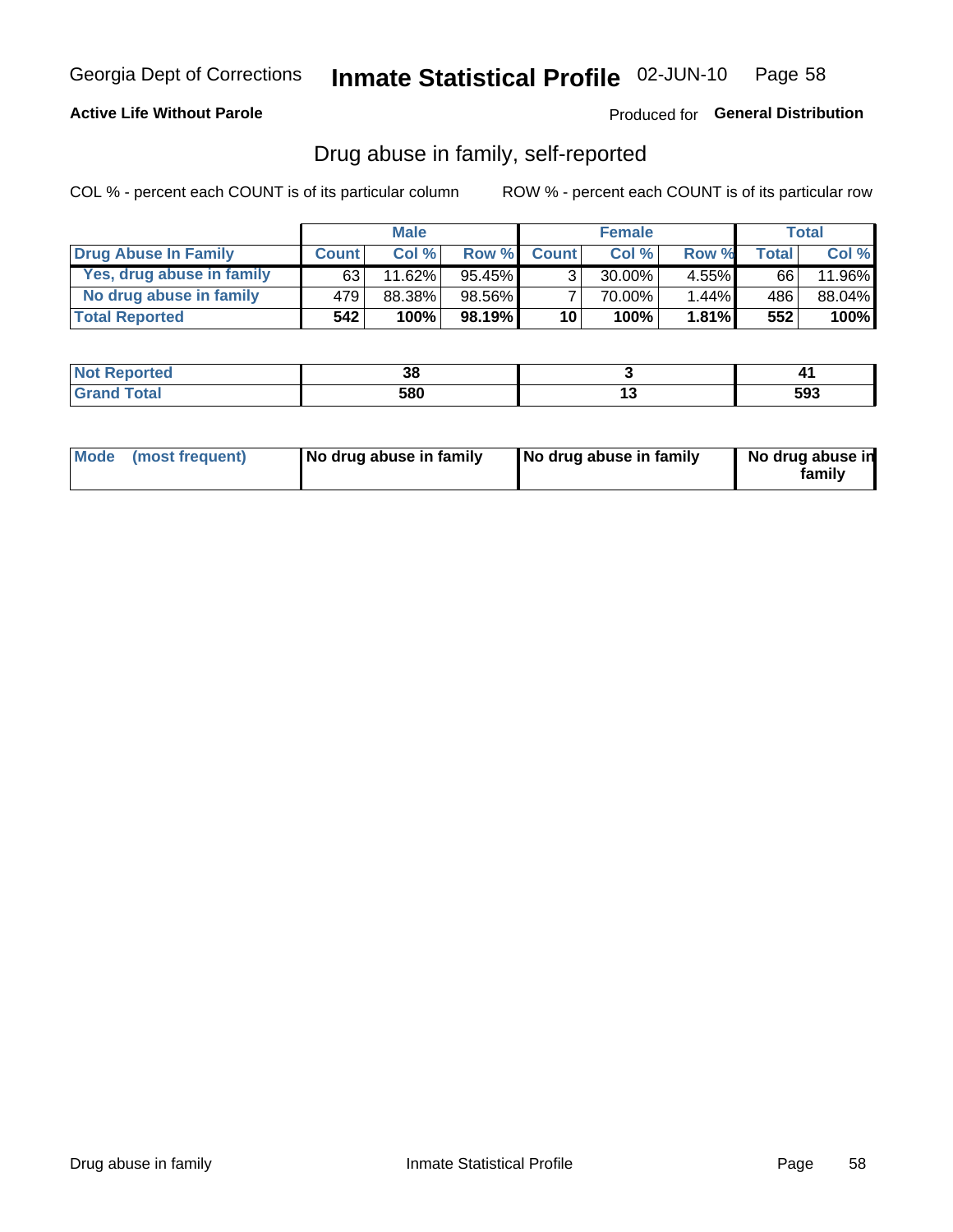Georgia Dept of Corrections **Inmate Statistical Profile** 02-JUN-10

**Active Life Without Parole**

Produced for **General Distribution**

## Drug abuse in family, self-reported

COL % - percent each COUNT is of its particular column

ROW % - percent each COUNT is of its particular row

| | Male | | | Female | | | Total | |
|---|---|---|---|---|---|---|---|---|
| **Drug Abuse In Family** | **Count** | **Col %** | **Row %** | **Count** | **Col %** | **Row %** | **Total** | **Col %** |
| Yes, drug abuse in family | 63 | 11.62% | 95.45% | 3 | 30.00% | 4.55% | 66 | 11.96% |
| No drug abuse in family | 479 | 88.38% | 98.56% | 7 | 70.00% | 1.44% | 486 | 88.04% |
| **Total Reported** | **542** | **100%** | **98.19%** | **10** | **100%** | **1.81%** | **552** | **100%** |

| | Male | Female | Total |
|---|---|---|---|
| **Not Reported** | **38** | **3** | **41** |
| **Grand Total** | **580** | **13** | **593** |

| | Male | Female | Total |
|---|---|---|---|
| **Mode (most frequent)** | **No drug abuse in family** | **No drug abuse in family** | **No drug abuse in family** |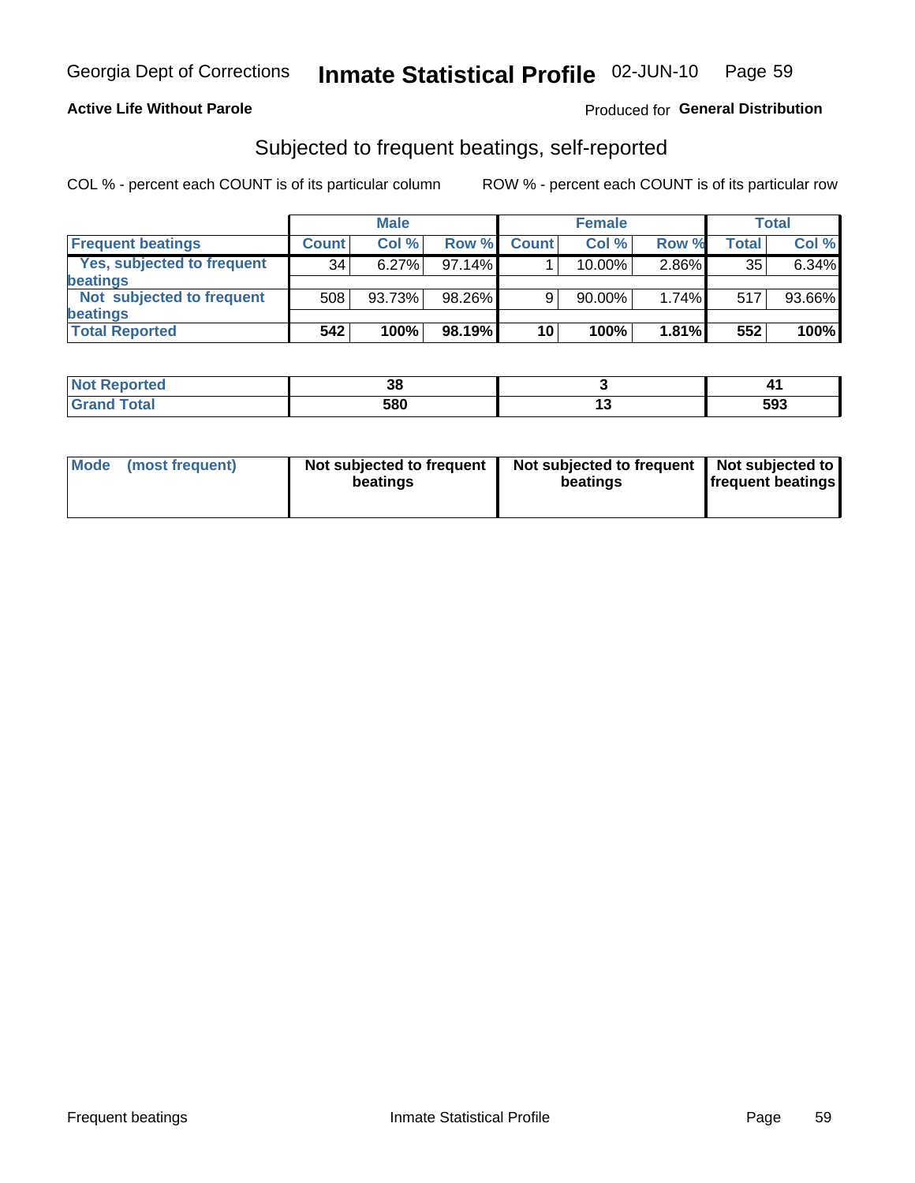Georgia Dept of Corrections **Inmate Statistical Profile** 02-JUN-10

**Active Life Without Parole**

Produced for **General Distribution**

## Subjected to frequent beatings, self-reported

COL % - percent each COUNT is of its particular column ROW % - percent each COUNT is of its particular row

| | Male | | | Female | | | Total | |
|---|---|---|---|---|---|---|---|---|
| **Frequent beatings** | **Count** | **Col %** | **Row %** | **Count** | **Col %** | **Row %** | **Total** | **Col %** |
| Yes, subjected to frequent beatings | 34 | 6.27% | 97.14% | 1 | 10.00% | 2.86% | 35 | 6.34% |
| Not subjected to frequent beatings | 508 | 93.73% | 98.26% | 9 | 90.00% | 1.74% | 517 | 93.66% |
| **Total Reported** | **542** | **100%** | **98.19%** | **10** | **100%** | **1.81%** | **552** | **100%** |

| | Male | Female | Total |
|---|---|---|---|
| **Not Reported** | **38** | **3** | **41** |
| **Grand Total** | **580** | **13** | **593** |

| | Male | Female | Total |
|---|---|---|---|
| **Mode (most frequent)** | **Not subjected to frequent beatings** | **Not subjected to frequent beatings** | **Not subjected to frequent beatings** |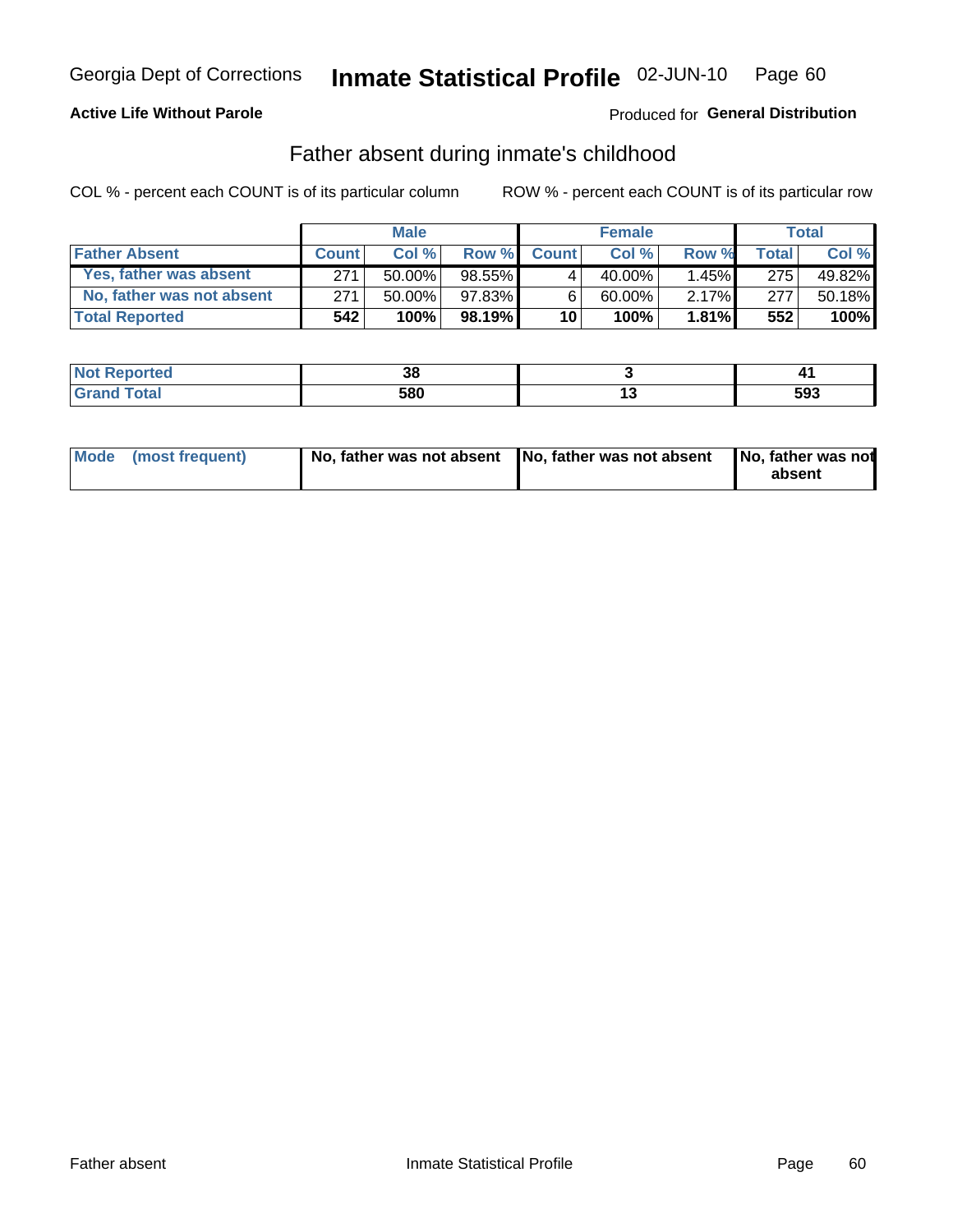**Active Life Without Parole**

Produced for **General Distribution**

## Father absent during inmate's childhood

COL % - percent each COUNT is of its particular column

ROW % - percent each COUNT is of its particular row

| | Male | | | Female | | | Total | |
|---|---|---|---|---|---|---|---|---|
| **Father Absent** | **Count** | **Col %** | **Row %** | **Count** | **Col %** | **Row %** | **Total** | **Col %** |
| Yes, father was absent | 271 | 50.00% | 98.55% | 4 | 40.00% | 1.45% | 275 | 49.82% |
| No, father was not absent | 271 | 50.00% | 97.83% | 6 | 60.00% | 2.17% | 277 | 50.18% |
| **Total Reported** | **542** | **100%** | **98.19%** | **10** | **100%** | **1.81%** | **552** | **100%** |

| | Male | Female | Total |
|---|---|---|---|
| **Not Reported** | **38** | **3** | **41** |
| **Grand Total** | **580** | **13** | **593** |

| | Male | Female | Total |
|---|---|---|---|
| **Mode (most frequent)** | **No, father was not absent** | **No, father was not absent** | **No, father was not absent** |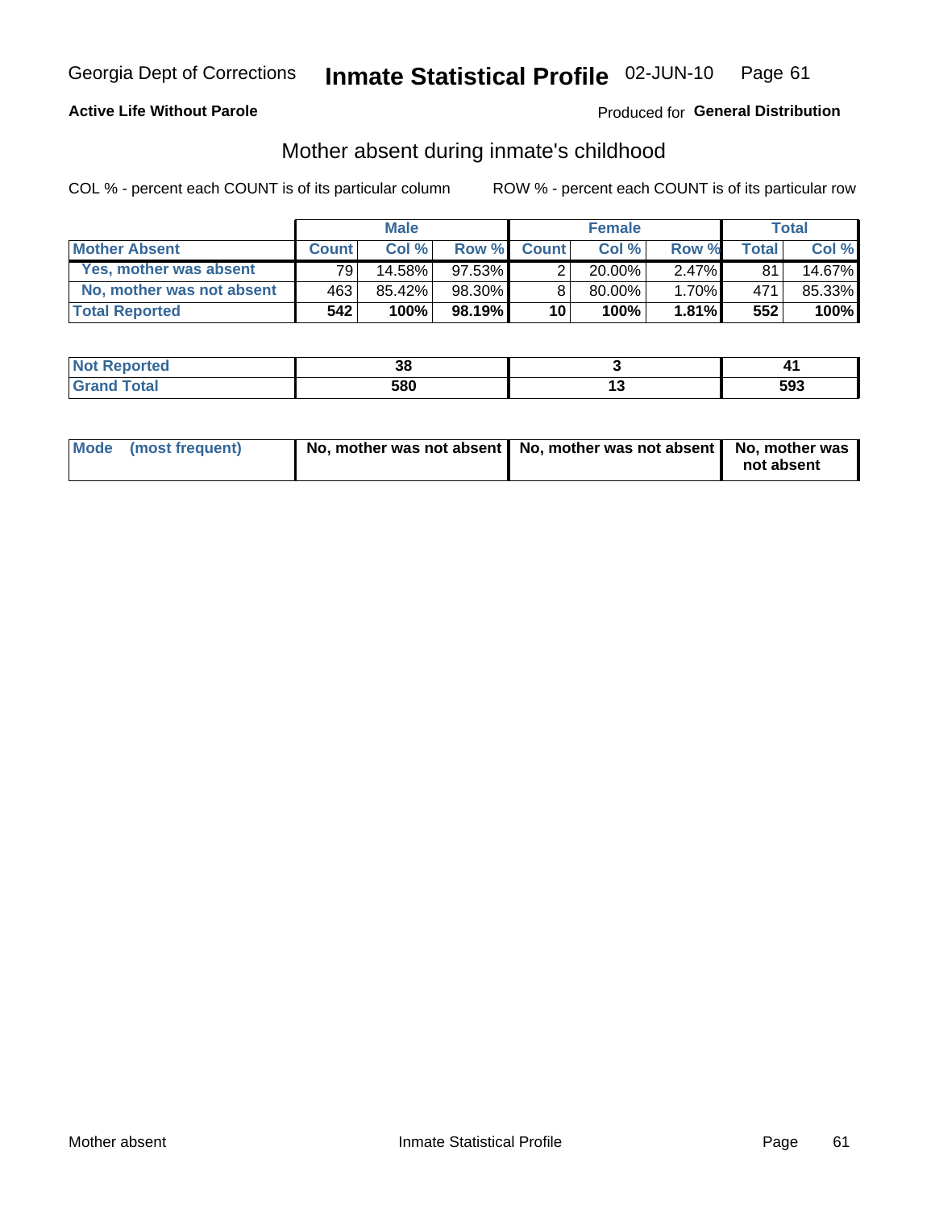Georgia Dept of Corrections **Inmate Statistical Profile** 02-JUN-10

**Active Life Without Parole**

Produced for **General Distribution**

## Mother absent during inmate's childhood

COL % - percent each COUNT is of its particular column

ROW % - percent each COUNT is of its particular row

| | Male | | | Female | | | Total | |
|---|---|---|---|---|---|---|---|---|
| **Mother Absent** | **Count** | **Col %** | **Row %** | **Count** | **Col %** | **Row %** | **Total** | **Col %** |
| **Yes, mother was absent** | 79 | 14.58% | 97.53% | 2 | 20.00% | 2.47% | 81 | 14.67% |
| **No, mother was not absent** | 463 | 85.42% | 98.30% | 8 | 80.00% | 1.70% | 471 | 85.33% |
| **Total Reported** | **542** | **100%** | **98.19%** | **10** | **100%** | **1.81%** | **552** | **100%** |

| | Male | Female | Total |
|---|---|---|---|
| **Not Reported** | **38** | **3** | **41** |
| **Grand Total** | **580** | **13** | **593** |

| | Male | Female | Total |
|---|---|---|---|
| **Mode (most frequent)** | **No, mother was not absent** | **No, mother was not absent** | **No, mother was not absent** |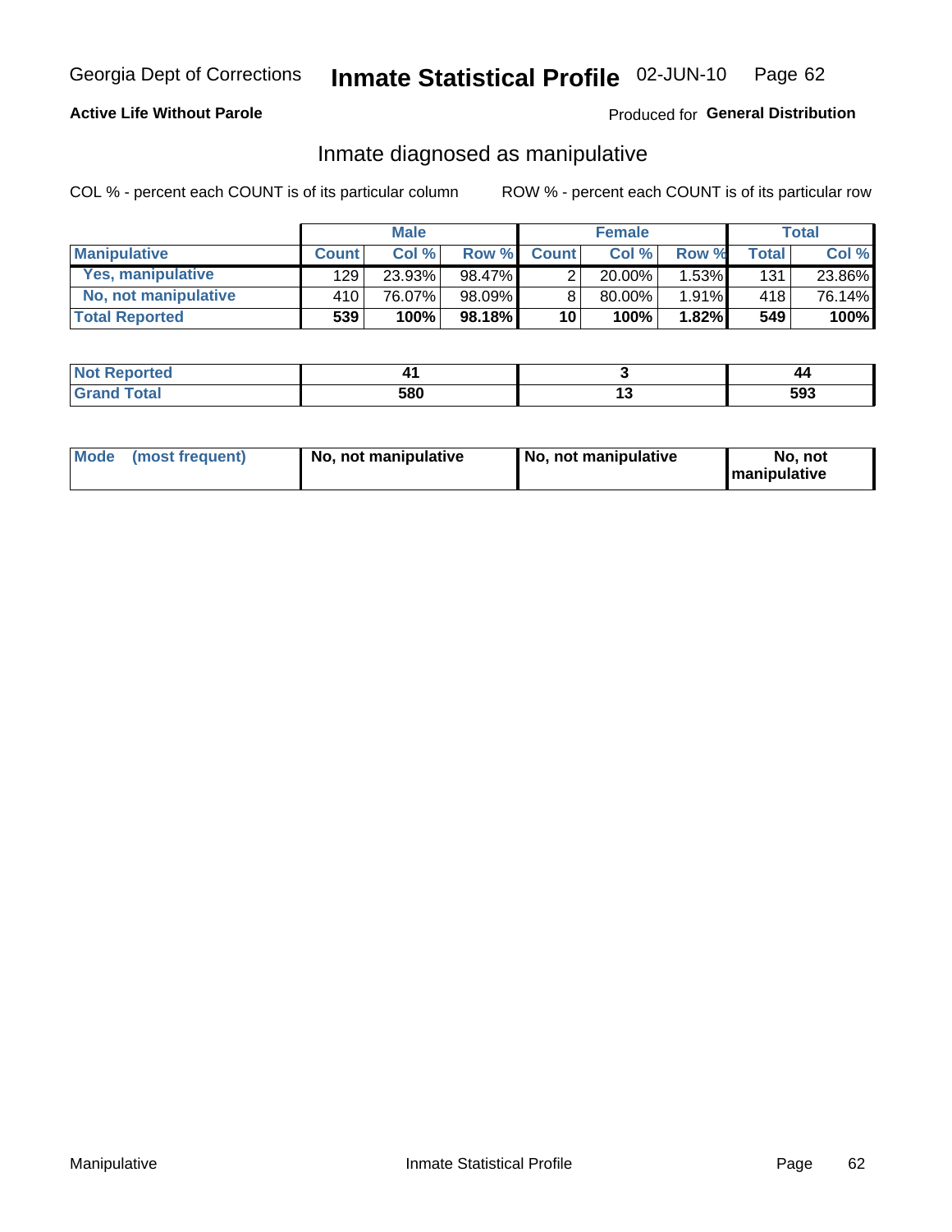Georgia Dept of Corrections **Inmate Statistical Profile** 02-JUN-10

**Active Life Without Parole**

Produced for **General Distribution**

## Inmate diagnosed as manipulative

COL % - percent each COUNT is of its particular column

ROW % - percent each COUNT is of its particular row

| | Male | | | Female | | | Total | |
|---|---|---|---|---|---|---|---|---|
| **Manipulative** | **Count** | **Col %** | **Row %** | **Count** | **Col %** | **Row %** | **Total** | **Col %** |
| **Yes, manipulative** | 129 | 23.93% | 98.47% | 2 | 20.00% | 1.53% | 131 | 23.86% |
| **No, not manipulative** | 410 | 76.07% | 98.09% | 8 | 80.00% | 1.91% | 418 | 76.14% |
| **Total Reported** | **539** | **100%** | **98.18%** | **10** | **100%** | **1.82%** | **549** | **100%** |

| | Male | Female | Total |
|---|---|---|---|
| **Not Reported** | **41** | **3** | **44** |
| **Grand Total** | **580** | **13** | **593** |

| | Male | Female | Total |
|---|---|---|---|
| **Mode (most frequent)** | **No, not manipulative** | **No, not manipulative** | **No, not manipulative** |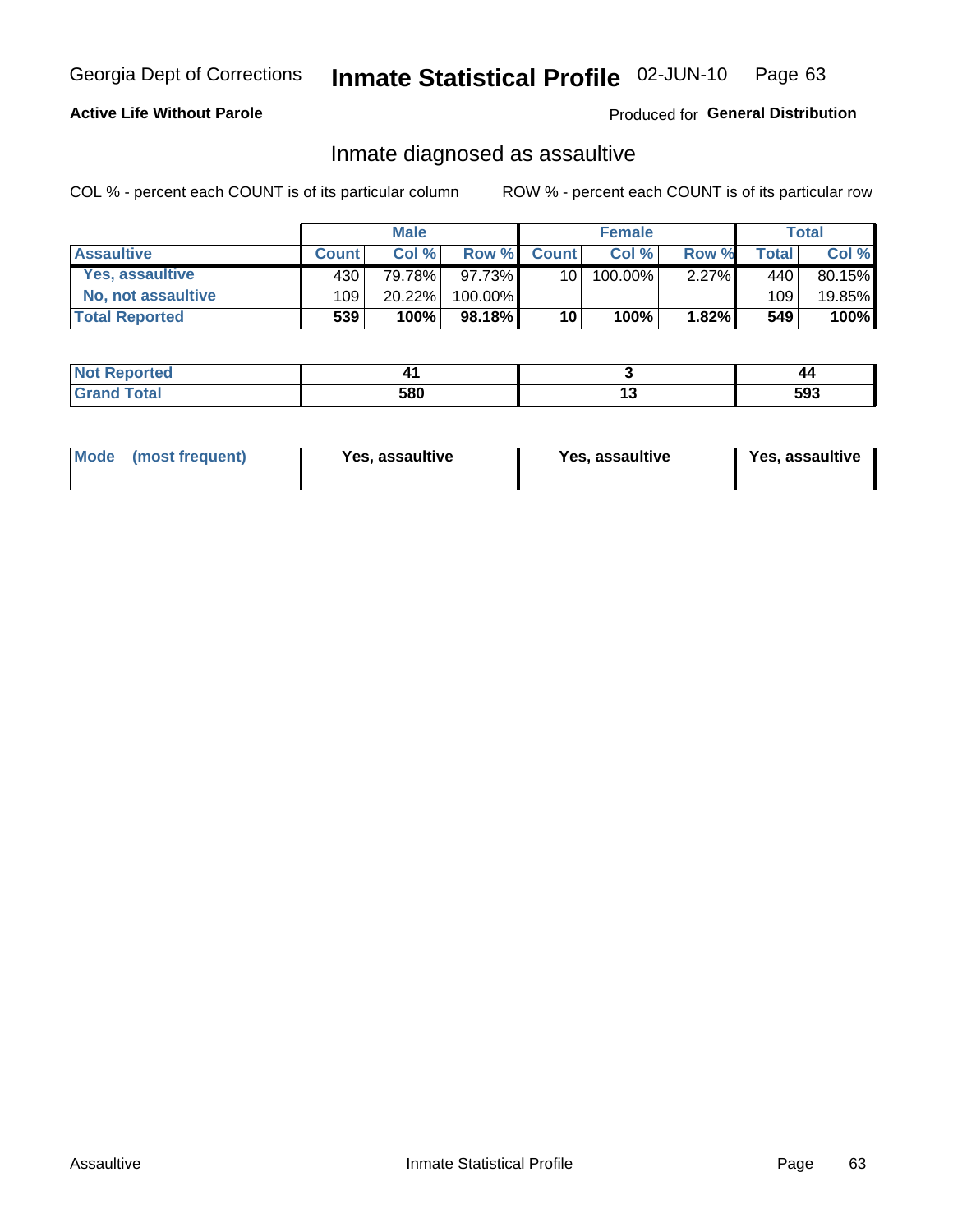**Active Life Without Parole**

Produced for **General Distribution**

## Inmate diagnosed as assaultive

COL % - percent each COUNT is of its particular column

ROW % - percent each COUNT is of its particular row

| | Male | | | Female | | | Total | |
|---|---|---|---|---|---|---|---|---|
| **Assaultive** | **Count** | **Col %** | **Row %** | **Count** | **Col %** | **Row %** | **Total** | **Col %** |
| **Yes, assaultive** | 430 | 79.78% | 97.73% | 10 | 100.00% | 2.27% | 440 | 80.15% |
| **No, not assaultive** | 109 | 20.22% | 100.00% | | | | 109 | 19.85% |
| **Total Reported** | **539** | **100%** | **98.18%** | **10** | **100%** | **1.82%** | **549** | **100%** |

| | Male | Female | Total |
|---|---|---|---|
| **Not Reported** | **41** | **3** | **44** |
| **Grand Total** | **580** | **13** | **593** |

| | Male | Female | Total |
|---|---|---|---|
| **Mode (most frequent)** | **Yes, assaultive** | **Yes, assaultive** | **Yes, assaultive** |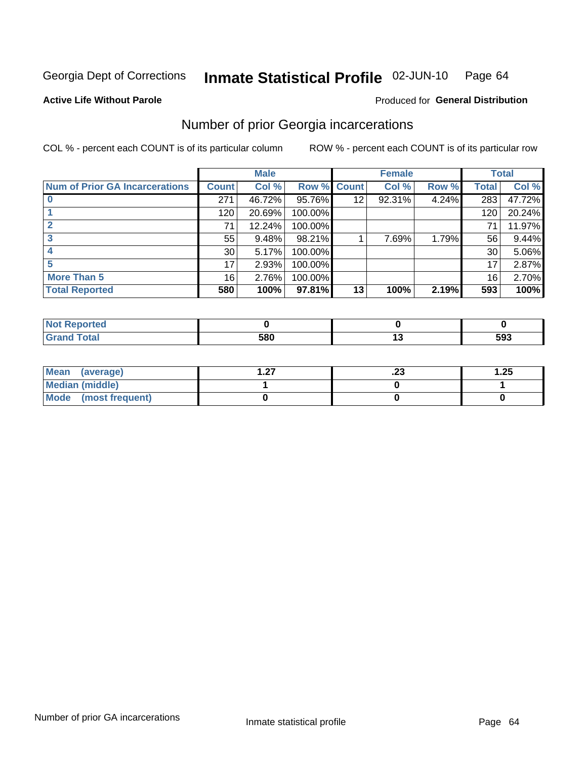Georgia Dept of Corrections **Inmate Statistical Profile** 02-JUN-10

**Active Life Without Parole**

Produced for **General Distribution**

## Number of prior Georgia incarcerations

COL % - percent each COUNT is of its particular column

ROW % - percent each COUNT is of its particular row

| | Male | | | Female | | | Total | |
|---|---|---|---|---|---|---|---|---|
| Num of Prior GA Incarcerations | Count | Col % | Row % | Count | Col % | Row % | Total | Col % |
| 0 | 271 | 46.72% | 95.76% | 12 | 92.31% | 4.24% | 283 | 47.72% |
| 1 | 120 | 20.69% | 100.00% | | | | 120 | 20.24% |
| 2 | 71 | 12.24% | 100.00% | | | | 71 | 11.97% |
| 3 | 55 | 9.48% | 98.21% | 1 | 7.69% | 1.79% | 56 | 9.44% |
| 4 | 30 | 5.17% | 100.00% | | | | 30 | 5.06% |
| 5 | 17 | 2.93% | 100.00% | | | | 17 | 2.87% |
| More Than 5 | 16 | 2.76% | 100.00% | | | | 16 | 2.70% |
| **Total Reported** | **580** | **100%** | **97.81%** | **13** | **100%** | **2.19%** | **593** | **100%** |

| | Male | Female | Total |
|---|---|---|---|
| Not Reported | **0** | **0** | **0** |
| Grand Total | **580** | **13** | **593** |

| | Male | Female | Total |
|---|---|---|---|
| Mean (average) | **1.27** | **.23** | **1.25** |
| Median (middle) | **1** | **0** | **1** |
| Mode (most frequent) | **0** | **0** | **0** |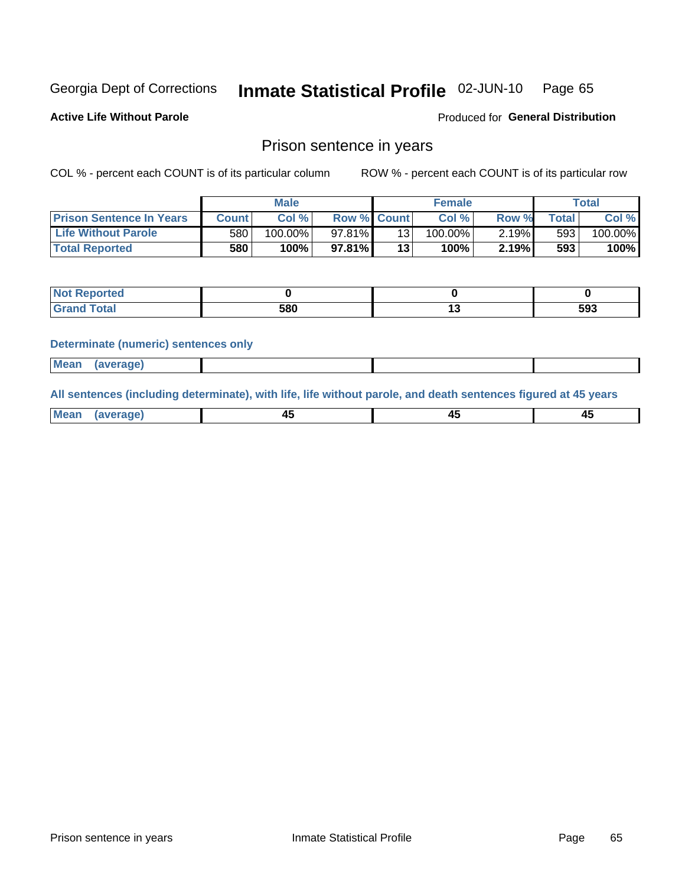Georgia Dept of Corrections **Inmate Statistical Profile** 02-JUN-10

**Active Life Without Parole**

Produced for **General Distribution**

## Prison sentence in years

COL % - percent each COUNT is of its particular column

ROW % - percent each COUNT is of its particular row

| | Male | | | Female | | | Total | |
|---|---|---|---|---|---|---|---|---|
| **Prison Sentence In Years** | **Count** | **Col %** | **Row %** | **Count** | **Col %** | **Row %** | **Total** | **Col %** |
| **Life Without Parole** | 580 | 100.00% | 97.81% | 13 | 100.00% | 2.19% | 593 | 100.00% |
| **Total Reported** | **580** | **100%** | **97.81%** | **13** | **100%** | **2.19%** | **593** | **100%** |

| | Male | Female | Total |
|---|---|---|---|
| **Not Reported** | **0** | **0** | **0** |
| **Grand Total** | **580** | **13** | **593** |

### Determinate (numeric) sentences only

| | Male | Female | Total |
|---|---|---|---|
| **Mean (average)** | | | |

### All sentences (including determinate), with life, life without parole, and death sentences figured at 45 years

| | Male | Female | Total |
|---|---|---|---|
| **Mean (average)** | **45** | **45** | **45** |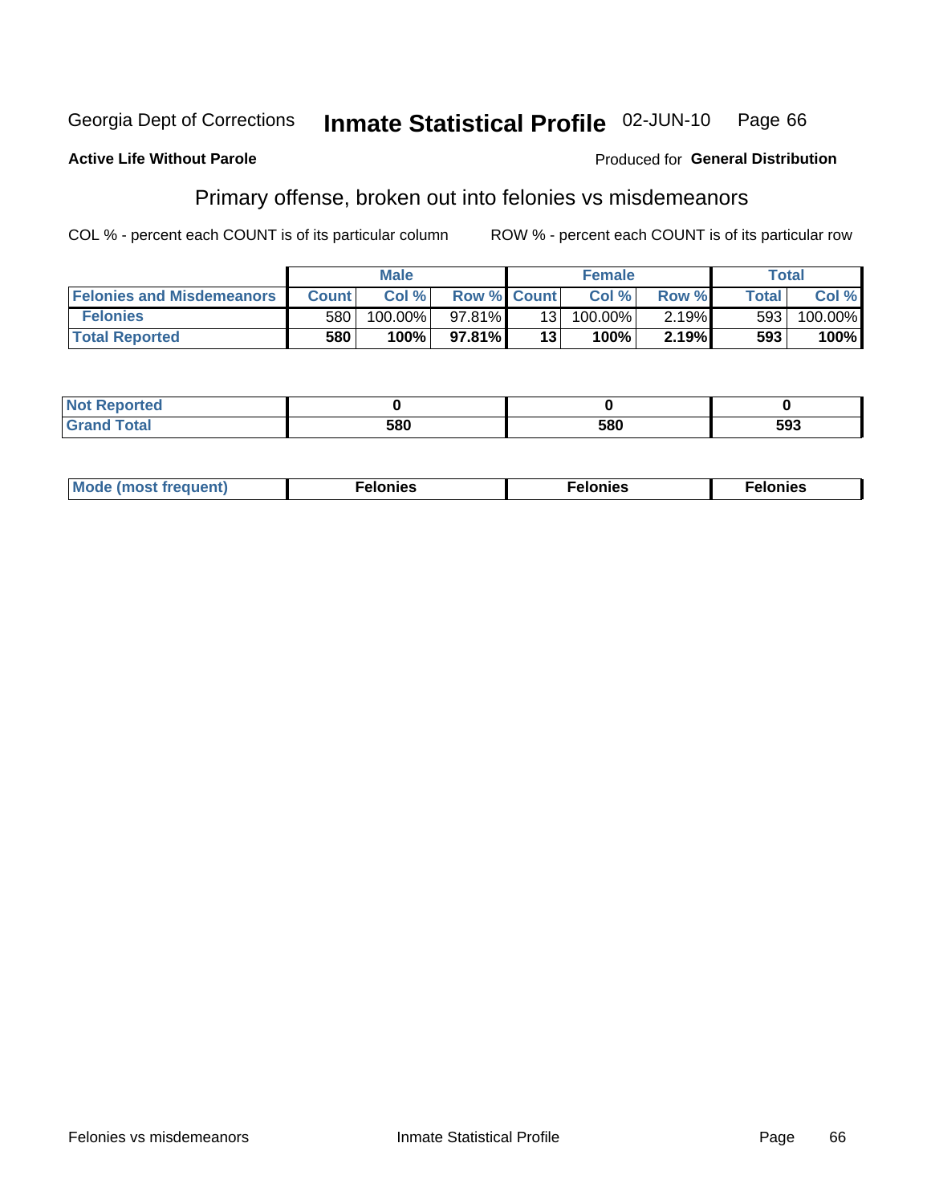Georgia Dept of Corrections **Inmate Statistical Profile** 02-JUN-10 Page 66

**Active Life Without Parole**

Produced for **General Distribution**

## Primary offense, broken out into felonies vs misdemeanors

COL % - percent each COUNT is of its particular column ROW % - percent each COUNT is of its particular row

| | Male | | | Female | | | Total | |
|---|---|---|---|---|---|---|---|---|
| Felonies and Misdemeanors | Count | Col % | Row % | Count | Col % | Row % | Total | Col % |
| Felonies | 580 | 100.00% | 97.81% | 13 | 100.00% | 2.19% | 593 | 100.00% |
| **Total Reported** | **580** | **100%** | **97.81%** | **13** | **100%** | **2.19%** | **593** | **100%** |

| | Male | Female | Total |
|---|---|---|---|
| Not Reported | **0** | **0** | **0** |
| Grand Total | **580** | **580** | **593** |

| | Male | Female | Total |
|---|---|---|---|
| Mode (most frequent) | **Felonies** | **Felonies** | **Felonies** |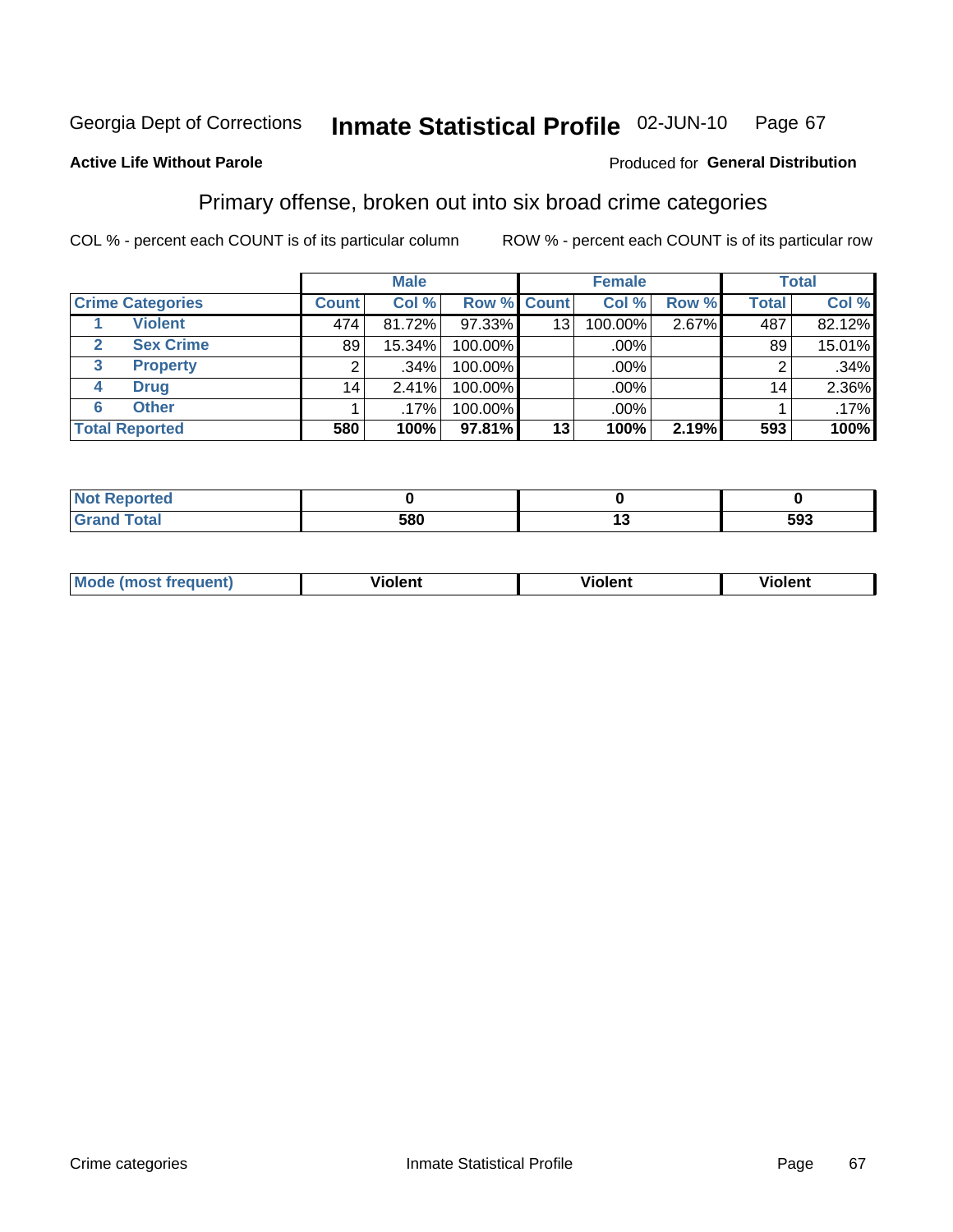Georgia Dept of Corrections **Inmate Statistical Profile** 02-JUN-10

**Active Life Without Parole**

Produced for **General Distribution**

## Primary offense, broken out into six broad crime categories

COL % - percent each COUNT is of its particular column

ROW % - percent each COUNT is of its particular row

| Crime Categories | | Male | | | Female | | | Total | |
|---|---|---|---|---|---|---|---|---|---|
| | | Count | Col % | Row % | Count | Col % | Row % | Total | Col % |
| 1 | Violent | 474 | 81.72% | 97.33% | 13 | 100.00% | 2.67% | 487 | 82.12% |
| 2 | Sex Crime | 89 | 15.34% | 100.00% | | .00% | | 89 | 15.01% |
| 3 | Property | 2 | .34% | 100.00% | | .00% | | 2 | .34% |
| 4 | Drug | 14 | 2.41% | 100.00% | | .00% | | 14 | 2.36% |
| 6 | Other | 1 | .17% | 100.00% | | .00% | | 1 | .17% |
| **Total Reported** | | **580** | **100%** | **97.81%** | **13** | **100%** | **2.19%** | **593** | **100%** |

| | Male | Female | Total |
|---|---|---|---|
| Not Reported | 0 | 0 | 0 |
| Grand Total | 580 | 13 | 593 |

| | Male | Female | Total |
|---|---|---|---|
| Mode (most frequent) | Violent | Violent | Violent |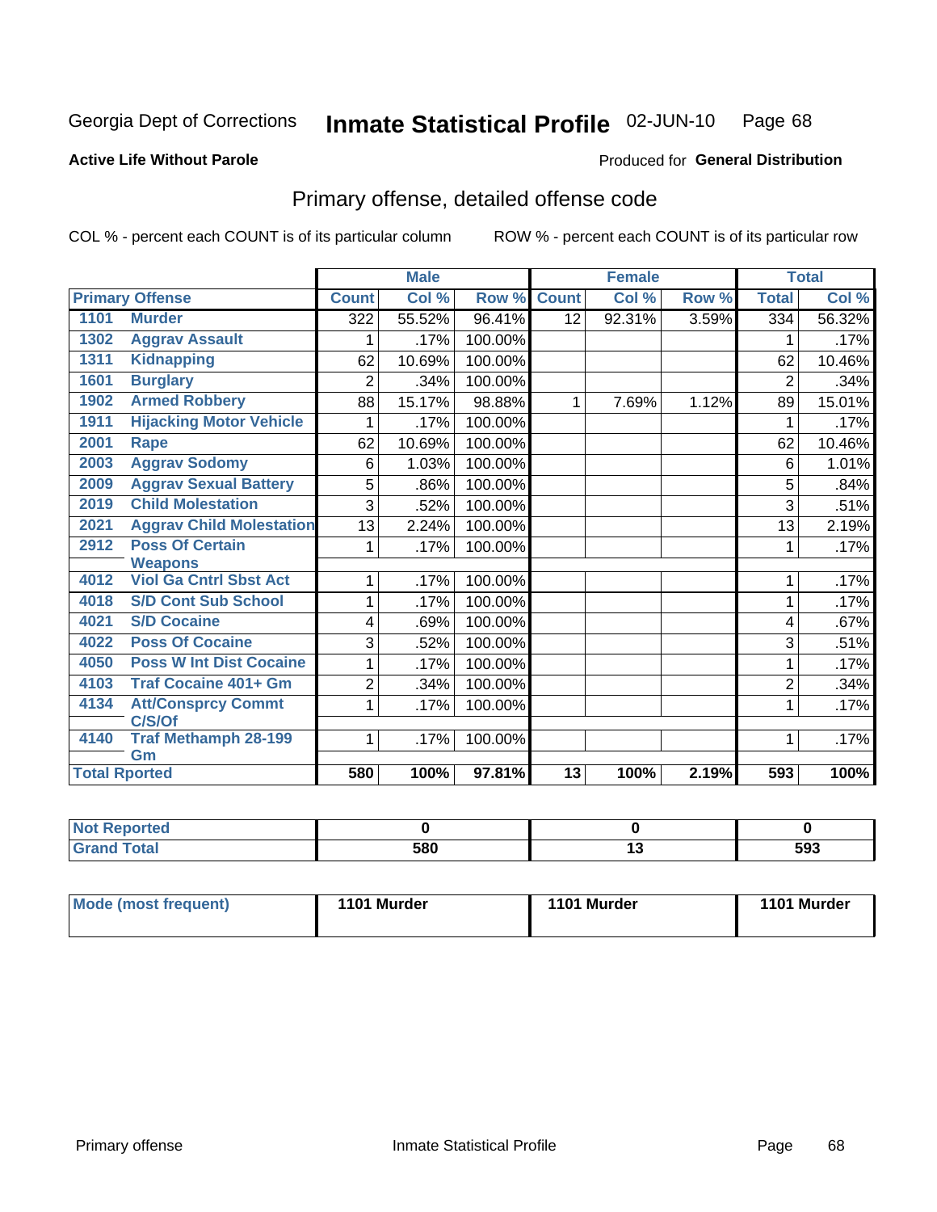Georgia Dept of Corrections **Inmate Statistical Profile** 02-JUN-10

**Active Life Without Parole**

Produced for **General Distribution**

## Primary offense, detailed offense code

COL % - percent each COUNT is of its particular column

ROW % - percent each COUNT is of its particular row

| Primary Offense | | Male | | | Female | | | Total | |
|---|---|---|---|---|---|---|---|---|---|
| | | Count | Col % | Row % | Count | Col % | Row % | Total | Col % |
| 1101 | Murder | 322 | 55.52% | 96.41% | 12 | 92.31% | 3.59% | 334 | 56.32% |
| 1302 | Aggrav Assault | 1 | .17% | 100.00% | | | | 1 | .17% |
| 1311 | Kidnapping | 62 | 10.69% | 100.00% | | | | 62 | 10.46% |
| 1601 | Burglary | 2 | .34% | 100.00% | | | | 2 | .34% |
| 1902 | Armed Robbery | 88 | 15.17% | 98.88% | 1 | 7.69% | 1.12% | 89 | 15.01% |
| 1911 | Hijacking Motor Vehicle | 1 | .17% | 100.00% | | | | 1 | .17% |
| 2001 | Rape | 62 | 10.69% | 100.00% | | | | 62 | 10.46% |
| 2003 | Aggrav Sodomy | 6 | 1.03% | 100.00% | | | | 6 | 1.01% |
| 2009 | Aggrav Sexual Battery | 5 | .86% | 100.00% | | | | 5 | .84% |
| 2019 | Child Molestation | 3 | .52% | 100.00% | | | | 3 | .51% |
| 2021 | Aggrav Child Molestation | 13 | 2.24% | 100.00% | | | | 13 | 2.19% |
| 2912 | Poss Of Certain Weapons | 1 | .17% | 100.00% | | | | 1 | .17% |
| 4012 | Viol Ga Cntrl Sbst Act | 1 | .17% | 100.00% | | | | 1 | .17% |
| 4018 | S/D Cont Sub School | 1 | .17% | 100.00% | | | | 1 | .17% |
| 4021 | S/D Cocaine | 4 | .69% | 100.00% | | | | 4 | .67% |
| 4022 | Poss Of Cocaine | 3 | .52% | 100.00% | | | | 3 | .51% |
| 4050 | Poss W Int Dist Cocaine | 1 | .17% | 100.00% | | | | 1 | .17% |
| 4103 | Traf Cocaine 401+ Gm | 2 | .34% | 100.00% | | | | 2 | .34% |
| 4134 | Att/Consprcy Commt C/S/Of | 1 | .17% | 100.00% | | | | 1 | .17% |
| 4140 | Traf Methamph 28-199 Gm | 1 | .17% | 100.00% | | | | 1 | .17% |
| **Total Rported** | | **580** | **100%** | **97.81%** | **13** | **100%** | **2.19%** | **593** | **100%** |

| | Male | Female | Total |
|---|---|---|---|
| Not Reported | 0 | 0 | 0 |
| Grand Total | 580 | 13 | 593 |

| | Male | Female | Total |
|---|---|---|---|
| Mode (most frequent) | 1101 Murder | 1101 Murder | 1101 Murder |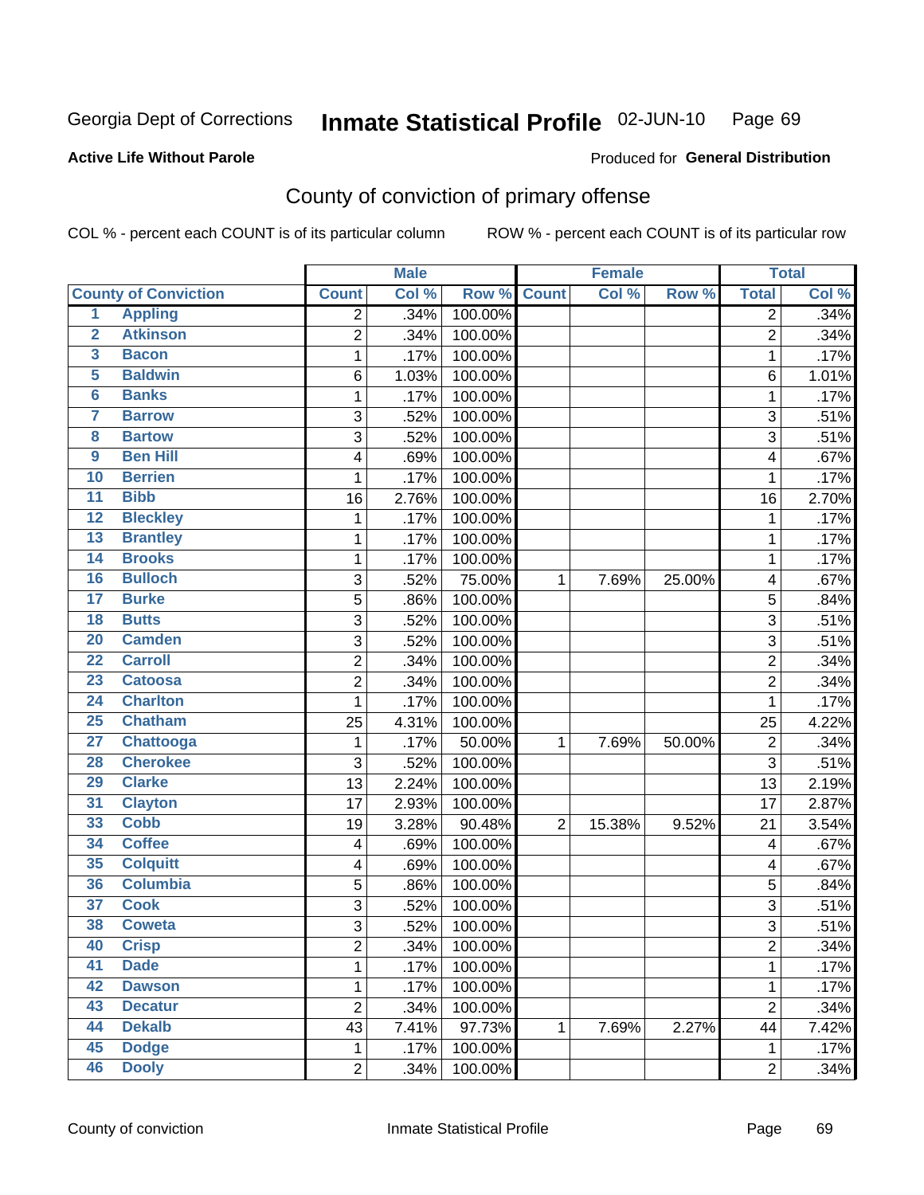Georgia Dept of Corrections **Inmate Statistical Profile** 02-JUN-10

**Active Life Without Parole**

Produced for **General Distribution**

## County of conviction of primary offense

COL % - percent each COUNT is of its particular column ROW % - percent each COUNT is of its particular row

| County of Conviction | | Male | | | Female | | | Total | |
|---|---|---|---|---|---|---|---|---|---|
| | | Count | Col % | Row % | Count | Col % | Row % | Total | Col % |
| 1 | Appling | 2 | .34% | 100.00% | | | | 2 | .34% |
| 2 | Atkinson | 2 | .34% | 100.00% | | | | 2 | .34% |
| 3 | Bacon | 1 | .17% | 100.00% | | | | 1 | .17% |
| 5 | Baldwin | 6 | 1.03% | 100.00% | | | | 6 | 1.01% |
| 6 | Banks | 1 | .17% | 100.00% | | | | 1 | .17% |
| 7 | Barrow | 3 | .52% | 100.00% | | | | 3 | .51% |
| 8 | Bartow | 3 | .52% | 100.00% | | | | 3 | .51% |
| 9 | Ben Hill | 4 | .69% | 100.00% | | | | 4 | .67% |
| 10 | Berrien | 1 | .17% | 100.00% | | | | 1 | .17% |
| 11 | Bibb | 16 | 2.76% | 100.00% | | | | 16 | 2.70% |
| 12 | Bleckley | 1 | .17% | 100.00% | | | | 1 | .17% |
| 13 | Brantley | 1 | .17% | 100.00% | | | | 1 | .17% |
| 14 | Brooks | 1 | .17% | 100.00% | | | | 1 | .17% |
| 16 | Bulloch | 3 | .52% | 75.00% | 1 | 7.69% | 25.00% | 4 | .67% |
| 17 | Burke | 5 | .86% | 100.00% | | | | 5 | .84% |
| 18 | Butts | 3 | .52% | 100.00% | | | | 3 | .51% |
| 20 | Camden | 3 | .52% | 100.00% | | | | 3 | .51% |
| 22 | Carroll | 2 | .34% | 100.00% | | | | 2 | .34% |
| 23 | Catoosa | 2 | .34% | 100.00% | | | | 2 | .34% |
| 24 | Charlton | 1 | .17% | 100.00% | | | | 1 | .17% |
| 25 | Chatham | 25 | 4.31% | 100.00% | | | | 25 | 4.22% |
| 27 | Chattooga | 1 | .17% | 50.00% | 1 | 7.69% | 50.00% | 2 | .34% |
| 28 | Cherokee | 3 | .52% | 100.00% | | | | 3 | .51% |
| 29 | Clarke | 13 | 2.24% | 100.00% | | | | 13 | 2.19% |
| 31 | Clayton | 17 | 2.93% | 100.00% | | | | 17 | 2.87% |
| 33 | Cobb | 19 | 3.28% | 90.48% | 2 | 15.38% | 9.52% | 21 | 3.54% |
| 34 | Coffee | 4 | .69% | 100.00% | | | | 4 | .67% |
| 35 | Colquitt | 4 | .69% | 100.00% | | | | 4 | .67% |
| 36 | Columbia | 5 | .86% | 100.00% | | | | 5 | .84% |
| 37 | Cook | 3 | .52% | 100.00% | | | | 3 | .51% |
| 38 | Coweta | 3 | .52% | 100.00% | | | | 3 | .51% |
| 40 | Crisp | 2 | .34% | 100.00% | | | | 2 | .34% |
| 41 | Dade | 1 | .17% | 100.00% | | | | 1 | .17% |
| 42 | Dawson | 1 | .17% | 100.00% | | | | 1 | .17% |
| 43 | Decatur | 2 | .34% | 100.00% | | | | 2 | .34% |
| 44 | Dekalb | 43 | 7.41% | 97.73% | 1 | 7.69% | 2.27% | 44 | 7.42% |
| 45 | Dodge | 1 | .17% | 100.00% | | | | 1 | .17% |
| 46 | Dooly | 2 | .34% | 100.00% | | | | 2 | .34% |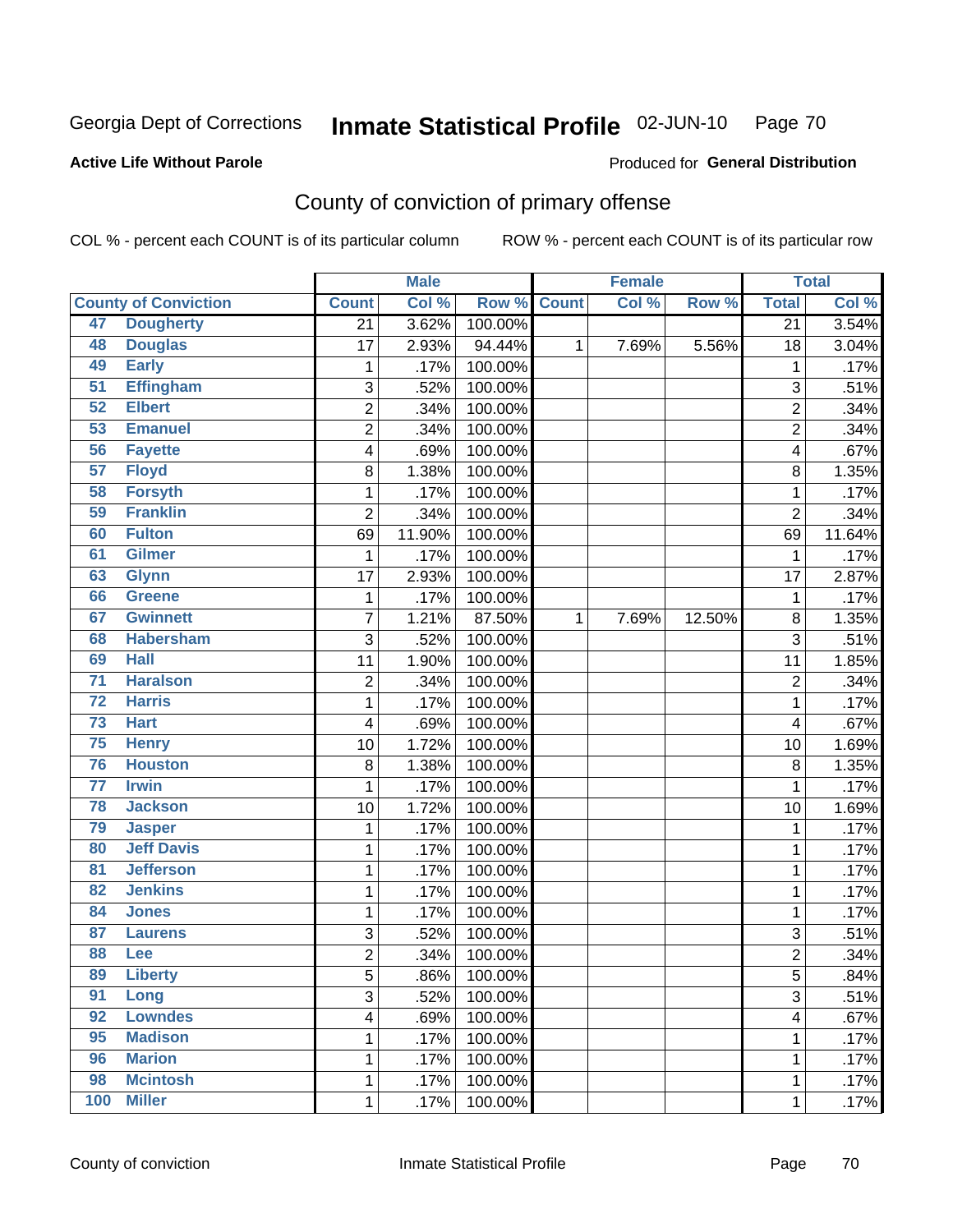Georgia Dept of Corrections **Inmate Statistical Profile** 02-JUN-10

**Active Life Without Parole**

Produced for **General Distribution**

## County of conviction of primary offense

COL % - percent each COUNT is of its particular column ROW % - percent each COUNT is of its particular row

| | | Male | | | Female | | | Total | |
|---|---|---|---|---|---|---|---|---|---|
| County of Conviction | | Count | Col % | Row % | Count | Col % | Row % | Total | Col % |
| 47 | Dougherty | 21 | 3.62% | 100.00% | | | | 21 | 3.54% |
| 48 | Douglas | 17 | 2.93% | 94.44% | 1 | 7.69% | 5.56% | 18 | 3.04% |
| 49 | Early | 1 | .17% | 100.00% | | | | 1 | .17% |
| 51 | Effingham | 3 | .52% | 100.00% | | | | 3 | .51% |
| 52 | Elbert | 2 | .34% | 100.00% | | | | 2 | .34% |
| 53 | Emanuel | 2 | .34% | 100.00% | | | | 2 | .34% |
| 56 | Fayette | 4 | .69% | 100.00% | | | | 4 | .67% |
| 57 | Floyd | 8 | 1.38% | 100.00% | | | | 8 | 1.35% |
| 58 | Forsyth | 1 | .17% | 100.00% | | | | 1 | .17% |
| 59 | Franklin | 2 | .34% | 100.00% | | | | 2 | .34% |
| 60 | Fulton | 69 | 11.90% | 100.00% | | | | 69 | 11.64% |
| 61 | Gilmer | 1 | .17% | 100.00% | | | | 1 | .17% |
| 63 | Glynn | 17 | 2.93% | 100.00% | | | | 17 | 2.87% |
| 66 | Greene | 1 | .17% | 100.00% | | | | 1 | .17% |
| 67 | Gwinnett | 7 | 1.21% | 87.50% | 1 | 7.69% | 12.50% | 8 | 1.35% |
| 68 | Habersham | 3 | .52% | 100.00% | | | | 3 | .51% |
| 69 | Hall | 11 | 1.90% | 100.00% | | | | 11 | 1.85% |
| 71 | Haralson | 2 | .34% | 100.00% | | | | 2 | .34% |
| 72 | Harris | 1 | .17% | 100.00% | | | | 1 | .17% |
| 73 | Hart | 4 | .69% | 100.00% | | | | 4 | .67% |
| 75 | Henry | 10 | 1.72% | 100.00% | | | | 10 | 1.69% |
| 76 | Houston | 8 | 1.38% | 100.00% | | | | 8 | 1.35% |
| 77 | Irwin | 1 | .17% | 100.00% | | | | 1 | .17% |
| 78 | Jackson | 10 | 1.72% | 100.00% | | | | 10 | 1.69% |
| 79 | Jasper | 1 | .17% | 100.00% | | | | 1 | .17% |
| 80 | Jeff Davis | 1 | .17% | 100.00% | | | | 1 | .17% |
| 81 | Jefferson | 1 | .17% | 100.00% | | | | 1 | .17% |
| 82 | Jenkins | 1 | .17% | 100.00% | | | | 1 | .17% |
| 84 | Jones | 1 | .17% | 100.00% | | | | 1 | .17% |
| 87 | Laurens | 3 | .52% | 100.00% | | | | 3 | .51% |
| 88 | Lee | 2 | .34% | 100.00% | | | | 2 | .34% |
| 89 | Liberty | 5 | .86% | 100.00% | | | | 5 | .84% |
| 91 | Long | 3 | .52% | 100.00% | | | | 3 | .51% |
| 92 | Lowndes | 4 | .69% | 100.00% | | | | 4 | .67% |
| 95 | Madison | 1 | .17% | 100.00% | | | | 1 | .17% |
| 96 | Marion | 1 | .17% | 100.00% | | | | 1 | .17% |
| 98 | Mcintosh | 1 | .17% | 100.00% | | | | 1 | .17% |
| 100 | Miller | 1 | .17% | 100.00% | | | | 1 | .17% |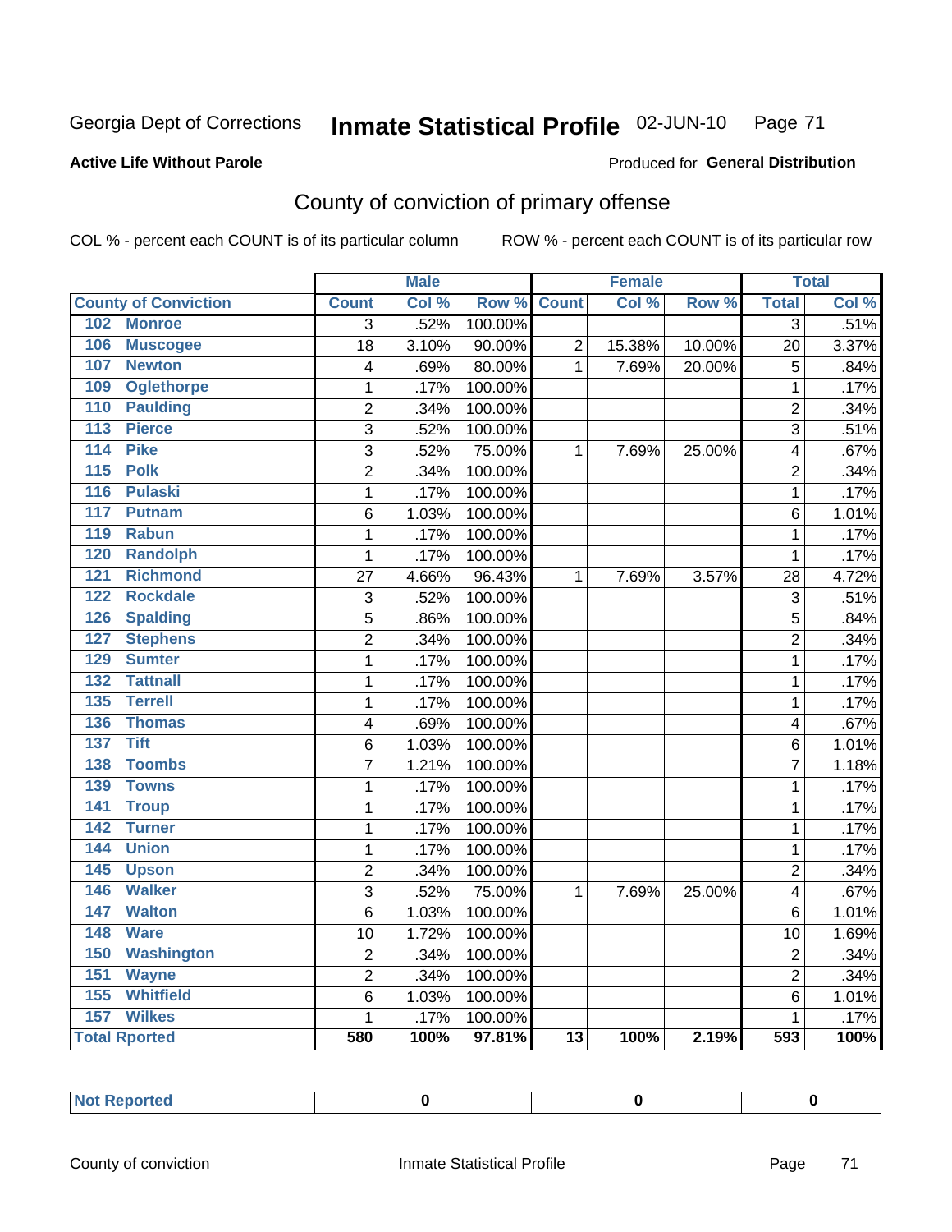Georgia Dept of Corrections **Inmate Statistical Profile** 02-JUN-10

**Active Life Without Parole**

Produced for **General Distribution**

## County of conviction of primary offense

COL % - percent each COUNT is of its particular column    ROW % - percent each COUNT is of its particular row

| County of Conviction | Male | | | Female | | | Total | |
|---|---|---|---|---|---|---|---|---|
| | Count | Col % | Row % | Count | Col % | Row % | Total | Col % |
| 102 Monroe | 3 | .52% | 100.00% | | | | 3 | .51% |
| 106 Muscogee | 18 | 3.10% | 90.00% | 2 | 15.38% | 10.00% | 20 | 3.37% |
| 107 Newton | 4 | .69% | 80.00% | 1 | 7.69% | 20.00% | 5 | .84% |
| 109 Oglethorpe | 1 | .17% | 100.00% | | | | 1 | .17% |
| 110 Paulding | 2 | .34% | 100.00% | | | | 2 | .34% |
| 113 Pierce | 3 | .52% | 100.00% | | | | 3 | .51% |
| 114 Pike | 3 | .52% | 75.00% | 1 | 7.69% | 25.00% | 4 | .67% |
| 115 Polk | 2 | .34% | 100.00% | | | | 2 | .34% |
| 116 Pulaski | 1 | .17% | 100.00% | | | | 1 | .17% |
| 117 Putnam | 6 | 1.03% | 100.00% | | | | 6 | 1.01% |
| 119 Rabun | 1 | .17% | 100.00% | | | | 1 | .17% |
| 120 Randolph | 1 | .17% | 100.00% | | | | 1 | .17% |
| 121 Richmond | 27 | 4.66% | 96.43% | 1 | 7.69% | 3.57% | 28 | 4.72% |
| 122 Rockdale | 3 | .52% | 100.00% | | | | 3 | .51% |
| 126 Spalding | 5 | .86% | 100.00% | | | | 5 | .84% |
| 127 Stephens | 2 | .34% | 100.00% | | | | 2 | .34% |
| 129 Sumter | 1 | .17% | 100.00% | | | | 1 | .17% |
| 132 Tattnall | 1 | .17% | 100.00% | | | | 1 | .17% |
| 135 Terrell | 1 | .17% | 100.00% | | | | 1 | .17% |
| 136 Thomas | 4 | .69% | 100.00% | | | | 4 | .67% |
| 137 Tift | 6 | 1.03% | 100.00% | | | | 6 | 1.01% |
| 138 Toombs | 7 | 1.21% | 100.00% | | | | 7 | 1.18% |
| 139 Towns | 1 | .17% | 100.00% | | | | 1 | .17% |
| 141 Troup | 1 | .17% | 100.00% | | | | 1 | .17% |
| 142 Turner | 1 | .17% | 100.00% | | | | 1 | .17% |
| 144 Union | 1 | .17% | 100.00% | | | | 1 | .17% |
| 145 Upson | 2 | .34% | 100.00% | | | | 2 | .34% |
| 146 Walker | 3 | .52% | 75.00% | 1 | 7.69% | 25.00% | 4 | .67% |
| 147 Walton | 6 | 1.03% | 100.00% | | | | 6 | 1.01% |
| 148 Ware | 10 | 1.72% | 100.00% | | | | 10 | 1.69% |
| 150 Washington | 2 | .34% | 100.00% | | | | 2 | .34% |
| 151 Wayne | 2 | .34% | 100.00% | | | | 2 | .34% |
| 155 Whitfield | 6 | 1.03% | 100.00% | | | | 6 | 1.01% |
| 157 Wilkes | 1 | .17% | 100.00% | | | | 1 | .17% |
| **Total Rported** | **580** | **100%** | **97.81%** | **13** | **100%** | **2.19%** | **593** | **100%** |

| Not Reported | 0 | 0 | 0 |
|---|---|---|---|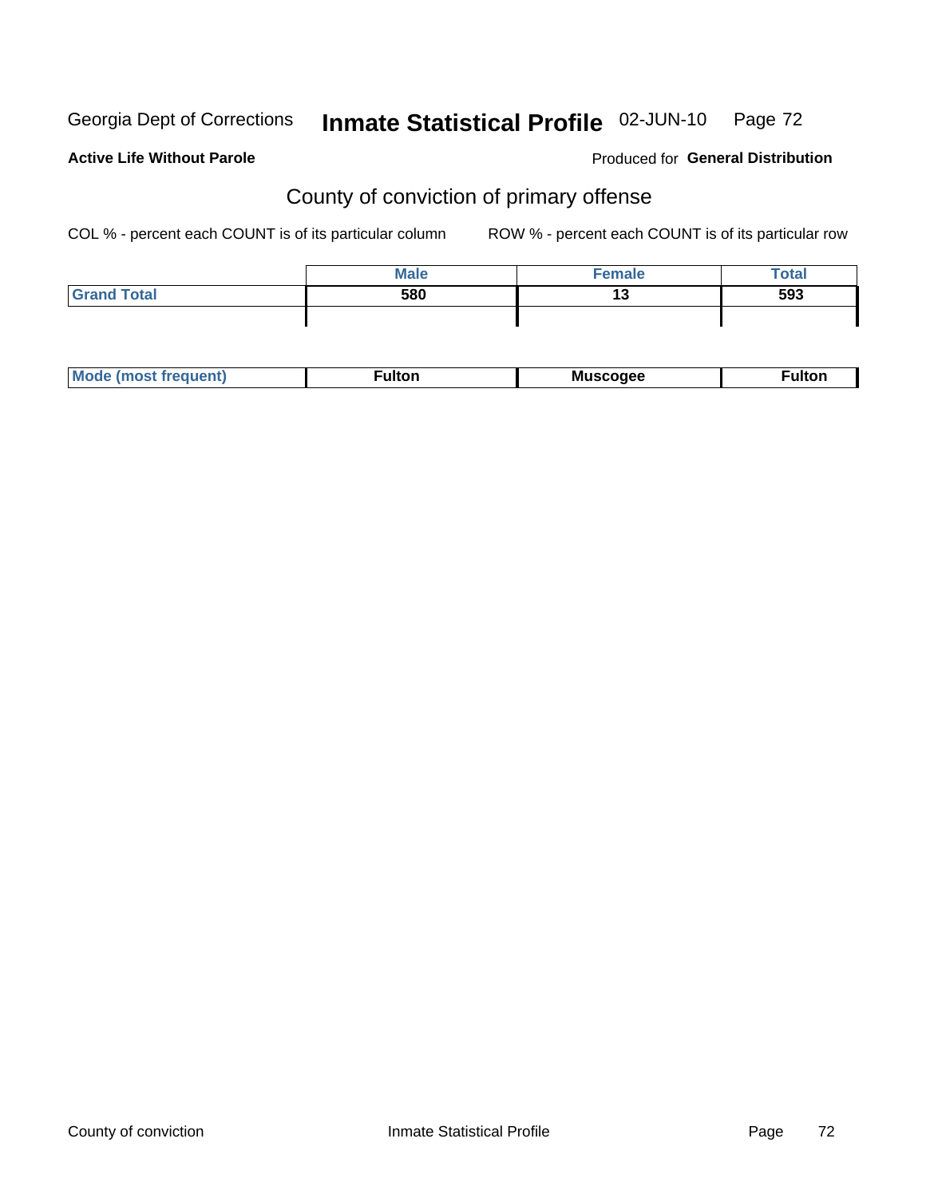Georgia Dept of Corrections **Inmate Statistical Profile** 02-JUN-10

**Active Life Without Parole**

Produced for **General Distribution**

## County of conviction of primary offense

COL % - percent each COUNT is of its particular column ROW % - percent each COUNT is of its particular row

| | Male | Female | Total |
|---|---|---|---|
| Grand Total | 580 | 13 | 593 |
| | | | |
| Mode (most frequent) | Fulton | Muscogee | Fulton |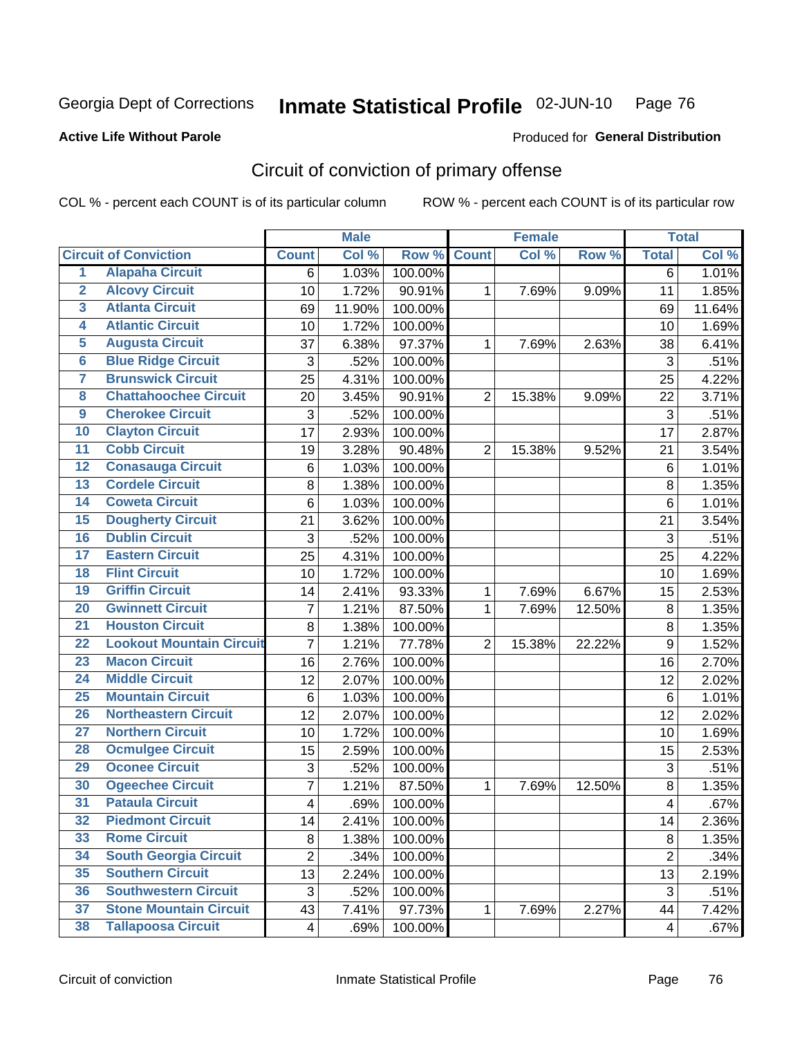Georgia Dept of Corrections **Inmate Statistical Profile** 02-JUN-10

**Active Life Without Parole**

Produced for **General Distribution**

## Circuit of conviction of primary offense

COL % - percent each COUNT is of its particular column ROW % - percent each COUNT is of its particular row

| | | Male | | | Female | | | Total | |
|---|---|---|---|---|---|---|---|---|---|
| | **Circuit of Conviction** | **Count** | **Col %** | **Row %** | **Count** | **Col %** | **Row %** | **Total** | **Col %** |
| 1 | Alapaha Circuit | 6 | 1.03% | 100.00% | | | | 6 | 1.01% |
| 2 | Alcovy Circuit | 10 | 1.72% | 90.91% | 1 | 7.69% | 9.09% | 11 | 1.85% |
| 3 | Atlanta Circuit | 69 | 11.90% | 100.00% | | | | 69 | 11.64% |
| 4 | Atlantic Circuit | 10 | 1.72% | 100.00% | | | | 10 | 1.69% |
| 5 | Augusta Circuit | 37 | 6.38% | 97.37% | 1 | 7.69% | 2.63% | 38 | 6.41% |
| 6 | Blue Ridge Circuit | 3 | .52% | 100.00% | | | | 3 | .51% |
| 7 | Brunswick Circuit | 25 | 4.31% | 100.00% | | | | 25 | 4.22% |
| 8 | Chattahoochee Circuit | 20 | 3.45% | 90.91% | 2 | 15.38% | 9.09% | 22 | 3.71% |
| 9 | Cherokee Circuit | 3 | .52% | 100.00% | | | | 3 | .51% |
| 10 | Clayton Circuit | 17 | 2.93% | 100.00% | | | | 17 | 2.87% |
| 11 | Cobb Circuit | 19 | 3.28% | 90.48% | 2 | 15.38% | 9.52% | 21 | 3.54% |
| 12 | Conasauga Circuit | 6 | 1.03% | 100.00% | | | | 6 | 1.01% |
| 13 | Cordele Circuit | 8 | 1.38% | 100.00% | | | | 8 | 1.35% |
| 14 | Coweta Circuit | 6 | 1.03% | 100.00% | | | | 6 | 1.01% |
| 15 | Dougherty Circuit | 21 | 3.62% | 100.00% | | | | 21 | 3.54% |
| 16 | Dublin Circuit | 3 | .52% | 100.00% | | | | 3 | .51% |
| 17 | Eastern Circuit | 25 | 4.31% | 100.00% | | | | 25 | 4.22% |
| 18 | Flint Circuit | 10 | 1.72% | 100.00% | | | | 10 | 1.69% |
| 19 | Griffin Circuit | 14 | 2.41% | 93.33% | 1 | 7.69% | 6.67% | 15 | 2.53% |
| 20 | Gwinnett Circuit | 7 | 1.21% | 87.50% | 1 | 7.69% | 12.50% | 8 | 1.35% |
| 21 | Houston Circuit | 8 | 1.38% | 100.00% | | | | 8 | 1.35% |
| 22 | Lookout Mountain Circuit | 7 | 1.21% | 77.78% | 2 | 15.38% | 22.22% | 9 | 1.52% |
| 23 | Macon Circuit | 16 | 2.76% | 100.00% | | | | 16 | 2.70% |
| 24 | Middle Circuit | 12 | 2.07% | 100.00% | | | | 12 | 2.02% |
| 25 | Mountain Circuit | 6 | 1.03% | 100.00% | | | | 6 | 1.01% |
| 26 | Northeastern Circuit | 12 | 2.07% | 100.00% | | | | 12 | 2.02% |
| 27 | Northern Circuit | 10 | 1.72% | 100.00% | | | | 10 | 1.69% |
| 28 | Ocmulgee Circuit | 15 | 2.59% | 100.00% | | | | 15 | 2.53% |
| 29 | Oconee Circuit | 3 | .52% | 100.00% | | | | 3 | .51% |
| 30 | Ogeechee Circuit | 7 | 1.21% | 87.50% | 1 | 7.69% | 12.50% | 8 | 1.35% |
| 31 | Pataula Circuit | 4 | .69% | 100.00% | | | | 4 | .67% |
| 32 | Piedmont Circuit | 14 | 2.41% | 100.00% | | | | 14 | 2.36% |
| 33 | Rome Circuit | 8 | 1.38% | 100.00% | | | | 8 | 1.35% |
| 34 | South Georgia Circuit | 2 | .34% | 100.00% | | | | 2 | .34% |
| 35 | Southern Circuit | 13 | 2.24% | 100.00% | | | | 13 | 2.19% |
| 36 | Southwestern Circuit | 3 | .52% | 100.00% | | | | 3 | .51% |
| 37 | Stone Mountain Circuit | 43 | 7.41% | 97.73% | 1 | 7.69% | 2.27% | 44 | 7.42% |
| 38 | Tallapoosa Circuit | 4 | .69% | 100.00% | | | | 4 | .67% |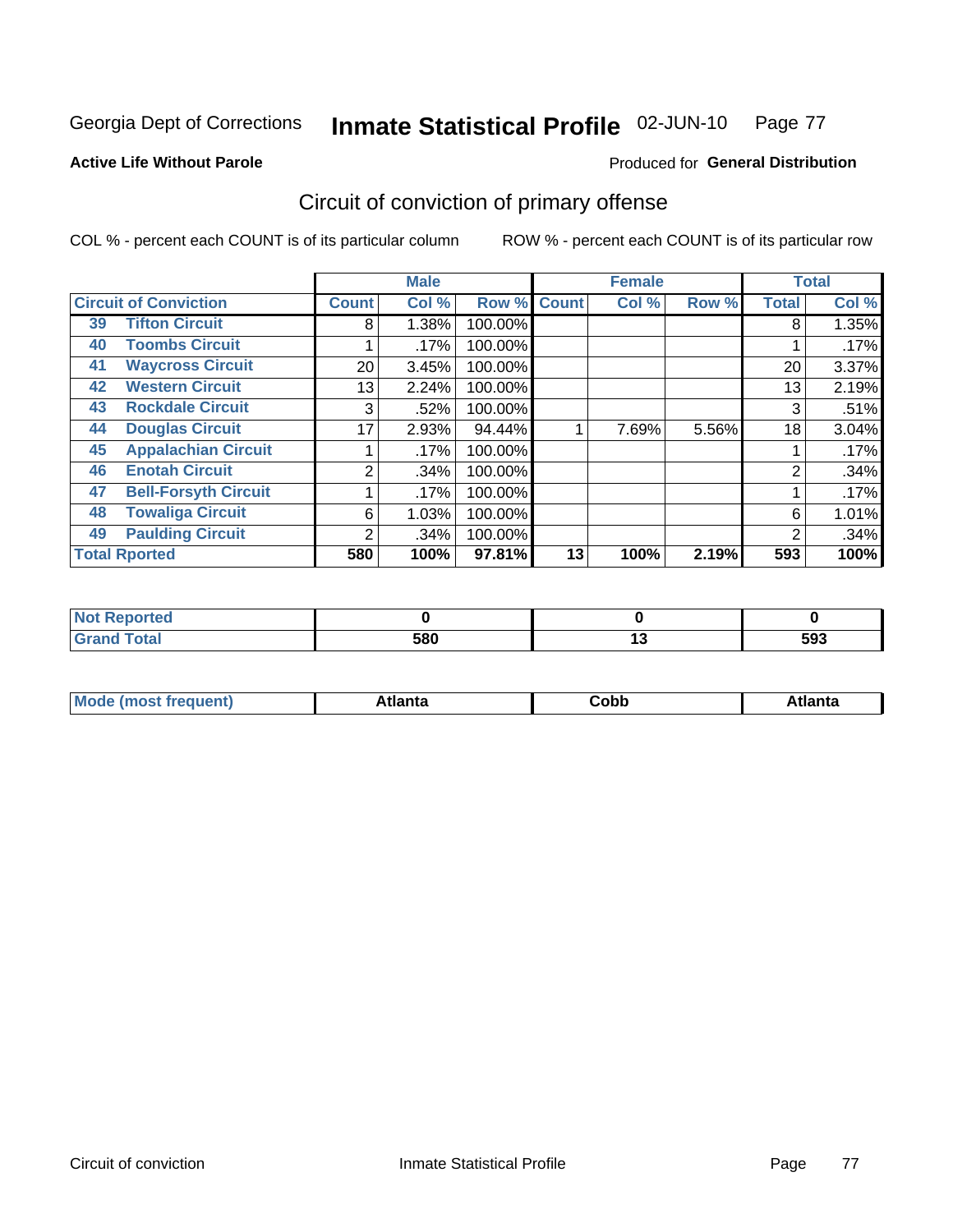Georgia Dept of Corrections **Inmate Statistical Profile** 02-JUN-10 Page 77

**Active Life Without Parole**

Produced for **General Distribution**

## Circuit of conviction of primary offense

COL % - percent each COUNT is of its particular column ROW % - percent each COUNT is of its particular row

| Circuit of Conviction | | Male | | | Female | | | Total | |
|---|---|---|---|---|---|---|---|---|---|
| | | Count | Col % | Row % | Count | Col % | Row % | Total | Col % |
| 39 | Tifton Circuit | 8 | 1.38% | 100.00% | | | | 8 | 1.35% |
| 40 | Toombs Circuit | 1 | .17% | 100.00% | | | | 1 | .17% |
| 41 | Waycross Circuit | 20 | 3.45% | 100.00% | | | | 20 | 3.37% |
| 42 | Western Circuit | 13 | 2.24% | 100.00% | | | | 13 | 2.19% |
| 43 | Rockdale Circuit | 3 | .52% | 100.00% | | | | 3 | .51% |
| 44 | Douglas Circuit | 17 | 2.93% | 94.44% | 1 | 7.69% | 5.56% | 18 | 3.04% |
| 45 | Appalachian Circuit | 1 | .17% | 100.00% | | | | 1 | .17% |
| 46 | Enotah Circuit | 2 | .34% | 100.00% | | | | 2 | .34% |
| 47 | Bell-Forsyth Circuit | 1 | .17% | 100.00% | | | | 1 | .17% |
| 48 | Towaliga Circuit | 6 | 1.03% | 100.00% | | | | 6 | 1.01% |
| 49 | Paulding Circuit | 2 | .34% | 100.00% | | | | 2 | .34% |
| **Total Rported** | | **580** | **100%** | **97.81%** | **13** | **100%** | **2.19%** | **593** | **100%** |

| | Male | Female | Total |
|---|---|---|---|
| Not Reported | 0 | 0 | 0 |
| Grand Total | 580 | 13 | 593 |

| | Male | Female | Total |
|---|---|---|---|
| Mode (most frequent) | Atlanta | Cobb | Atlanta |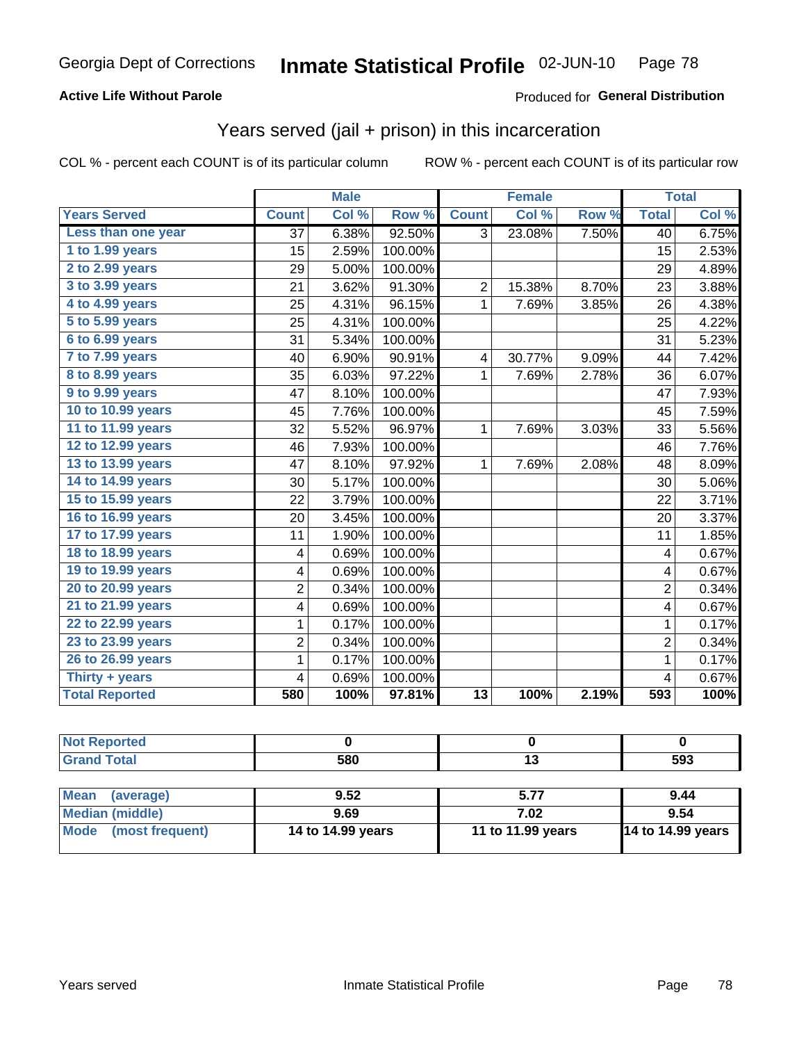Georgia Dept of Corrections **Inmate Statistical Profile** 02-JUN-10

**Active Life Without Parole**

Produced for **General Distribution**

## Years served (jail + prison) in this incarceration

COL % - percent each COUNT is of its particular column

ROW % - percent each COUNT is of its particular row

| | Male | | | Female | | | Total | |
|---|---|---|---|---|---|---|---|---|
| **Years Served** | **Count** | **Col %** | **Row %** | **Count** | **Col %** | **Row %** | **Total** | **Col %** |
| Less than one year | 37 | 6.38% | 92.50% | 3 | 23.08% | 7.50% | 40 | 6.75% |
| 1 to 1.99 years | 15 | 2.59% | 100.00% | | | | 15 | 2.53% |
| 2 to 2.99 years | 29 | 5.00% | 100.00% | | | | 29 | 4.89% |
| 3 to 3.99 years | 21 | 3.62% | 91.30% | 2 | 15.38% | 8.70% | 23 | 3.88% |
| 4 to 4.99 years | 25 | 4.31% | 96.15% | 1 | 7.69% | 3.85% | 26 | 4.38% |
| 5 to 5.99 years | 25 | 4.31% | 100.00% | | | | 25 | 4.22% |
| 6 to 6.99 years | 31 | 5.34% | 100.00% | | | | 31 | 5.23% |
| 7 to 7.99 years | 40 | 6.90% | 90.91% | 4 | 30.77% | 9.09% | 44 | 7.42% |
| 8 to 8.99 years | 35 | 6.03% | 97.22% | 1 | 7.69% | 2.78% | 36 | 6.07% |
| 9 to 9.99 years | 47 | 8.10% | 100.00% | | | | 47 | 7.93% |
| 10 to 10.99 years | 45 | 7.76% | 100.00% | | | | 45 | 7.59% |
| 11 to 11.99 years | 32 | 5.52% | 96.97% | 1 | 7.69% | 3.03% | 33 | 5.56% |
| 12 to 12.99 years | 46 | 7.93% | 100.00% | | | | 46 | 7.76% |
| 13 to 13.99 years | 47 | 8.10% | 97.92% | 1 | 7.69% | 2.08% | 48 | 8.09% |
| 14 to 14.99 years | 30 | 5.17% | 100.00% | | | | 30 | 5.06% |
| 15 to 15.99 years | 22 | 3.79% | 100.00% | | | | 22 | 3.71% |
| 16 to 16.99 years | 20 | 3.45% | 100.00% | | | | 20 | 3.37% |
| 17 to 17.99 years | 11 | 1.90% | 100.00% | | | | 11 | 1.85% |
| 18 to 18.99 years | 4 | 0.69% | 100.00% | | | | 4 | 0.67% |
| 19 to 19.99 years | 4 | 0.69% | 100.00% | | | | 4 | 0.67% |
| 20 to 20.99 years | 2 | 0.34% | 100.00% | | | | 2 | 0.34% |
| 21 to 21.99 years | 4 | 0.69% | 100.00% | | | | 4 | 0.67% |
| 22 to 22.99 years | 1 | 0.17% | 100.00% | | | | 1 | 0.17% |
| 23 to 23.99 years | 2 | 0.34% | 100.00% | | | | 2 | 0.34% |
| 26 to 26.99 years | 1 | 0.17% | 100.00% | | | | 1 | 0.17% |
| Thirty + years | 4 | 0.69% | 100.00% | | | | 4 | 0.67% |
| **Total Reported** | **580** | **100%** | **97.81%** | **13** | **100%** | **2.19%** | **593** | **100%** |

| | Male | Female | Total |
|---|---|---|---|
| Not Reported | 0 | 0 | 0 |
| Grand Total | 580 | 13 | 593 |

| | Male | Female | Total |
|---|---|---|---|
| Mean (average) | 9.52 | 5.77 | 9.44 |
| Median (middle) | 9.69 | 7.02 | 9.54 |
| Mode (most frequent) | 14 to 14.99 years | 11 to 11.99 years | 14 to 14.99 years |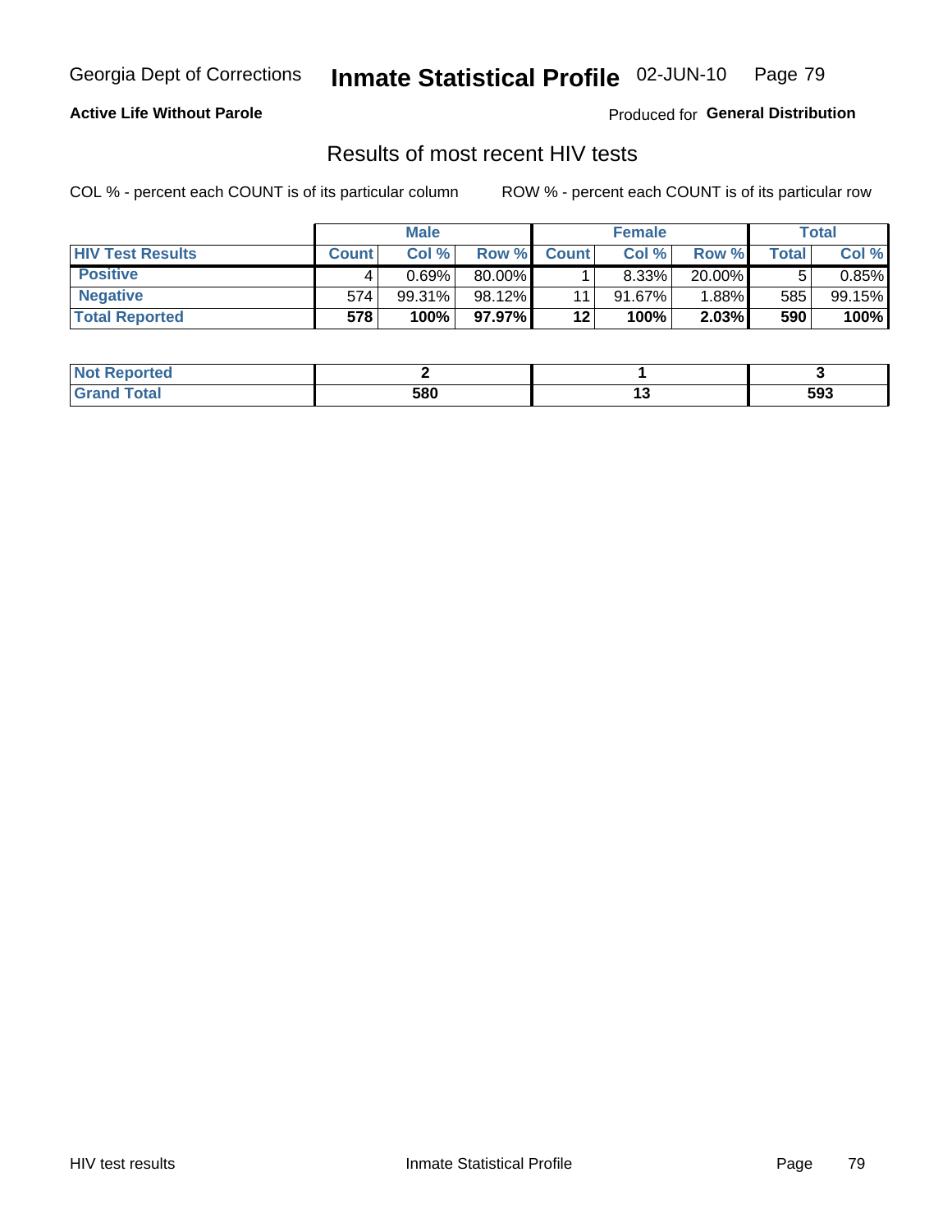**Active Life Without Parole** Produced for **General Distribution**

## Results of most recent HIV tests

COL % - percent each COUNT is of its particular column ROW % - percent each COUNT is of its particular row

| | Male | | | Female | | | Total | |
|---|---|---|---|---|---|---|---|---|
| **HIV Test Results** | **Count** | **Col %** | **Row %** | **Count** | **Col %** | **Row %** | **Total** | **Col %** |
| **Positive** | 4 | 0.69% | 80.00% | 1 | 8.33% | 20.00% | 5 | 0.85% |
| **Negative** | 574 | 99.31% | 98.12% | 11 | 91.67% | 1.88% | 585 | 99.15% |
| **Total Reported** | **578** | **100%** | **97.97%** | **12** | **100%** | **2.03%** | **590** | **100%** |

| | Male | Female | Total |
|---|---|---|---|
| **Not Reported** | **2** | **1** | **3** |
| **Grand Total** | **580** | **13** | **593** |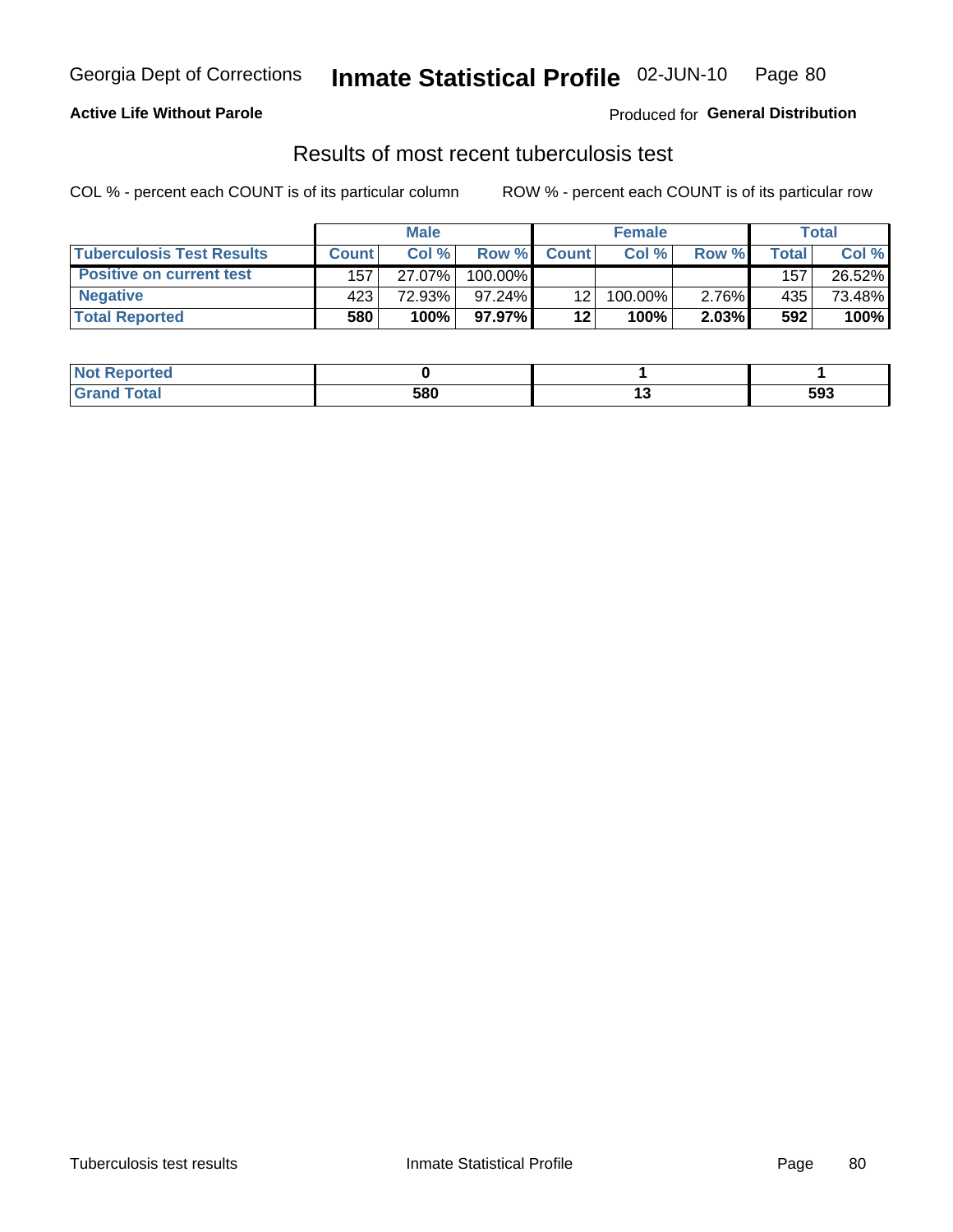**Active Life Without Parole**

Produced for **General Distribution**

## Results of most recent tuberculosis test

COL % - percent each COUNT is of its particular column

ROW % - percent each COUNT is of its particular row

| | Male | | | Female | | | Total | |
|---|---|---|---|---|---|---|---|---|
| **Tuberculosis Test Results** | **Count** | **Col %** | **Row %** | **Count** | **Col %** | **Row %** | **Total** | **Col %** |
| **Positive on current test** | 157 | 27.07% | 100.00% | | | | 157 | 26.52% |
| **Negative** | 423 | 72.93% | 97.24% | 12 | 100.00% | 2.76% | 435 | 73.48% |
| **Total Reported** | **580** | **100%** | **97.97%** | **12** | **100%** | **2.03%** | **592** | **100%** |

| | Male | Female | Total |
|---|---|---|---|
| **Not Reported** | **0** | **1** | **1** |
| **Grand Total** | **580** | **13** | **593** |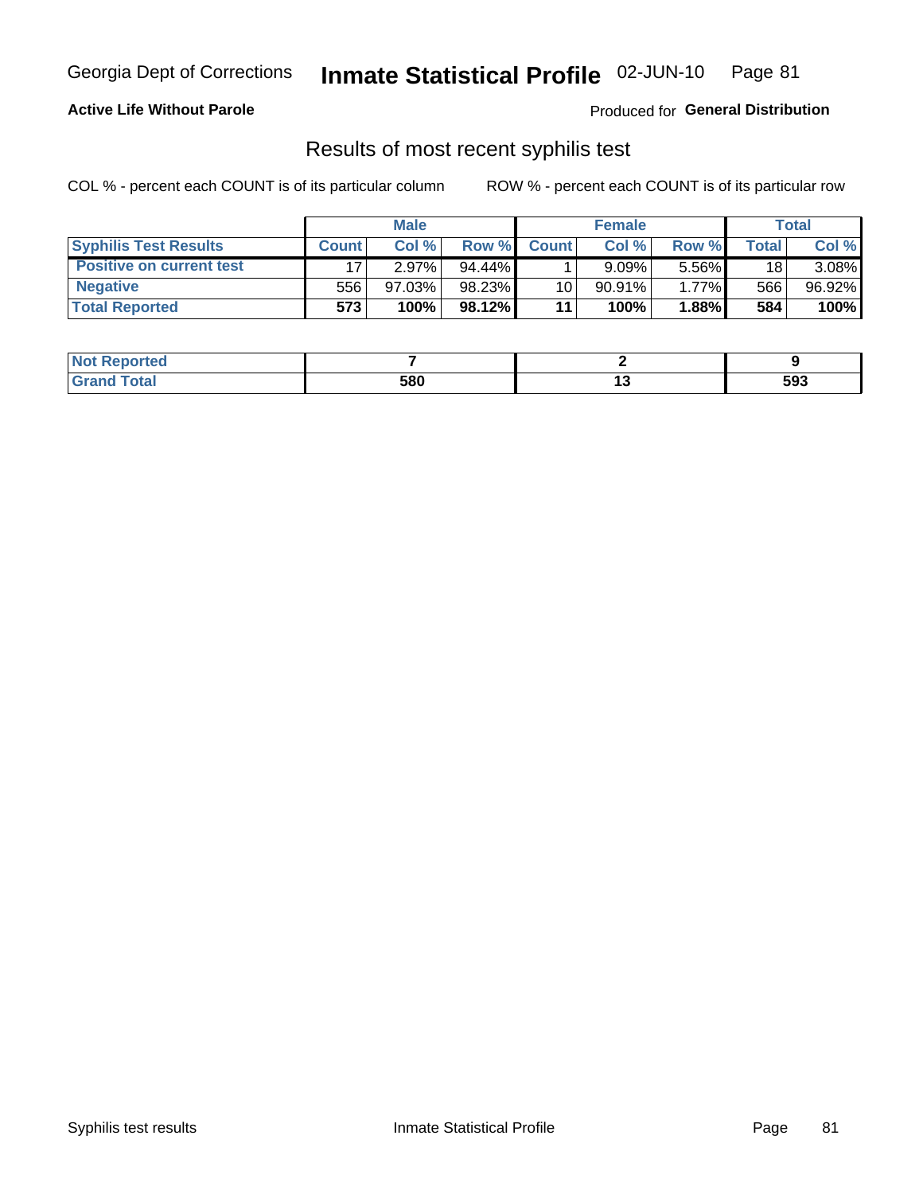Georgia Dept of Corrections **Inmate Statistical Profile** 02-JUN-10

**Active Life Without Parole**

Produced for **General Distribution**

## Results of most recent syphilis test

COL % - percent each COUNT is of its particular column

ROW % - percent each COUNT is of its particular row

| | Male | | | Female | | | Total | |
|---|---|---|---|---|---|---|---|---|
| **Syphilis Test Results** | **Count** | **Col %** | **Row %** | **Count** | **Col %** | **Row %** | **Total** | **Col %** |
| **Positive on current test** | 17 | 2.97% | 94.44% | 1 | 9.09% | 5.56% | 18 | 3.08% |
| **Negative** | 556 | 97.03% | 98.23% | 10 | 90.91% | 1.77% | 566 | 96.92% |
| **Total Reported** | **573** | **100%** | **98.12%** | **11** | **100%** | **1.88%** | **584** | **100%** |

| | Male | Female | Total |
|---|---|---|---|
| **Not Reported** | **7** | **2** | **9** |
| **Grand Total** | **580** | **13** | **593** |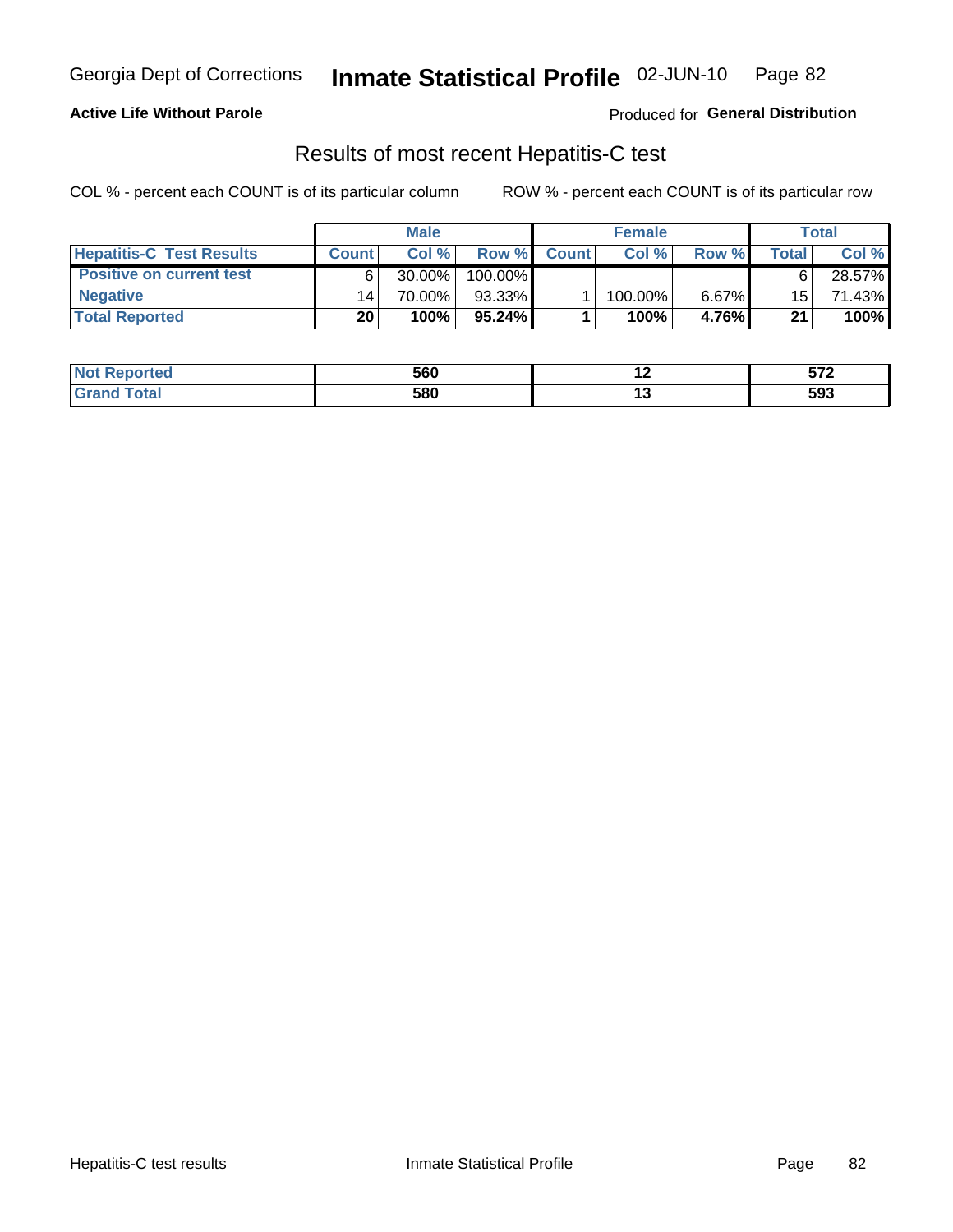Georgia Dept of Corrections **Inmate Statistical Profile** 02-JUN-10 Page 82

**Active Life Without Parole**

Produced for **General Distribution**

## Results of most recent Hepatitis-C test

COL % - percent each COUNT is of its particular column     ROW % - percent each COUNT is of its particular row

| | Male | | | Female | | | Total | |
|---|---|---|---|---|---|---|---|---|
| **Hepatitis-C Test Results** | **Count** | **Col %** | **Row %** | **Count** | **Col %** | **Row %** | **Total** | **Col %** |
| **Positive on current test** | 6 | 30.00% | 100.00% | | | | 6 | 28.57% |
| **Negative** | 14 | 70.00% | 93.33% | 1 | 100.00% | 6.67% | 15 | 71.43% |
| **Total Reported** | **20** | **100%** | **95.24%** | **1** | **100%** | **4.76%** | **21** | **100%** |

| | Male | Female | Total |
|---|---|---|---|
| **Not Reported** | **560** | **12** | **572** |
| **Grand Total** | **580** | **13** | **593** |